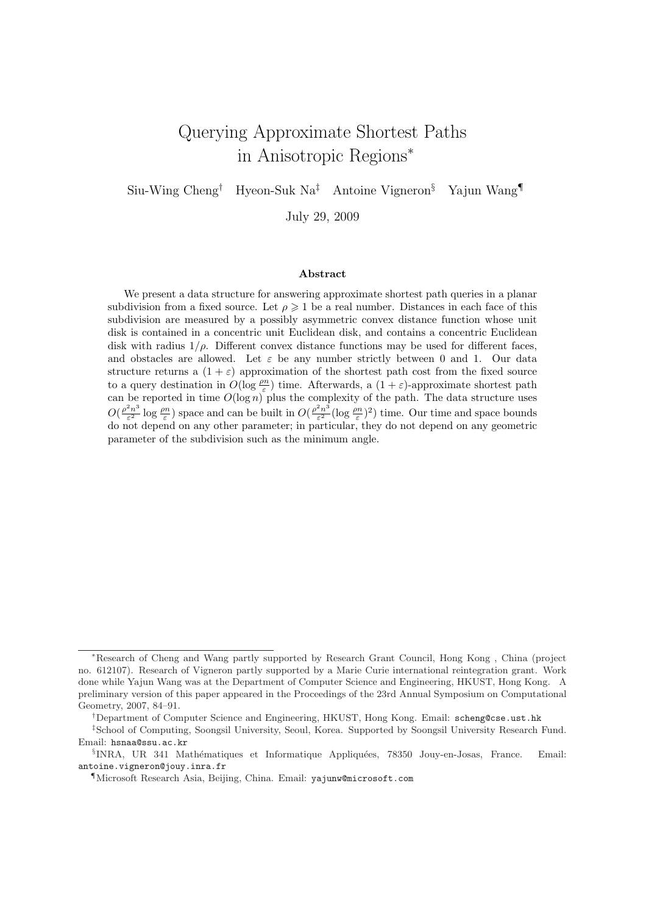# Querying Approximate Shortest Paths in Anisotropic Regions*

Siu-Wing Cheng† Hyeon-Suk Na‡ Antoine Vigneron§ Yajun Wang¶

July 29, 2009

### Abstract

We present a data structure for answering approximate shortest path queries in a planar subdivision from a fixed source. Let $\rho \geqslant 1$ be a real number. Distances in each face of this subdivision are measured by a possibly asymmetric convex distance function whose unit disk is contained in a concentric unit Euclidean disk, and contains a concentric Euclidean disk with radius $1/\rho$. Different convex distance functions may be used for different faces, and obstacles are allowed. Let $\varepsilon$ be any number strictly between 0 and 1. Our data structure returns a $(1+\varepsilon)$ approximation of the shortest path cost from the fixed source to a query destination in $O(\log \frac{\rho n}{\varepsilon})$ time. Afterwards, a $(1+\varepsilon)$-approximate shortest path can be reported in time $O(\log n)$ plus the complexity of the path. The data structure uses $O(\frac{\rho^2 n^3}{\varepsilon^2} \log \frac{\rho n}{\varepsilon})$ space and can be built in $O(\frac{\rho^2 n^3}{\varepsilon^2} (\log \frac{\rho n}{\varepsilon})^2)$ time. Our time and space bounds do not depend on any other parameter; in particular, they do not depend on any geometric parameter of the subdivision such as the minimum angle.

---

*Research of Cheng and Wang partly supported by Research Grant Council, Hong Kong , China (project no. 612107). Research of Vigneron partly supported by a Marie Curie international reintegration grant. Work done while Yajun Wang was at the Department of Computer Science and Engineering, HKUST, Hong Kong. A preliminary version of this paper appeared in the Proceedings of the 23rd Annual Symposium on Computational Geometry, 2007, 84–91.

†Department of Computer Science and Engineering, HKUST, Hong Kong. Email: scheng@cse.ust.hk

‡School of Computing, Soongsil University, Seoul, Korea. Supported by Soongsil University Research Fund. Email: hsnaa@ssu.ac.kr

§INRA, UR 341 Mathématiques et Informatique Appliquées, 78350 Jouy-en-Josas, France. Email: antoine.vigneron@jouy.inra.fr

¶Microsoft Research Asia, Beijing, China. Email: yajunw@microsoft.com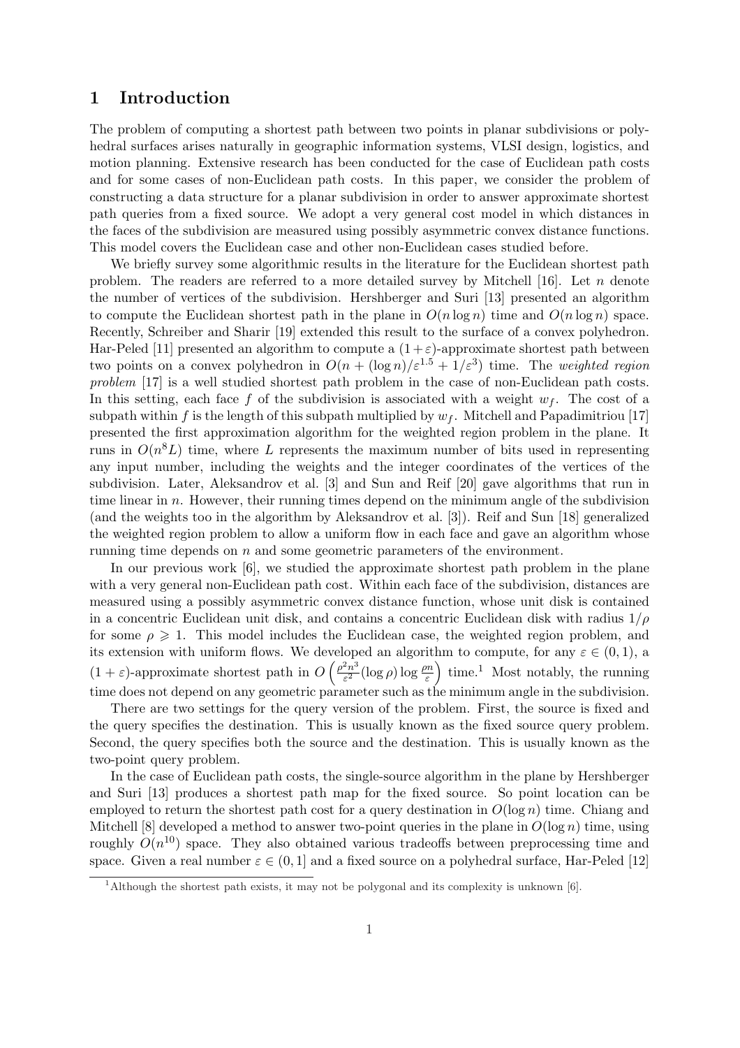# 1 Introduction

The problem of computing a shortest path between two points in planar subdivisions or polyhedral surfaces arises naturally in geographic information systems, VLSI design, logistics, and motion planning. Extensive research has been conducted for the case of Euclidean path costs and for some cases of non-Euclidean path costs. In this paper, we consider the problem of constructing a data structure for a planar subdivision in order to answer approximate shortest path queries from a fixed source. We adopt a very general cost model in which distances in the faces of the subdivision are measured using possibly asymmetric convex distance functions. This model covers the Euclidean case and other non-Euclidean cases studied before.

We briefly survey some algorithmic results in the literature for the Euclidean shortest path problem. The readers are referred to a more detailed survey by Mitchell [16]. Let $n$ denote the number of vertices of the subdivision. Hershberger and Suri [13] presented an algorithm to compute the Euclidean shortest path in the plane in $O(n \log n)$ time and $O(n \log n)$ space. Recently, Schreiber and Sharir [19] extended this result to the surface of a convex polyhedron. Har-Peled [11] presented an algorithm to compute a $(1+\varepsilon)$-approximate shortest path between two points on a convex polyhedron in $O(n + (\log n)/\varepsilon^{1.5} + 1/\varepsilon^3)$ time. The *weighted region problem* [17] is a well studied shortest path problem in the case of non-Euclidean path costs. In this setting, each face $f$ of the subdivision is associated with a weight $w_f$. The cost of a subpath within $f$ is the length of this subpath multiplied by $w_f$. Mitchell and Papadimitriou [17] presented the first approximation algorithm for the weighted region problem in the plane. It runs in $O(n^8 L)$ time, where $L$ represents the maximum number of bits used in representing any input number, including the weights and the integer coordinates of the vertices of the subdivision. Later, Aleksandrov et al. [3] and Sun and Reif [20] gave algorithms that run in time linear in $n$. However, their running times depend on the minimum angle of the subdivision (and the weights too in the algorithm by Aleksandrov et al. [3]). Reif and Sun [18] generalized the weighted region problem to allow a uniform flow in each face and gave an algorithm whose running time depends on $n$ and some geometric parameters of the environment.

In our previous work [6], we studied the approximate shortest path problem in the plane with a very general non-Euclidean path cost. Within each face of the subdivision, distances are measured using a possibly asymmetric convex distance function, whose unit disk is contained in a concentric Euclidean unit disk, and contains a concentric Euclidean disk with radius $1/\rho$ for some $\rho \geqslant 1$. This model includes the Euclidean case, the weighted region problem, and its extension with uniform flows. We developed an algorithm to compute, for any $\varepsilon \in (0,1)$, a $(1+\varepsilon)$-approximate shortest path in $O\left(\frac{\rho^2 n^3}{\varepsilon^2}(\log \rho) \log \frac{\rho n}{\varepsilon}\right)$ time.[1] Most notably, the running time does not depend on any geometric parameter such as the minimum angle in the subdivision.

There are two settings for the query version of the problem. First, the source is fixed and the query specifies the destination. This is usually known as the fixed source query problem. Second, the query specifies both the source and the destination. This is usually known as the two-point query problem.

In the case of Euclidean path costs, the single-source algorithm in the plane by Hershberger and Suri [13] produces a shortest path map for the fixed source. So point location can be employed to return the shortest path cost for a query destination in $O(\log n)$ time. Chiang and Mitchell [8] developed a method to answer two-point queries in the plane in $O(\log n)$ time, using roughly $O(n^{10})$ space. They also obtained various tradeoffs between preprocessing time and space. Given a real number $\varepsilon \in (0,1]$ and a fixed source on a polyhedral surface, Har-Peled [12]

[1] Although the shortest path exists, it may not be polygonal and its complexity is unknown [6].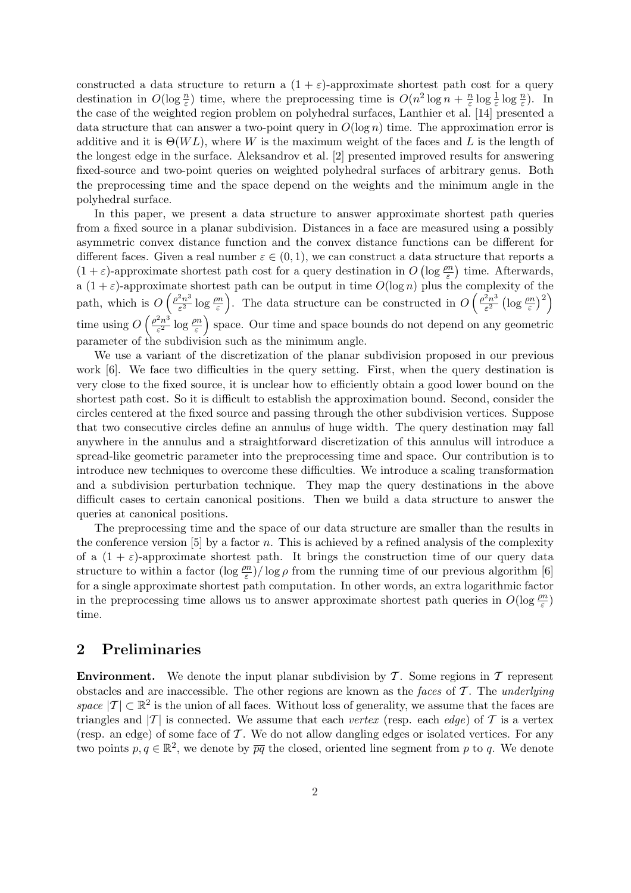constructed a data structure to return a $(1+\varepsilon)$-approximate shortest path cost for a query destination in $O(\log \frac{n}{\varepsilon})$ time, where the preprocessing time is $O(n^2 \log n + \frac{n}{\varepsilon} \log \frac{1}{\varepsilon} \log \frac{n}{\varepsilon})$. In the case of the weighted region problem on polyhedral surfaces, Lanthier et al. [14] presented a data structure that can answer a two-point query in $O(\log n)$ time. The approximation error is additive and it is $\Theta(WL)$, where $W$ is the maximum weight of the faces and $L$ is the length of the longest edge in the surface. Aleksandrov et al. [2] presented improved results for answering fixed-source and two-point queries on weighted polyhedral surfaces of arbitrary genus. Both the preprocessing time and the space depend on the weights and the minimum angle in the polyhedral surface.

In this paper, we present a data structure to answer approximate shortest path queries from a fixed source in a planar subdivision. Distances in a face are measured using a possibly asymmetric convex distance function and the convex distance functions can be different for different faces. Given a real number $\varepsilon \in (0,1)$, we can construct a data structure that reports a $(1+\varepsilon)$-approximate shortest path cost for a query destination in $O\left(\log \frac{\rho n}{\varepsilon}\right)$ time. Afterwards, a $(1+\varepsilon)$-approximate shortest path can be output in time $O(\log n)$ plus the complexity of the path, which is $O\left(\frac{\rho^2 n^3}{\varepsilon^2} \log \frac{\rho n}{\varepsilon}\right)$. The data structure can be constructed in $O\left(\frac{\rho^2 n^3}{\varepsilon^2} \left(\log \frac{\rho n}{\varepsilon}\right)^2\right)$ time using $O\left(\frac{\rho^2 n^3}{\varepsilon^2} \log \frac{\rho n}{\varepsilon}\right)$ space. Our time and space bounds do not depend on any geometric parameter of the subdivision such as the minimum angle.

We use a variant of the discretization of the planar subdivision proposed in our previous work [6]. We face two difficulties in the query setting. First, when the query destination is very close to the fixed source, it is unclear how to efficiently obtain a good lower bound on the shortest path cost. So it is difficult to establish the approximation bound. Second, consider the circles centered at the fixed source and passing through the other subdivision vertices. Suppose that two consecutive circles define an annulus of huge width. The query destination may fall anywhere in the annulus and a straightforward discretization of this annulus will introduce a spread-like geometric parameter into the preprocessing time and space. Our contribution is to introduce new techniques to overcome these difficulties. We introduce a scaling transformation and a subdivision perturbation technique. They map the query destinations in the above difficult cases to certain canonical positions. Then we build a data structure to answer the queries at canonical positions.

The preprocessing time and the space of our data structure are smaller than the results in the conference version [5] by a factor $n$. This is achieved by a refined analysis of the complexity of a $(1+\varepsilon)$-approximate shortest path. It brings the construction time of our query data structure to within a factor $(\log \frac{\rho n}{\varepsilon})/\log \rho$ from the running time of our previous algorithm [6] for a single approximate shortest path computation. In other words, an extra logarithmic factor in the preprocessing time allows us to answer approximate shortest path queries in $O(\log \frac{\rho n}{\varepsilon})$ time.

## 2 Preliminaries

**Environment.** We denote the input planar subdivision by $\mathcal{T}$. Some regions in $\mathcal{T}$ represent obstacles and are inaccessible. The other regions are known as the *faces* of $\mathcal{T}$. The *underlying space* $|\mathcal{T}| \subset \mathbb{R}^2$ is the union of all faces. Without loss of generality, we assume that the faces are triangles and $|\mathcal{T}|$ is connected. We assume that each *vertex* (resp. each *edge*) of $\mathcal{T}$ is a vertex (resp. an edge) of some face of $\mathcal{T}$. We do not allow dangling edges or isolated vertices. For any two points $p, q \in \mathbb{R}^2$, we denote by $\overline{pq}$ the closed, oriented line segment from $p$ to $q$. We denote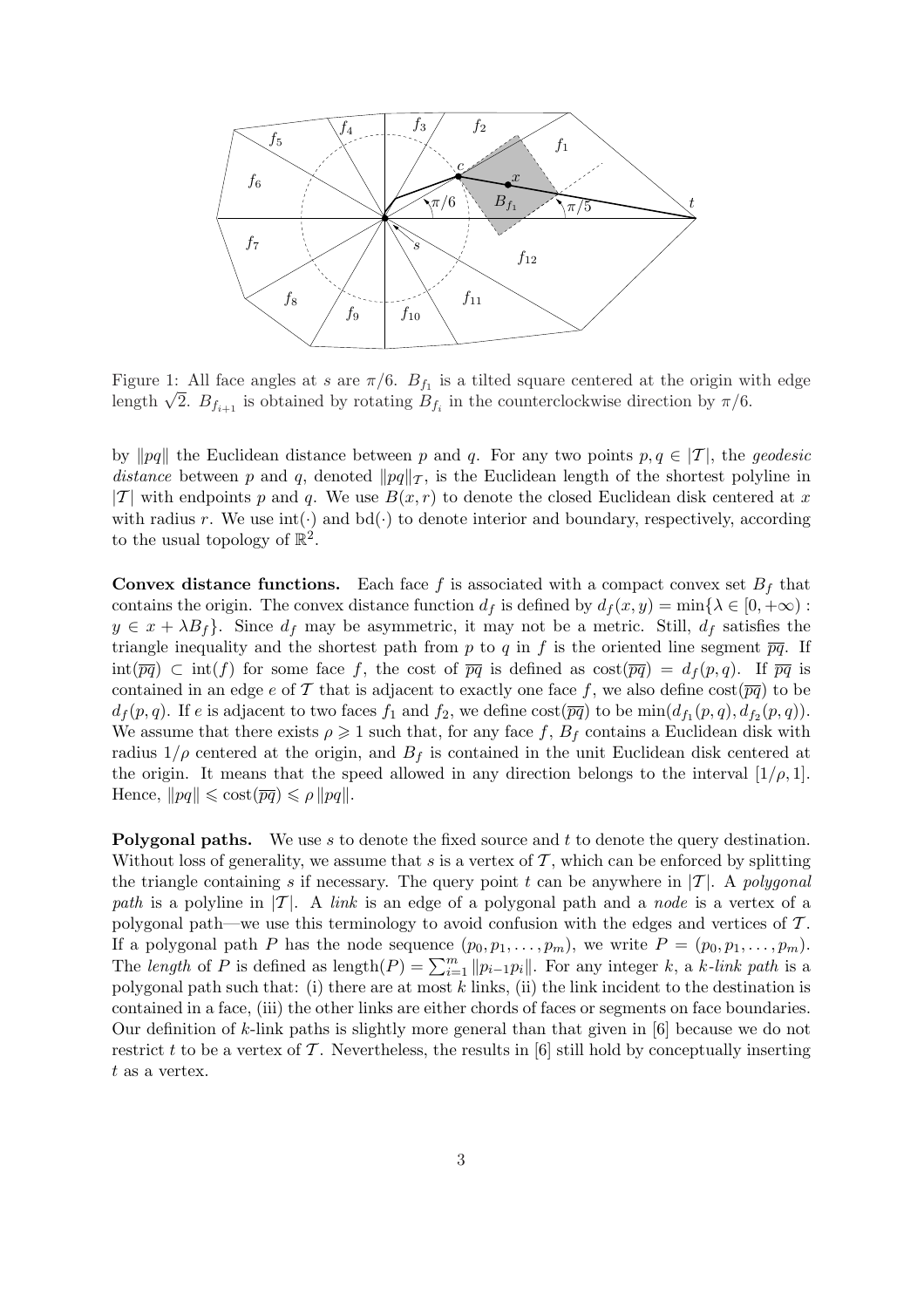Figure 1: All face angles at $s$ are $\pi/6$. $B_{f_1}$ is a tilted square centered at the origin with edge length $\sqrt{2}$. $B_{f_{i+1}}$ is obtained by rotating $B_{f_i}$ in the counterclockwise direction by $\pi/6$.

by $\|pq\|$ the Euclidean distance between $p$ and $q$. For any two points $p, q \in |\mathcal{T}|$, the *geodesic distance* between $p$ and $q$, denoted $\|pq\|_{\mathcal{T}}$, is the Euclidean length of the shortest polyline in $|\mathcal{T}|$ with endpoints $p$ and $q$. We use $B(x, r)$ to denote the closed Euclidean disk centered at $x$ with radius $r$. We use $\text{int}(\cdot)$ and $\text{bd}(\cdot)$ to denote interior and boundary, respectively, according to the usual topology of $\mathbb{R}^2$.

**Convex distance functions.** Each face $f$ is associated with a compact convex set $B_f$ that contains the origin. The convex distance function $d_f$ is defined by $d_f(x, y) = \min\{\lambda \in [0, +\infty) : y \in x + \lambda B_f\}$. Since $d_f$ may be asymmetric, it may not be a metric. Still, $d_f$ satisfies the triangle inequality and the shortest path from $p$ to $q$ in $f$ is the oriented line segment $\overline{pq}$. If $\text{int}(\overline{pq}) \subset \text{int}(f)$ for some face $f$, the cost of $\overline{pq}$ is defined as $\text{cost}(\overline{pq}) = d_f(p, q)$. If $\overline{pq}$ is contained in an edge $e$ of $\mathcal{T}$ that is adjacent to exactly one face $f$, we also define $\text{cost}(\overline{pq})$ to be $d_f(p, q)$. If $e$ is adjacent to two faces $f_1$ and $f_2$, we define $\text{cost}(\overline{pq})$ to be $\min(d_{f_1}(p, q), d_{f_2}(p, q))$. We assume that there exists $\rho \geqslant 1$ such that, for any face $f$, $B_f$ contains a Euclidean disk with radius $1/\rho$ centered at the origin, and $B_f$ is contained in the unit Euclidean disk centered at the origin. It means that the speed allowed in any direction belongs to the interval $[1/\rho, 1]$. Hence, $\|pq\| \leqslant \text{cost}(\overline{pq}) \leqslant \rho \|pq\|$.

**Polygonal paths.** We use $s$ to denote the fixed source and $t$ to denote the query destination. Without loss of generality, we assume that $s$ is a vertex of $\mathcal{T}$, which can be enforced by splitting the triangle containing $s$ if necessary. The query point $t$ can be anywhere in $|\mathcal{T}|$. A *polygonal path* is a polyline in $|\mathcal{T}|$. A *link* is an edge of a polygonal path and a *node* is a vertex of a polygonal path—we use this terminology to avoid confusion with the edges and vertices of $\mathcal{T}$. If a polygonal path $P$ has the node sequence $(p_0, p_1, \ldots, p_m)$, we write $P = (p_0, p_1, \ldots, p_m)$. The *length* of $P$ is defined as $\text{length}(P) = \sum_{i=1}^{m} \|p_{i-1}p_i\|$. For any integer $k$, a *$k$-link path* is a polygonal path such that: (i) there are at most $k$ links, (ii) the link incident to the destination is contained in a face, (iii) the other links are either chords of faces or segments on face boundaries. Our definition of $k$-link paths is slightly more general than that given in [6] because we do not restrict $t$ to be a vertex of $\mathcal{T}$. Nevertheless, the results in [6] still hold by conceptually inserting $t$ as a vertex.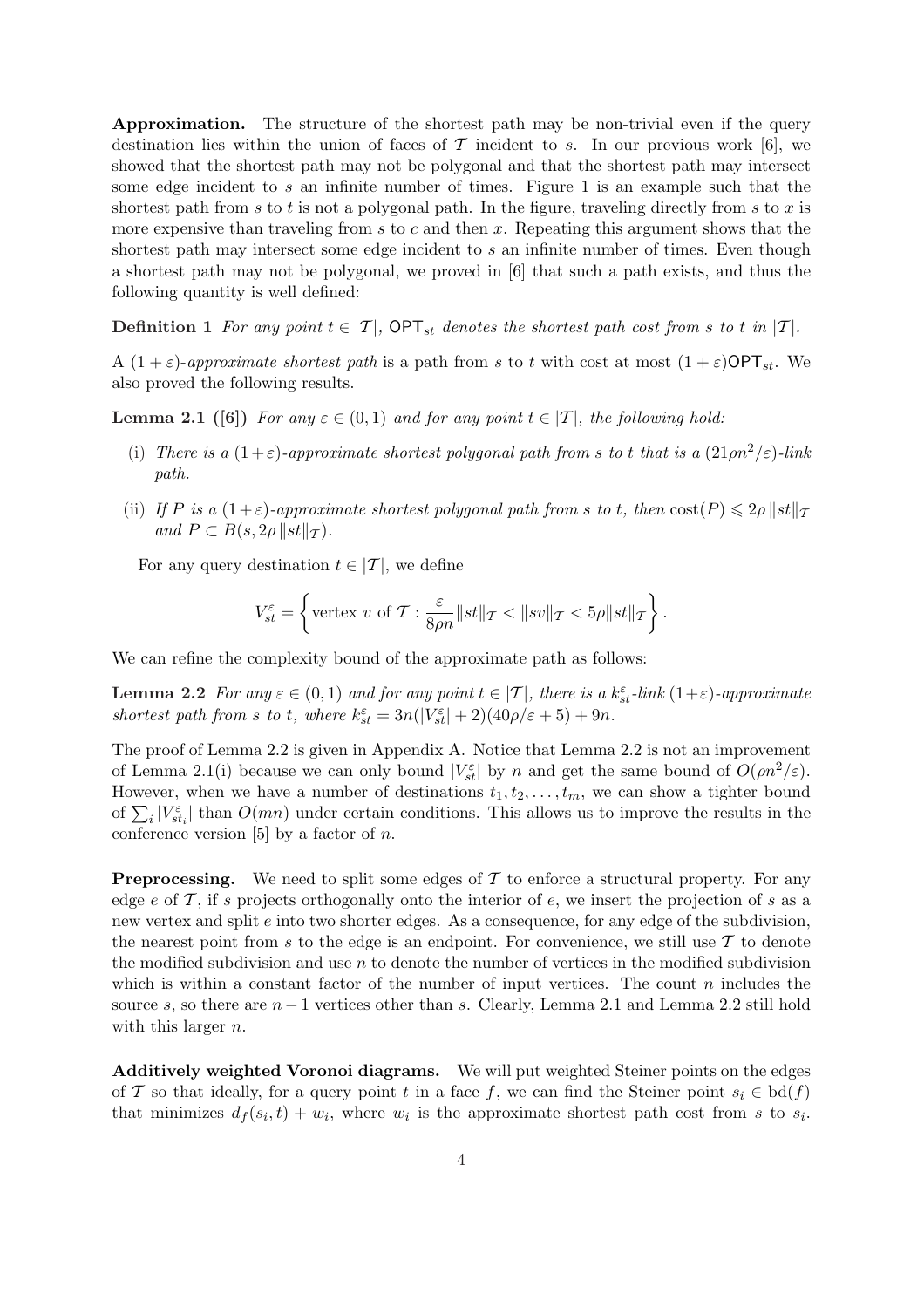**Approximation.** The structure of the shortest path may be non-trivial even if the query destination lies within the union of faces of $\mathcal{T}$ incident to $s$. In our previous work [6], we showed that the shortest path may not be polygonal and that the shortest path may intersect some edge incident to $s$ an infinite number of times. Figure 1 is an example such that the shortest path from $s$ to $t$ is not a polygonal path. In the figure, traveling directly from $s$ to $x$ is more expensive than traveling from $s$ to $c$ and then $x$. Repeating this argument shows that the shortest path may intersect some edge incident to $s$ an infinite number of times. Even though a shortest path may not be polygonal, we proved in [6] that such a path exists, and thus the following quantity is well defined:

**Definition 1** *For any point $t \in |\mathcal{T}|$, $\mathsf{OPT}_{st}$ denotes the shortest path cost from $s$ to $t$ in $|\mathcal{T}|$.*

A *$(1+\varepsilon)$-approximate shortest path* is a path from $s$ to $t$ with cost at most $(1+\varepsilon)\mathsf{OPT}_{st}$. We also proved the following results.

**Lemma 2.1 ([6])** *For any $\varepsilon \in (0,1)$ and for any point $t \in |\mathcal{T}|$, the following hold:*

(i) *There is a $(1+\varepsilon)$-approximate shortest polygonal path from $s$ to $t$ that is a $(21\rho n^2/\varepsilon)$-link path.*

(ii) *If $P$ is a $(1+\varepsilon)$-approximate shortest polygonal path from $s$ to $t$, then $\mathrm{cost}(P) \leqslant 2\rho\,\|st\|_{\mathcal{T}}$ and $P \subset B(s, 2\rho\,\|st\|_{\mathcal{T}})$.*

For any query destination $t \in |\mathcal{T}|$, we define

$$V_{st}^{\varepsilon} = \left\{ \text{vertex } v \text{ of } \mathcal{T} : \frac{\varepsilon}{8\rho n}\|st\|_{\mathcal{T}} < \|sv\|_{\mathcal{T}} < 5\rho\|st\|_{\mathcal{T}} \right\}.$$

We can refine the complexity bound of the approximate path as follows:

**Lemma 2.2** *For any $\varepsilon \in (0,1)$ and for any point $t \in |\mathcal{T}|$, there is a $k_{st}^{\varepsilon}$-link $(1+\varepsilon)$-approximate shortest path from $s$ to $t$, where $k_{st}^{\varepsilon} = 3n(|V_{st}^{\varepsilon}|+2)(40\rho/\varepsilon+5)+9n$.*

The proof of Lemma 2.2 is given in Appendix A. Notice that Lemma 2.2 is not an improvement of Lemma 2.1(i) because we can only bound $|V_{st}^{\varepsilon}|$ by $n$ and get the same bound of $O(\rho n^2/\varepsilon)$. However, when we have a number of destinations $t_1, t_2, \ldots, t_m$, we can show a tighter bound of $\sum_i |V_{st_i}^{\varepsilon}|$ than $O(mn)$ under certain conditions. This allows us to improve the results in the conference version [5] by a factor of $n$.

**Preprocessing.** We need to split some edges of $\mathcal{T}$ to enforce a structural property. For any edge $e$ of $\mathcal{T}$, if $s$ projects orthogonally onto the interior of $e$, we insert the projection of $s$ as a new vertex and split $e$ into two shorter edges. As a consequence, for any edge of the subdivision, the nearest point from $s$ to the edge is an endpoint. For convenience, we still use $\mathcal{T}$ to denote the modified subdivision and use $n$ to denote the number of vertices in the modified subdivision which is within a constant factor of the number of input vertices. The count $n$ includes the source $s$, so there are $n-1$ vertices other than $s$. Clearly, Lemma 2.1 and Lemma 2.2 still hold with this larger $n$.

**Additively weighted Voronoi diagrams.** We will put weighted Steiner points on the edges of $\mathcal{T}$ so that ideally, for a query point $t$ in a face $f$, we can find the Steiner point $s_i \in \mathrm{bd}(f)$ that minimizes $d_f(s_i, t) + w_i$, where $w_i$ is the approximate shortest path cost from $s$ to $s_i$.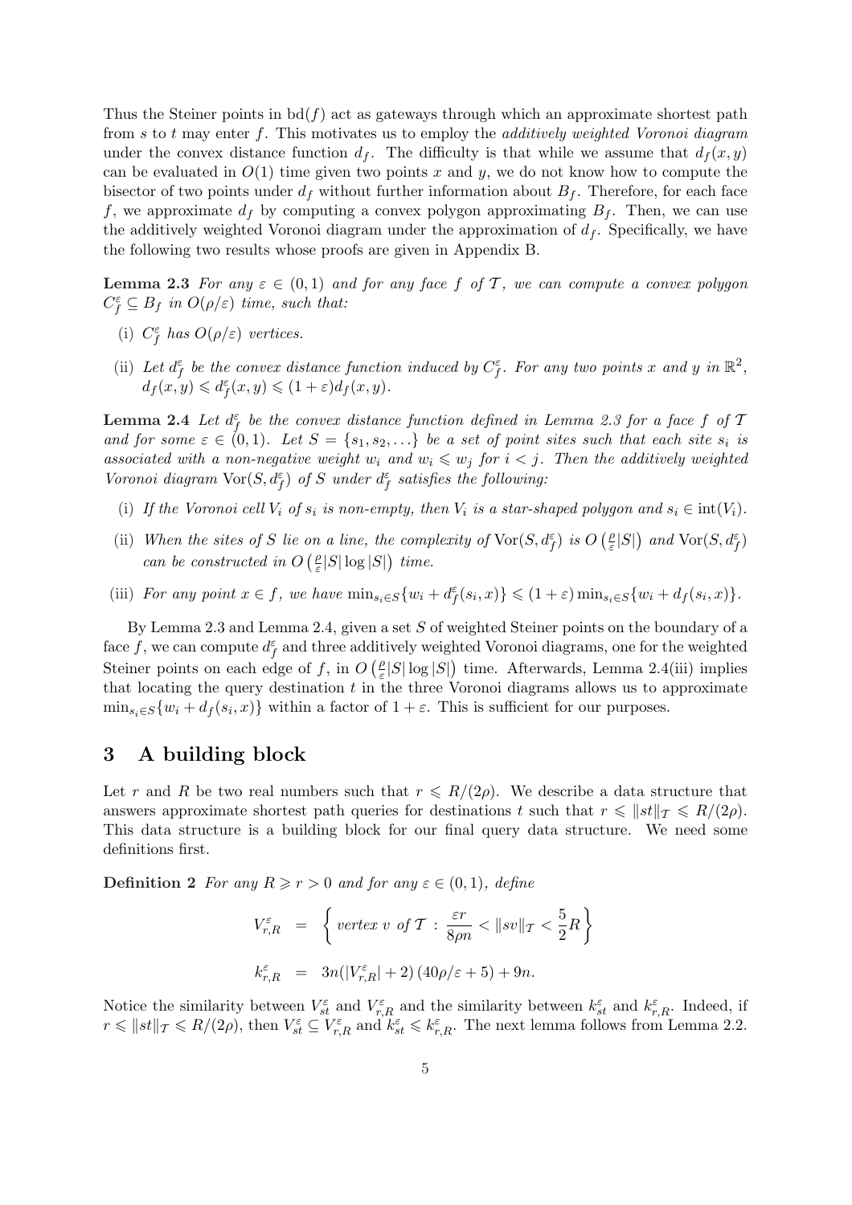Thus the Steiner points in $\mathrm{bd}(f)$ act as gateways through which an approximate shortest path from $s$ to $t$ may enter $f$. This motivates us to employ the *additively weighted Voronoi diagram* under the convex distance function $d_f$. The difficulty is that while we assume that $d_f(x, y)$ can be evaluated in $O(1)$ time given two points $x$ and $y$, we do not know how to compute the bisector of two points under $d_f$ without further information about $B_f$. Therefore, for each face $f$, we approximate $d_f$ by computing a convex polygon approximating $B_f$. Then, we can use the additively weighted Voronoi diagram under the approximation of $d_f$. Specifically, we have the following two results whose proofs are given in Appendix B.

**Lemma 2.3** *For any $\varepsilon \in (0, 1)$ and for any face $f$ of $\mathcal{T}$, we can compute a convex polygon $C_f^\varepsilon \subseteq B_f$ in $O(\rho/\varepsilon)$ time, such that:*

(i) *$C_f^\varepsilon$ has $O(\rho/\varepsilon)$ vertices.*

(ii) *Let $d_f^\varepsilon$ be the convex distance function induced by $C_f^\varepsilon$. For any two points $x$ and $y$ in $\mathbb{R}^2$, $d_f(x, y) \leqslant d_f^\varepsilon(x, y) \leqslant (1 + \varepsilon)d_f(x, y)$.*

**Lemma 2.4** *Let $d_f^\varepsilon$ be the convex distance function defined in Lemma 2.3 for a face $f$ of $\mathcal{T}$ and for some $\varepsilon \in (0, 1)$. Let $S = \{s_1, s_2, \ldots\}$ be a set of point sites such that each site $s_i$ is associated with a non-negative weight $w_i$ and $w_i \leqslant w_j$ for $i < j$. Then the additively weighted Voronoi diagram $\mathrm{Vor}(S, d_f^\varepsilon)$ of $S$ under $d_f^\varepsilon$ satisfies the following:*

(i) *If the Voronoi cell $V_i$ of $s_i$ is non-empty, then $V_i$ is a star-shaped polygon and $s_i \in \mathrm{int}(V_i)$.*

(ii) *When the sites of $S$ lie on a line, the complexity of $\mathrm{Vor}(S, d_f^\varepsilon)$ is $O\left(\frac{\rho}{\varepsilon}|S|\right)$ and $\mathrm{Vor}(S, d_f^\varepsilon)$ can be constructed in $O\left(\frac{\rho}{\varepsilon}|S| \log |S|\right)$ time.*

(iii) *For any point $x \in f$, we have $\min_{s_i \in S}\{w_i + d_f^\varepsilon(s_i, x)\} \leqslant (1 + \varepsilon) \min_{s_i \in S}\{w_i + d_f(s_i, x)\}$.*

By Lemma 2.3 and Lemma 2.4, given a set $S$ of weighted Steiner points on the boundary of a face $f$, we can compute $d_f^\varepsilon$ and three additively weighted Voronoi diagrams, one for the weighted Steiner points on each edge of $f$, in $O\left(\frac{\rho}{\varepsilon}|S| \log |S|\right)$ time. Afterwards, Lemma 2.4(iii) implies that locating the query destination $t$ in the three Voronoi diagrams allows us to approximate $\min_{s_i \in S}\{w_i + d_f(s_i, x)\}$ within a factor of $1 + \varepsilon$. This is sufficient for our purposes.

# 3 A building block

Let $r$ and $R$ be two real numbers such that $r \leqslant R/(2\rho)$. We describe a data structure that answers approximate shortest path queries for destinations $t$ such that $r \leqslant \|st\|_{\mathcal{T}} \leqslant R/(2\rho)$. This data structure is a building block for our final query data structure. We need some definitions first.

**Definition 2** *For any $R \geqslant r > 0$ and for any $\varepsilon \in (0, 1)$, define*

$$V_{r,R}^\varepsilon = \left\{ \text{vertex } v \text{ of } \mathcal{T} \,:\, \frac{\varepsilon r}{8\rho n} < \|sv\|_{\mathcal{T}} < \frac{5}{2}R \right\}$$

$$k_{r,R}^\varepsilon = 3n(|V_{r,R}^\varepsilon| + 2)\,(40\rho/\varepsilon + 5) + 9n.$$

Notice the similarity between $V_{st}^\varepsilon$ and $V_{r,R}^\varepsilon$ and the similarity between $k_{st}^\varepsilon$ and $k_{r,R}^\varepsilon$. Indeed, if $r \leqslant \|st\|_{\mathcal{T}} \leqslant R/(2\rho)$, then $V_{st}^\varepsilon \subseteq V_{r,R}^\varepsilon$ and $k_{st}^\varepsilon \leqslant k_{r,R}^\varepsilon$. The next lemma follows from Lemma 2.2.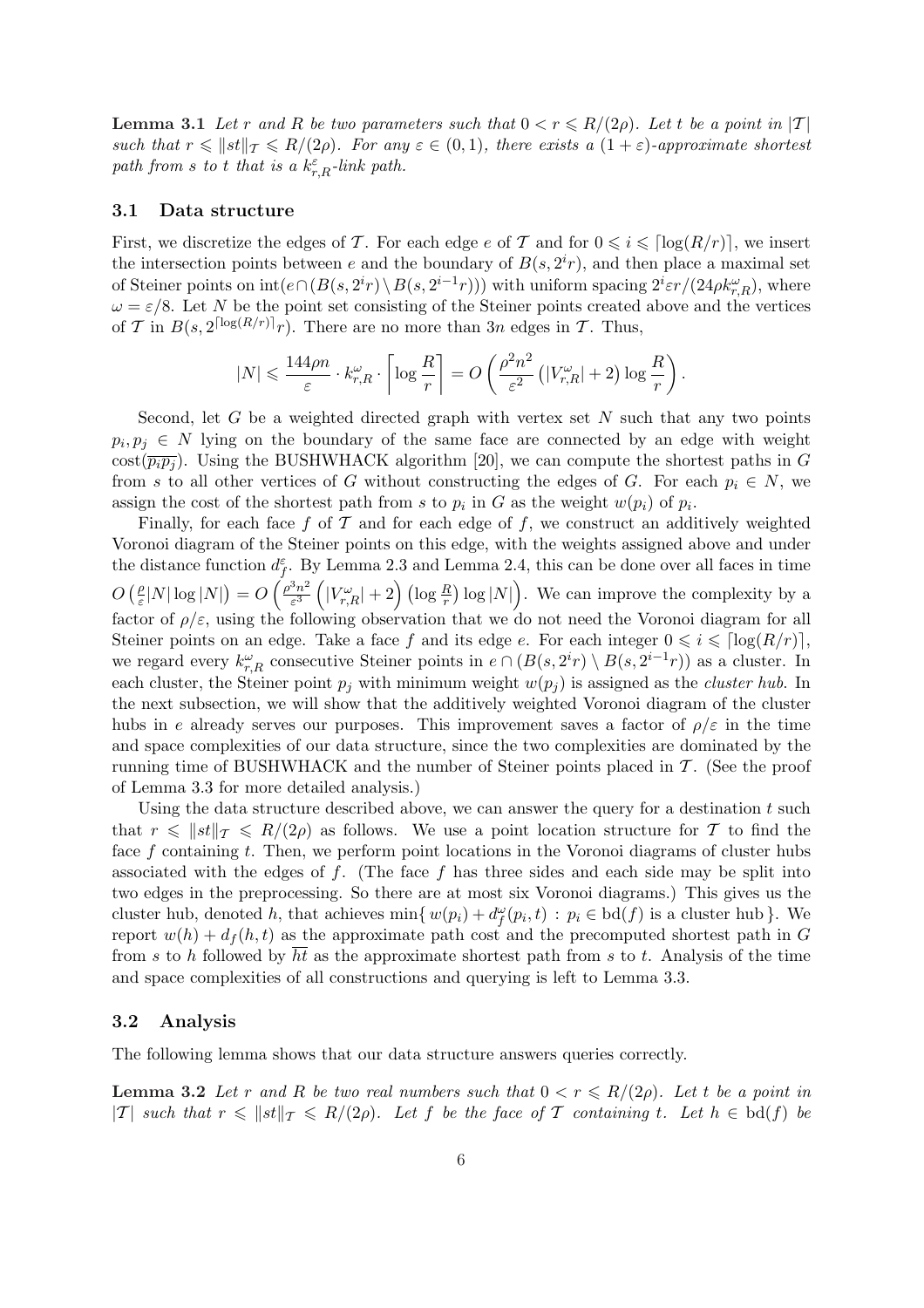**Lemma 3.1** *Let $r$ and $R$ be two parameters such that $0 < r \leqslant R/(2\rho)$. Let $t$ be a point in $|\mathcal{T}|$ such that $r \leqslant \|st\|_{\mathcal{T}} \leqslant R/(2\rho)$. For any $\varepsilon \in (0,1)$, there exists a $(1+\varepsilon)$-approximate shortest path from $s$ to $t$ that is a $k^{\varepsilon}_{r,R}$-link path.*

### 3.1 Data structure

First, we discretize the edges of $\mathcal{T}$. For each edge $e$ of $\mathcal{T}$ and for $0 \leqslant i \leqslant \lceil \log(R/r) \rceil$, we insert the intersection points between $e$ and the boundary of $B(s, 2^i r)$, and then place a maximal set of Steiner points on $\mathrm{int}(e \cap (B(s, 2^i r) \setminus B(s, 2^{i-1} r)))$ with uniform spacing $2^i \varepsilon r/(24\rho k^{\omega}_{r,R})$, where $\omega = \varepsilon/8$. Let $N$ be the point set consisting of the Steiner points created above and the vertices of $\mathcal{T}$ in $B(s, 2^{\lceil \log(R/r) \rceil} r)$. There are no more than $3n$ edges in $\mathcal{T}$. Thus,

$$|N| \leqslant \frac{144\rho n}{\varepsilon} \cdot k^{\omega}_{r,R} \cdot \left\lceil \log \frac{R}{r} \right\rceil = O\left( \frac{\rho^2 n^2}{\varepsilon^2} \left( |V^{\omega}_{r,R}| + 2 \right) \log \frac{R}{r} \right).$$

Second, let $G$ be a weighted directed graph with vertex set $N$ such that any two points $p_i, p_j \in N$ lying on the boundary of the same face are connected by an edge with weight $\mathrm{cost}(\overline{p_i p_j})$. Using the BUSHWHACK algorithm [20], we can compute the shortest paths in $G$ from $s$ to all other vertices of $G$ without constructing the edges of $G$. For each $p_i \in N$, we assign the cost of the shortest path from $s$ to $p_i$ in $G$ as the weight $w(p_i)$ of $p_i$.

Finally, for each face $f$ of $\mathcal{T}$ and for each edge of $f$, we construct an additively weighted Voronoi diagram of the Steiner points on this edge, with the weights assigned above and under the distance function $d^{\varepsilon}_f$. By Lemma 2.3 and Lemma 2.4, this can be done over all faces in time $O\left(\frac{\rho}{\varepsilon}|N| \log |N|\right) = O\left(\frac{\rho^3 n^2}{\varepsilon^3}\left(|V^{\omega}_{r,R}| + 2\right)\left(\log \frac{R}{r}\right) \log |N|\right)$. We can improve the complexity by a factor of $\rho/\varepsilon$, using the following observation that we do not need the Voronoi diagram for all Steiner points on an edge. Take a face $f$ and its edge $e$. For each integer $0 \leqslant i \leqslant \lceil \log(R/r) \rceil$, we regard every $k^{\omega}_{r,R}$ consecutive Steiner points in $e \cap (B(s, 2^i r) \setminus B(s, 2^{i-1} r))$ as a cluster. In each cluster, the Steiner point $p_j$ with minimum weight $w(p_j)$ is assigned as the *cluster hub*. In the next subsection, we will show that the additively weighted Voronoi diagram of the cluster hubs in $e$ already serves our purposes. This improvement saves a factor of $\rho/\varepsilon$ in the time and space complexities of our data structure, since the two complexities are dominated by the running time of BUSHWHACK and the number of Steiner points placed in $\mathcal{T}$. (See the proof of Lemma 3.3 for more detailed analysis.)

Using the data structure described above, we can answer the query for a destination $t$ such that $r \leqslant \|st\|_{\mathcal{T}} \leqslant R/(2\rho)$ as follows. We use a point location structure for $\mathcal{T}$ to find the face $f$ containing $t$. Then, we perform point locations in the Voronoi diagrams of cluster hubs associated with the edges of $f$. (The face $f$ has three sides and each side may be split into two edges in the preprocessing. So there are at most six Voronoi diagrams.) This gives us the cluster hub, denoted $h$, that achieves $\min\{\, w(p_i) + d^{\omega}_f(p_i, t) : p_i \in \mathrm{bd}(f) \text{ is a cluster hub} \,\}$. We report $w(h) + d_f(h, t)$ as the approximate path cost and the precomputed shortest path in $G$ from $s$ to $h$ followed by $\overline{ht}$ as the approximate shortest path from $s$ to $t$. Analysis of the time and space complexities of all constructions and querying is left to Lemma 3.3.

### 3.2 Analysis

The following lemma shows that our data structure answers queries correctly.

**Lemma 3.2** *Let $r$ and $R$ be two real numbers such that $0 < r \leqslant R/(2\rho)$. Let $t$ be a point in $|\mathcal{T}|$ such that $r \leqslant \|st\|_{\mathcal{T}} \leqslant R/(2\rho)$. Let $f$ be the face of $\mathcal{T}$ containing $t$. Let $h \in \mathrm{bd}(f)$ be*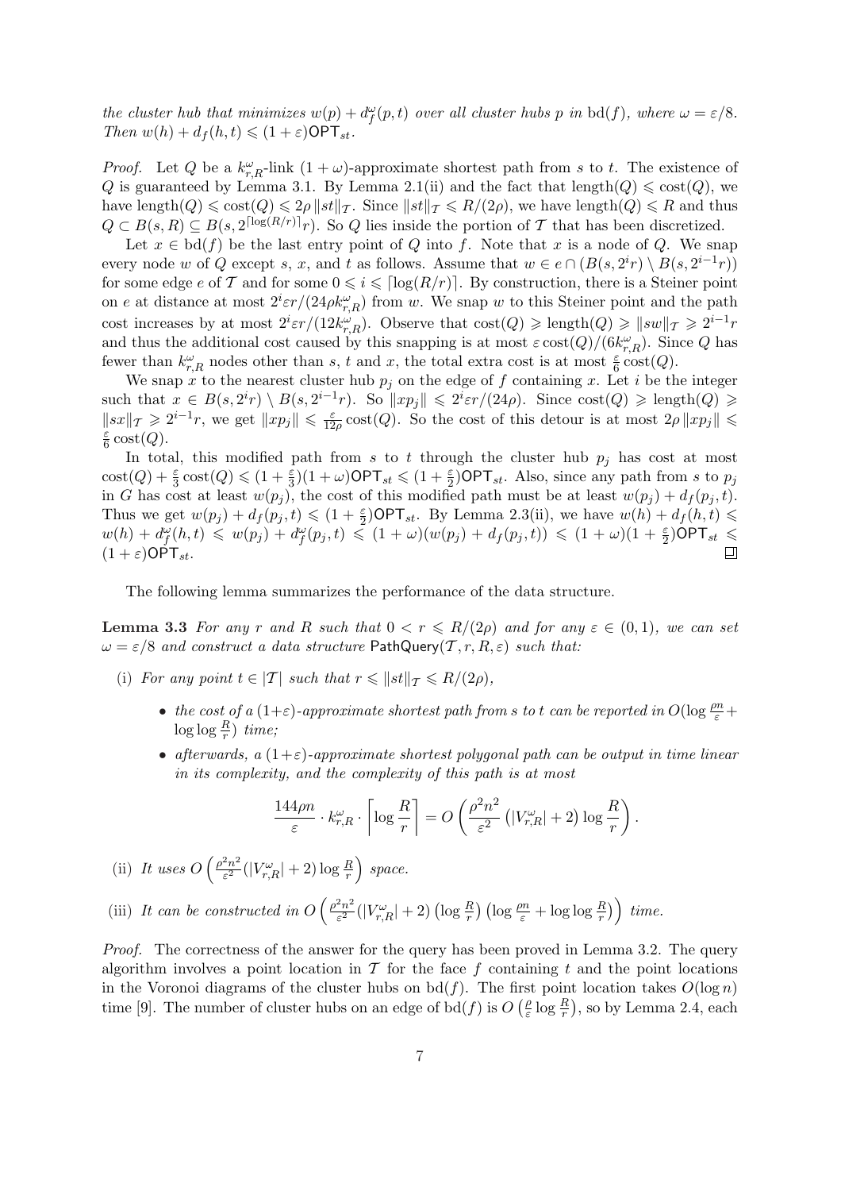*the cluster hub that minimizes $w(p) + d_f^\omega(p,t)$ over all cluster hubs $p$ in $\mathrm{bd}(f)$, where $\omega = \varepsilon/8$. Then $w(h) + d_f(h,t) \leqslant (1+\varepsilon)\mathsf{OPT}_{st}$.*

*Proof.* Let $Q$ be a $k_{r,R}^\omega$-link $(1+\omega)$-approximate shortest path from $s$ to $t$. The existence of $Q$ is guaranteed by Lemma 3.1. By Lemma 2.1(ii) and the fact that $\mathrm{length}(Q) \leqslant \mathrm{cost}(Q)$, we have $\mathrm{length}(Q) \leqslant \mathrm{cost}(Q) \leqslant 2\rho \|st\|_{\mathcal{T}}$. Since $\|st\|_{\mathcal{T}} \leqslant R/(2\rho)$, we have $\mathrm{length}(Q) \leqslant R$ and thus $Q \subset B(s,R) \subseteq B(s, 2^{\lceil \log(R/r) \rceil} r)$. So $Q$ lies inside the portion of $\mathcal{T}$ that has been discretized.

Let $x \in \mathrm{bd}(f)$ be the last entry point of $Q$ into $f$. Note that $x$ is a node of $Q$. We snap every node $w$ of $Q$ except $s$, $x$, and $t$ as follows. Assume that $w \in e \cap (B(s, 2^i r) \setminus B(s, 2^{i-1} r))$ for some edge $e$ of $\mathcal{T}$ and for some $0 \leqslant i \leqslant \lceil \log(R/r) \rceil$. By construction, there is a Steiner point on $e$ at distance at most $2^i \varepsilon r / (24 \rho k_{r,R}^\omega)$ from $w$. We snap $w$ to this Steiner point and the path cost increases by at most $2^i \varepsilon r/(12 k_{r,R}^\omega)$. Observe that $\mathrm{cost}(Q) \geqslant \mathrm{length}(Q) \geqslant \|sw\|_{\mathcal{T}} \geqslant 2^{i-1} r$ and thus the additional cost caused by this snapping is at most $\varepsilon\, \mathrm{cost}(Q)/(6 k_{r,R}^\omega)$. Since $Q$ has fewer than $k_{r,R}^\omega$ nodes other than $s$, $t$ and $x$, the total extra cost is at most $\frac{\varepsilon}{6}\mathrm{cost}(Q)$.

We snap $x$ to the nearest cluster hub $p_j$ on the edge of $f$ containing $x$. Let $i$ be the integer such that $x \in B(s, 2^i r) \setminus B(s, 2^{i-1} r)$. So $\|xp_j\| \leqslant 2^i \varepsilon r/(24\rho)$. Since $\mathrm{cost}(Q) \geqslant \mathrm{length}(Q) \geqslant \|sx\|_{\mathcal{T}} \geqslant 2^{i-1} r$, we get $\|xp_j\| \leqslant \frac{\varepsilon}{12\rho}\mathrm{cost}(Q)$. So the cost of this detour is at most $2\rho \|xp_j\| \leqslant \frac{\varepsilon}{6}\mathrm{cost}(Q)$.

In total, this modified path from $s$ to $t$ through the cluster hub $p_j$ has cost at most $\mathrm{cost}(Q) + \frac{\varepsilon}{3}\mathrm{cost}(Q) \leqslant (1+\frac{\varepsilon}{3})(1+\omega)\mathsf{OPT}_{st} \leqslant (1+\frac{\varepsilon}{2})\mathsf{OPT}_{st}$. Also, since any path from $s$ to $p_j$ in $G$ has cost at least $w(p_j)$, the cost of this modified path must be at least $w(p_j) + d_f(p_j,t)$. Thus we get $w(p_j) + d_f(p_j,t) \leqslant (1+\frac{\varepsilon}{2})\mathsf{OPT}_{st}$. By Lemma 2.3(ii), we have $w(h) + d_f(h,t) \leqslant w(h) + d_f^\omega(h,t) \leqslant w(p_j) + d_f^\omega(p_j,t) \leqslant (1+\omega)(w(p_j) + d_f(p_j,t)) \leqslant (1+\omega)(1+\frac{\varepsilon}{2})\mathsf{OPT}_{st} \leqslant (1+\varepsilon)\mathsf{OPT}_{st}$. ◻

The following lemma summarizes the performance of the data structure.

**Lemma 3.3** *For any $r$ and $R$ such that $0 < r \leqslant R/(2\rho)$ and for any $\varepsilon \in (0,1)$, we can set $\omega = \varepsilon/8$ and construct a data structure $\mathsf{PathQuery}(\mathcal{T}, r, R, \varepsilon)$ such that:*

(i) *For any point $t \in |\mathcal{T}|$ such that $r \leqslant \|st\|_{\mathcal{T}} \leqslant R/(2\rho)$,*

- *the cost of a $(1+\varepsilon)$-approximate shortest path from $s$ to $t$ can be reported in $O(\log\frac{\rho n}{\varepsilon} + \log\log\frac{R}{r})$ time;*
- *afterwards, a $(1+\varepsilon)$-approximate shortest polygonal path can be output in time linear in its complexity, and the complexity of this path is at most*

$$\frac{144\rho n}{\varepsilon} \cdot k_{r,R}^\omega \cdot \left\lceil \log\frac{R}{r} \right\rceil = O\left(\frac{\rho^2 n^2}{\varepsilon^2}\left(|V_{r,R}^\omega| + 2\right)\log\frac{R}{r}\right).$$

(ii) *It uses $O\left(\frac{\rho^2 n^2}{\varepsilon^2}(|V_{r,R}^\omega| + 2)\log\frac{R}{r}\right)$ space.*

(iii) *It can be constructed in $O\left(\frac{\rho^2 n^2}{\varepsilon^2}(|V_{r,R}^\omega| + 2)\left(\log\frac{R}{r}\right)\left(\log\frac{\rho n}{\varepsilon} + \log\log\frac{R}{r}\right)\right)$ time.*

*Proof.* The correctness of the answer for the query has been proved in Lemma 3.2. The query algorithm involves a point location in $\mathcal{T}$ for the face $f$ containing $t$ and the point locations in the Voronoi diagrams of the cluster hubs on $\mathrm{bd}(f)$. The first point location takes $O(\log n)$ time [9]. The number of cluster hubs on an edge of $\mathrm{bd}(f)$ is $O\left(\frac{\rho}{\varepsilon}\log\frac{R}{r}\right)$, so by Lemma 2.4, each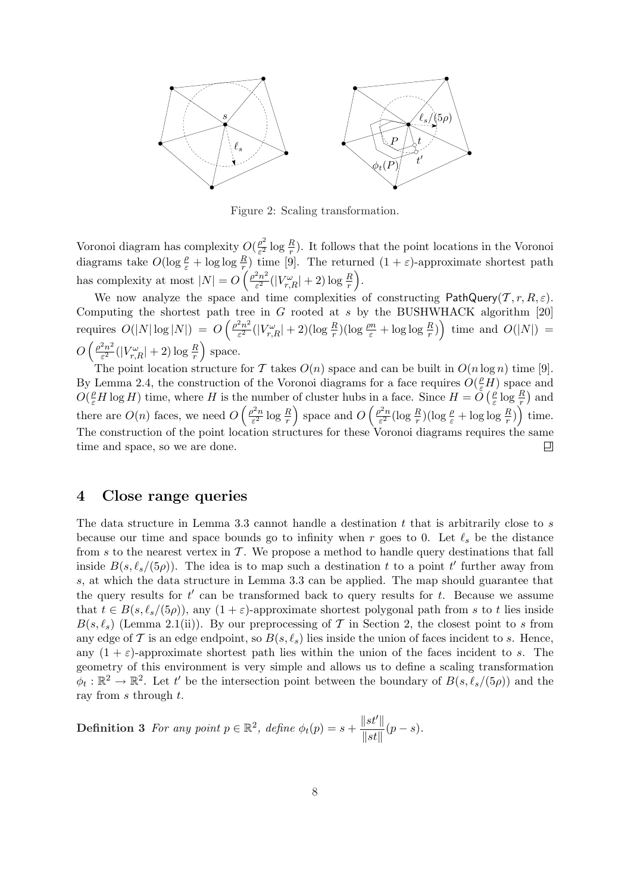Figure 2: Scaling transformation.

Voronoi diagram has complexity $O(\frac{\rho^2}{\varepsilon^2}\log\frac{R}{r})$. It follows that the point locations in the Voronoi diagrams take $O(\log\frac{\rho}{\varepsilon}+\log\log\frac{R}{r})$ time [9]. The returned $(1+\varepsilon)$-approximate shortest path has complexity at most $|N| = O\left(\frac{\rho^2 n^2}{\varepsilon^2}(|V^\omega_{r,R}|+2)\log\frac{R}{r}\right)$.

We now analyze the space and time complexities of constructing $\mathsf{PathQuery}(\mathcal{T}, r, R, \varepsilon)$. Computing the shortest path tree in $G$ rooted at $s$ by the BUSHWHACK algorithm [20] requires $O(|N|\log|N|) = O\left(\frac{\rho^2 n^2}{\varepsilon^2}(|V^\omega_{r,R}|+2)(\log\frac{R}{r})(\log\frac{\rho n}{\varepsilon}+\log\log\frac{R}{r})\right)$ time and $O(|N|) = O\left(\frac{\rho^2 n^2}{\varepsilon^2}(|V^\omega_{r,R}|+2)\log\frac{R}{r}\right)$ space.

The point location structure for $\mathcal{T}$ takes $O(n)$ space and can be built in $O(n\log n)$ time [9]. By Lemma 2.4, the construction of the Voronoi diagrams for a face requires $O(\frac{\rho}{\varepsilon}H)$ space and $O(\frac{\rho}{\varepsilon}H\log H)$ time, where $H$ is the number of cluster hubs in a face. Since $H = O\left(\frac{\rho}{\varepsilon}\log\frac{R}{r}\right)$ and there are $O(n)$ faces, we need $O\left(\frac{\rho^2 n}{\varepsilon^2}\log\frac{R}{r}\right)$ space and $O\left(\frac{\rho^2 n}{\varepsilon^2}(\log\frac{R}{r})(\log\frac{\rho}{\varepsilon}+\log\log\frac{R}{r})\right)$ time. The construction of the point location structures for these Voronoi diagrams requires the same time and space, so we are done. ◻

## 4 Close range queries

The data structure in Lemma 3.3 cannot handle a destination $t$ that is arbitrarily close to $s$ because our time and space bounds go to infinity when $r$ goes to 0. Let $\ell_s$ be the distance from $s$ to the nearest vertex in $\mathcal{T}$. We propose a method to handle query destinations that fall inside $B(s, \ell_s/(5\rho))$. The idea is to map such a destination $t$ to a point $t'$ further away from $s$, at which the data structure in Lemma 3.3 can be applied. The map should guarantee that the query results for $t'$ can be transformed back to query results for $t$. Because we assume that $t \in B(s, \ell_s/(5\rho))$, any $(1+\varepsilon)$-approximate shortest polygonal path from $s$ to $t$ lies inside $B(s, \ell_s)$ (Lemma 2.1(ii)). By our preprocessing of $\mathcal{T}$ in Section 2, the closest point to $s$ from any edge of $\mathcal{T}$ is an edge endpoint, so $B(s, \ell_s)$ lies inside the union of faces incident to $s$. Hence, any $(1+\varepsilon)$-approximate shortest path lies within the union of the faces incident to $s$. The geometry of this environment is very simple and allows us to define a scaling transformation $\phi_t : \mathbb{R}^2 \to \mathbb{R}^2$. Let $t'$ be the intersection point between the boundary of $B(s, \ell_s/(5\rho))$ and the ray from $s$ through $t$.

**Definition 3** *For any point $p \in \mathbb{R}^2$, define* $\phi_t(p) = s + \dfrac{\|st'\|}{\|st\|}(p - s)$.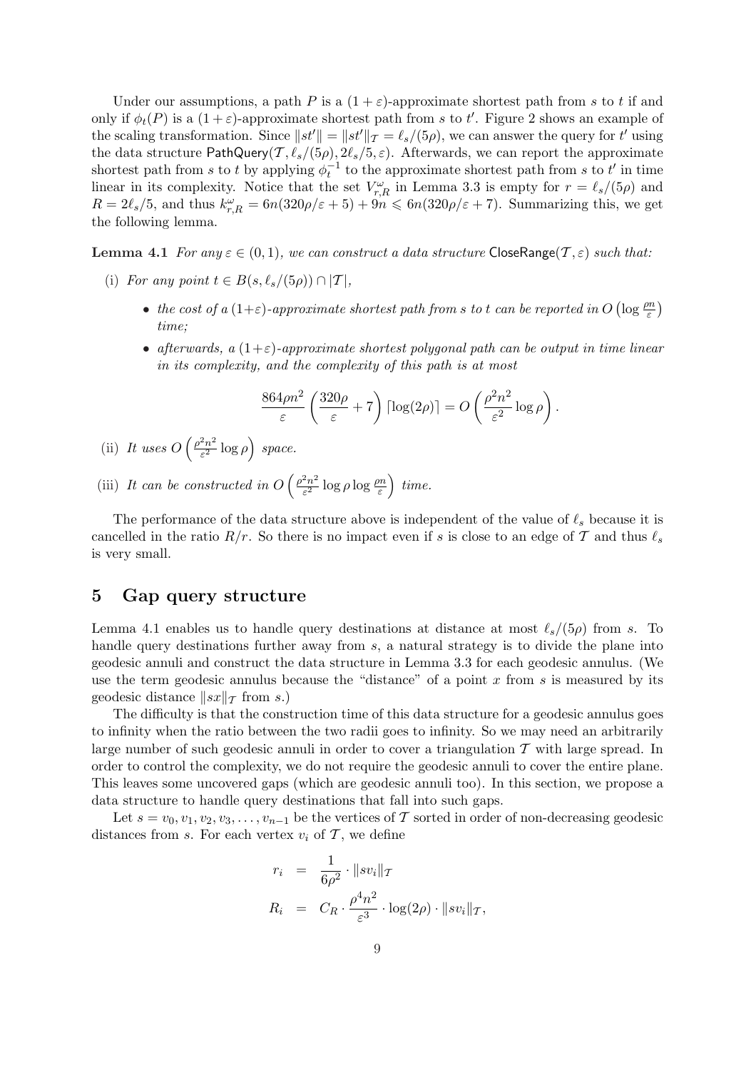Under our assumptions, a path $P$ is a $(1+\varepsilon)$-approximate shortest path from $s$ to $t$ if and only if $\phi_t(P)$ is a $(1+\varepsilon)$-approximate shortest path from $s$ to $t'$. Figure 2 shows an example of the scaling transformation. Since $\|st'\| = \|st'\|_{\mathcal{T}} = \ell_s/(5\rho)$, we can answer the query for $t'$ using the data structure $\mathsf{PathQuery}(\mathcal{T}, \ell_s/(5\rho), 2\ell_s/5, \varepsilon)$. Afterwards, we can report the approximate shortest path from $s$ to $t$ by applying $\phi_t^{-1}$ to the approximate shortest path from $s$ to $t'$ in time linear in its complexity. Notice that the set $V^{\omega}_{r,R}$ in Lemma 3.3 is empty for $r = \ell_s/(5\rho)$ and $R = 2\ell_s/5$, and thus $k^{\omega}_{r,R} = 6n(320\rho/\varepsilon + 5) + 9n \leqslant 6n(320\rho/\varepsilon + 7)$. Summarizing this, we get the following lemma.

**Lemma 4.1** *For any $\varepsilon \in (0,1)$, we can construct a data structure $\mathsf{CloseRange}(\mathcal{T}, \varepsilon)$ such that:*

(i) *For any point $t \in B(s, \ell_s/(5\rho)) \cap |\mathcal{T}|$,*

- *the cost of a $(1+\varepsilon)$-approximate shortest path from $s$ to $t$ can be reported in $O\left(\log \frac{\rho n}{\varepsilon}\right)$ time;*
- *afterwards, a $(1+\varepsilon)$-approximate shortest polygonal path can be output in time linear in its complexity, and the complexity of this path is at most*

$$\frac{864\rho n^2}{\varepsilon}\left(\frac{320\rho}{\varepsilon} + 7\right)\lceil \log(2\rho) \rceil = O\left(\frac{\rho^2 n^2}{\varepsilon^2}\log \rho\right).$$

(ii) *It uses $O\left(\frac{\rho^2 n^2}{\varepsilon^2}\log \rho\right)$ space.*

(iii) *It can be constructed in $O\left(\frac{\rho^2 n^2}{\varepsilon^2}\log \rho \log \frac{\rho n}{\varepsilon}\right)$ time.*

The performance of the data structure above is independent of the value of $\ell_s$ because it is cancelled in the ratio $R/r$. So there is no impact even if $s$ is close to an edge of $\mathcal{T}$ and thus $\ell_s$ is very small.

## 5 Gap query structure

Lemma 4.1 enables us to handle query destinations at distance at most $\ell_s/(5\rho)$ from $s$. To handle query destinations further away from $s$, a natural strategy is to divide the plane into geodesic annuli and construct the data structure in Lemma 3.3 for each geodesic annulus. (We use the term geodesic annulus because the "distance" of a point $x$ from $s$ is measured by its geodesic distance $\|sx\|_{\mathcal{T}}$ from $s$.)

The difficulty is that the construction time of this data structure for a geodesic annulus goes to infinity when the ratio between the two radii goes to infinity. So we may need an arbitrarily large number of such geodesic annuli in order to cover a triangulation $\mathcal{T}$ with large spread. In order to control the complexity, we do not require the geodesic annuli to cover the entire plane. This leaves some uncovered gaps (which are geodesic annuli too). In this section, we propose a data structure to handle query destinations that fall into such gaps.

Let $s = v_0, v_1, v_2, v_3, \ldots, v_{n-1}$ be the vertices of $\mathcal{T}$ sorted in order of non-decreasing geodesic distances from $s$. For each vertex $v_i$ of $\mathcal{T}$, we define

$$r_i = \frac{1}{6\rho^2} \cdot \|sv_i\|_{\mathcal{T}}$$

$$R_i = C_R \cdot \frac{\rho^4 n^2}{\varepsilon^3} \cdot \log(2\rho) \cdot \|sv_i\|_{\mathcal{T}},$$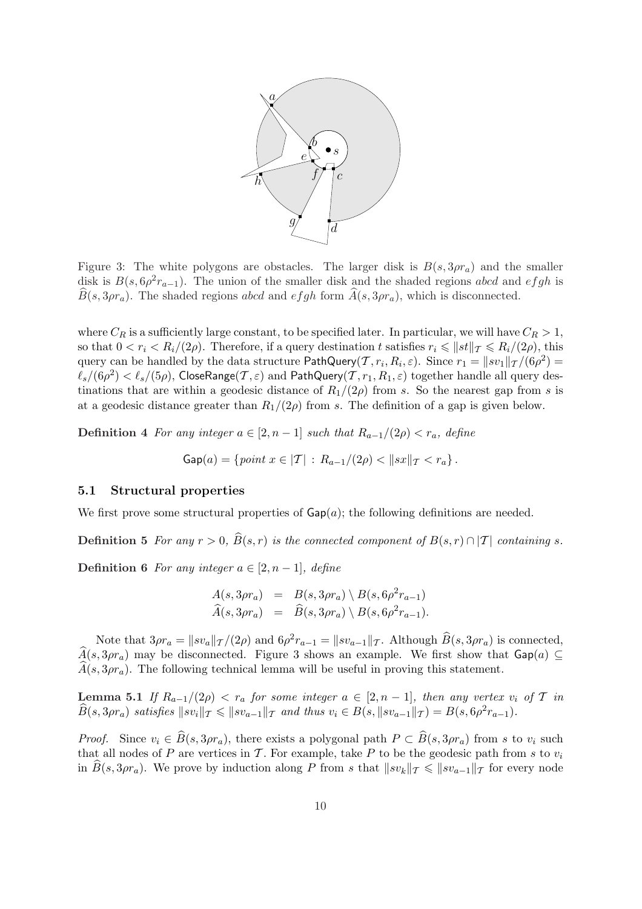Figure 3: The white polygons are obstacles. The larger disk is $B(s, 3\rho r_a)$ and the smaller disk is $B(s, 6\rho^2 r_{a-1})$. The union of the smaller disk and the shaded regions $abcd$ and $efgh$ is $\widehat{B}(s, 3\rho r_a)$. The shaded regions $abcd$ and $efgh$ form $\widehat{A}(s, 3\rho r_a)$, which is disconnected.

where $C_R$ is a sufficiently large constant, to be specified later. In particular, we will have $C_R > 1$, so that $0 < r_i < R_i/(2\rho)$. Therefore, if a query destination $t$ satisfies $r_i \leqslant \|st\|_{\mathcal{T}} \leqslant R_i/(2\rho)$, this query can be handled by the data structure $\mathsf{PathQuery}(\mathcal{T}, r_i, R_i, \varepsilon)$. Since $r_1 = \|sv_1\|_{\mathcal{T}}/(6\rho^2) = \ell_s/(6\rho^2) < \ell_s/(5\rho)$, $\mathsf{CloseRange}(\mathcal{T}, \varepsilon)$ and $\mathsf{PathQuery}(\mathcal{T}, r_1, R_1, \varepsilon)$ together handle all query destinations that are within a geodesic distance of $R_1/(2\rho)$ from $s$. So the nearest gap from $s$ is at a geodesic distance greater than $R_1/(2\rho)$ from $s$. The definition of a gap is given below.

**Definition 4** *For any integer $a \in [2, n-1]$ such that $R_{a-1}/(2\rho) < r_a$, define*

$$\mathsf{Gap}(a) = \{\text{point } x \in |\mathcal{T}| \,:\, R_{a-1}/(2\rho) < \|sx\|_{\mathcal{T}} < r_a\}.$$

### 5.1 Structural properties

We first prove some structural properties of $\mathsf{Gap}(a)$; the following definitions are needed.

**Definition 5** *For any $r > 0$, $\widehat{B}(s, r)$ is the connected component of $B(s, r) \cap |\mathcal{T}|$ containing $s$.*

**Definition 6** *For any integer $a \in [2, n-1]$, define*

$$\begin{aligned} A(s, 3\rho r_a) &= B(s, 3\rho r_a) \setminus B(s, 6\rho^2 r_{a-1}) \\ \widehat{A}(s, 3\rho r_a) &= \widehat{B}(s, 3\rho r_a) \setminus B(s, 6\rho^2 r_{a-1}). \end{aligned}$$

Note that $3\rho r_a = \|sv_a\|_{\mathcal{T}}/(2\rho)$ and $6\rho^2 r_{a-1} = \|sv_{a-1}\|_{\mathcal{T}}$. Although $\widehat{B}(s, 3\rho r_a)$ is connected, $\widehat{A}(s, 3\rho r_a)$ may be disconnected. Figure 3 shows an example. We first show that $\mathsf{Gap}(a) \subseteq \widehat{A}(s, 3\rho r_a)$. The following technical lemma will be useful in proving this statement.

**Lemma 5.1** *If $R_{a-1}/(2\rho) < r_a$ for some integer $a \in [2, n-1]$, then any vertex $v_i$ of $\mathcal{T}$ in $\widehat{B}(s, 3\rho r_a)$ satisfies $\|sv_i\|_{\mathcal{T}} \leqslant \|sv_{a-1}\|_{\mathcal{T}}$ and thus $v_i \in B(s, \|sv_{a-1}\|_{\mathcal{T}}) = B(s, 6\rho^2 r_{a-1})$.*

*Proof.* Since $v_i \in \widehat{B}(s, 3\rho r_a)$, there exists a polygonal path $P \subset \widehat{B}(s, 3\rho r_a)$ from $s$ to $v_i$ such that all nodes of $P$ are vertices in $\mathcal{T}$. For example, take $P$ to be the geodesic path from $s$ to $v_i$ in $\widehat{B}(s, 3\rho r_a)$. We prove by induction along $P$ from $s$ that $\|sv_k\|_{\mathcal{T}} \leqslant \|sv_{a-1}\|_{\mathcal{T}}$ for every node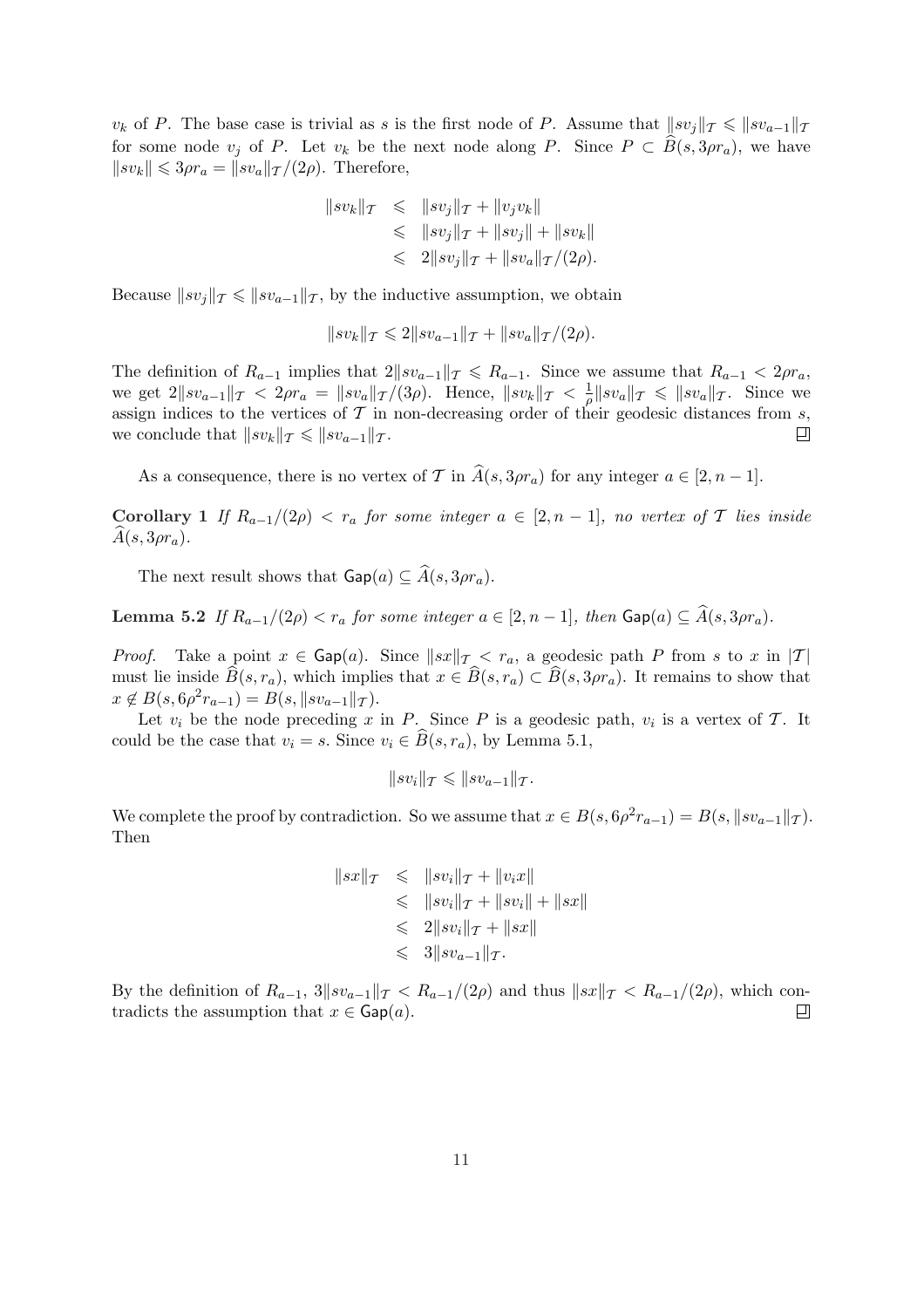$v_k$ of $P$. The base case is trivial as $s$ is the first node of $P$. Assume that $\|sv_j\|_{\mathcal{T}} \leqslant \|sv_{a-1}\|_{\mathcal{T}}$ for some node $v_j$ of $P$. Let $v_k$ be the next node along $P$. Since $P \subset \widehat{B}(s, 3\rho r_a)$, we have $\|sv_k\| \leqslant 3\rho r_a = \|sv_a\|_{\mathcal{T}}/(2\rho)$. Therefore,

$$
\begin{aligned}
\|sv_k\|_{\mathcal{T}} &\leqslant \|sv_j\|_{\mathcal{T}} + \|v_j v_k\| \\
&\leqslant \|sv_j\|_{\mathcal{T}} + \|sv_j\| + \|sv_k\| \\
&\leqslant 2\|sv_j\|_{\mathcal{T}} + \|sv_a\|_{\mathcal{T}}/(2\rho).
\end{aligned}
$$

Because $\|sv_j\|_{\mathcal{T}} \leqslant \|sv_{a-1}\|_{\mathcal{T}}$, by the inductive assumption, we obtain

$$
\|sv_k\|_{\mathcal{T}} \leqslant 2\|sv_{a-1}\|_{\mathcal{T}} + \|sv_a\|_{\mathcal{T}}/(2\rho).
$$

The definition of $R_{a-1}$ implies that $2\|sv_{a-1}\|_{\mathcal{T}} \leqslant R_{a-1}$. Since we assume that $R_{a-1} < 2\rho r_a$, we get $2\|sv_{a-1}\|_{\mathcal{T}} < 2\rho r_a = \|sv_a\|_{\mathcal{T}}/(3\rho)$. Hence, $\|sv_k\|_{\mathcal{T}} < \frac{1}{\rho}\|sv_a\|_{\mathcal{T}} \leqslant \|sv_a\|_{\mathcal{T}}$. Since we assign indices to the vertices of $\mathcal{T}$ in non-decreasing order of their geodesic distances from $s$, we conclude that $\|sv_k\|_{\mathcal{T}} \leqslant \|sv_{a-1}\|_{\mathcal{T}}$. ◻

As a consequence, there is no vertex of $\mathcal{T}$ in $\widehat{A}(s, 3\rho r_a)$ for any integer $a \in [2, n-1]$.

**Corollary 1** *If $R_{a-1}/(2\rho) < r_a$ for some integer $a \in [2, n-1]$, no vertex of $\mathcal{T}$ lies inside $\widehat{A}(s, 3\rho r_a)$.*

The next result shows that $\mathsf{Gap}(a) \subseteq \widehat{A}(s, 3\rho r_a)$.

**Lemma 5.2** *If $R_{a-1}/(2\rho) < r_a$ for some integer $a \in [2, n-1]$, then $\mathsf{Gap}(a) \subseteq \widehat{A}(s, 3\rho r_a)$.*

*Proof.* Take a point $x \in \mathsf{Gap}(a)$. Since $\|sx\|_{\mathcal{T}} < r_a$, a geodesic path $P$ from $s$ to $x$ in $|\mathcal{T}|$ must lie inside $\widehat{B}(s, r_a)$, which implies that $x \in \widehat{B}(s, r_a) \subset \widehat{B}(s, 3\rho r_a)$. It remains to show that $x \notin B(s, 6\rho^2 r_{a-1}) = B(s, \|sv_{a-1}\|_{\mathcal{T}})$.

Let $v_i$ be the node preceding $x$ in $P$. Since $P$ is a geodesic path, $v_i$ is a vertex of $\mathcal{T}$. It could be the case that $v_i = s$. Since $v_i \in \widehat{B}(s, r_a)$, by Lemma 5.1,

$$
\|sv_i\|_{\mathcal{T}} \leqslant \|sv_{a-1}\|_{\mathcal{T}}.
$$

We complete the proof by contradiction. So we assume that $x \in B(s, 6\rho^2 r_{a-1}) = B(s, \|sv_{a-1}\|_{\mathcal{T}})$. Then

$$
\begin{aligned}
\|sx\|_{\mathcal{T}} &\leqslant \|sv_i\|_{\mathcal{T}} + \|v_i x\| \\
&\leqslant \|sv_i\|_{\mathcal{T}} + \|sv_i\| + \|sx\| \\
&\leqslant 2\|sv_i\|_{\mathcal{T}} + \|sx\| \\
&\leqslant 3\|sv_{a-1}\|_{\mathcal{T}}.
\end{aligned}
$$

By the definition of $R_{a-1}$, $3\|sv_{a-1}\|_{\mathcal{T}} < R_{a-1}/(2\rho)$ and thus $\|sx\|_{\mathcal{T}} < R_{a-1}/(2\rho)$, which contradicts the assumption that $x \in \mathsf{Gap}(a)$. ◻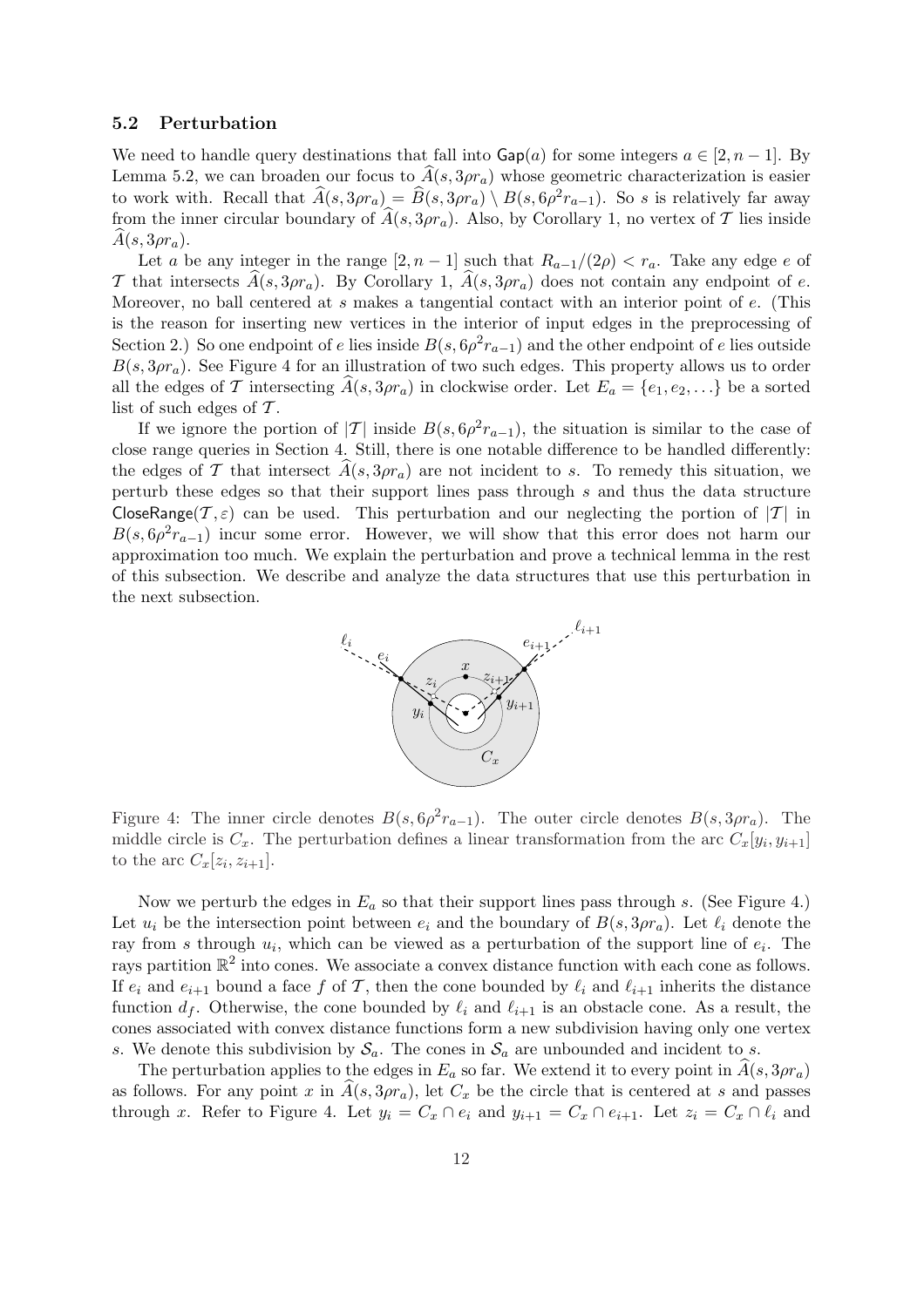### 5.2 Perturbation

We need to handle query destinations that fall into $\mathsf{Gap}(a)$ for some integers $a \in [2, n-1]$. By Lemma 5.2, we can broaden our focus to $\widehat{A}(s, 3\rho r_a)$ whose geometric characterization is easier to work with. Recall that $\widehat{A}(s, 3\rho r_a) = \widehat{B}(s, 3\rho r_a) \setminus B(s, 6\rho^2 r_{a-1})$. So $s$ is relatively far away from the inner circular boundary of $\widehat{A}(s, 3\rho r_a)$. Also, by Corollary 1, no vertex of $\mathcal{T}$ lies inside $\widehat{A}(s, 3\rho r_a)$.

Let $a$ be any integer in the range $[2, n-1]$ such that $R_{a-1}/(2\rho) < r_a$. Take any edge $e$ of $\mathcal{T}$ that intersects $\widehat{A}(s, 3\rho r_a)$. By Corollary 1, $\widehat{A}(s, 3\rho r_a)$ does not contain any endpoint of $e$. Moreover, no ball centered at $s$ makes a tangential contact with an interior point of $e$. (This is the reason for inserting new vertices in the interior of input edges in the preprocessing of Section 2.) So one endpoint of $e$ lies inside $B(s, 6\rho^2 r_{a-1})$ and the other endpoint of $e$ lies outside $B(s, 3\rho r_a)$. See Figure 4 for an illustration of two such edges. This property allows us to order all the edges of $\mathcal{T}$ intersecting $\widehat{A}(s, 3\rho r_a)$ in clockwise order. Let $E_a = \{e_1, e_2, \ldots\}$ be a sorted list of such edges of $\mathcal{T}$.

If we ignore the portion of $|\mathcal{T}|$ inside $B(s, 6\rho^2 r_{a-1})$, the situation is similar to the case of close range queries in Section 4. Still, there is one notable difference to be handled differently: the edges of $\mathcal{T}$ that intersect $\widehat{A}(s, 3\rho r_a)$ are not incident to $s$. To remedy this situation, we perturb these edges so that their support lines pass through $s$ and thus the data structure $\mathsf{CloseRange}(\mathcal{T}, \varepsilon)$ can be used. This perturbation and our neglecting the portion of $|\mathcal{T}|$ in $B(s, 6\rho^2 r_{a-1})$ incur some error. However, we will show that this error does not harm our approximation too much. We explain the perturbation and prove a technical lemma in the rest of this subsection. We describe and analyze the data structures that use this perturbation in the next subsection.

Figure 4: The inner circle denotes $B(s, 6\rho^2 r_{a-1})$. The outer circle denotes $B(s, 3\rho r_a)$. The middle circle is $C_x$. The perturbation defines a linear transformation from the arc $C_x[y_i, y_{i+1}]$ to the arc $C_x[z_i, z_{i+1}]$.

Now we perturb the edges in $E_a$ so that their support lines pass through $s$. (See Figure 4.) Let $u_i$ be the intersection point between $e_i$ and the boundary of $B(s, 3\rho r_a)$. Let $\ell_i$ denote the ray from $s$ through $u_i$, which can be viewed as a perturbation of the support line of $e_i$. The rays partition $\mathbb{R}^2$ into cones. We associate a convex distance function with each cone as follows. If $e_i$ and $e_{i+1}$ bound a face $f$ of $\mathcal{T}$, then the cone bounded by $\ell_i$ and $\ell_{i+1}$ inherits the distance function $d_f$. Otherwise, the cone bounded by $\ell_i$ and $\ell_{i+1}$ is an obstacle cone. As a result, the cones associated with convex distance functions form a new subdivision having only one vertex $s$. We denote this subdivision by $\mathcal{S}_a$. The cones in $\mathcal{S}_a$ are unbounded and incident to $s$.

The perturbation applies to the edges in $E_a$ so far. We extend it to every point in $\widehat{A}(s, 3\rho r_a)$ as follows. For any point $x$ in $\widehat{A}(s, 3\rho r_a)$, let $C_x$ be the circle that is centered at $s$ and passes through $x$. Refer to Figure 4. Let $y_i = C_x \cap e_i$ and $y_{i+1} = C_x \cap e_{i+1}$. Let $z_i = C_x \cap \ell_i$ and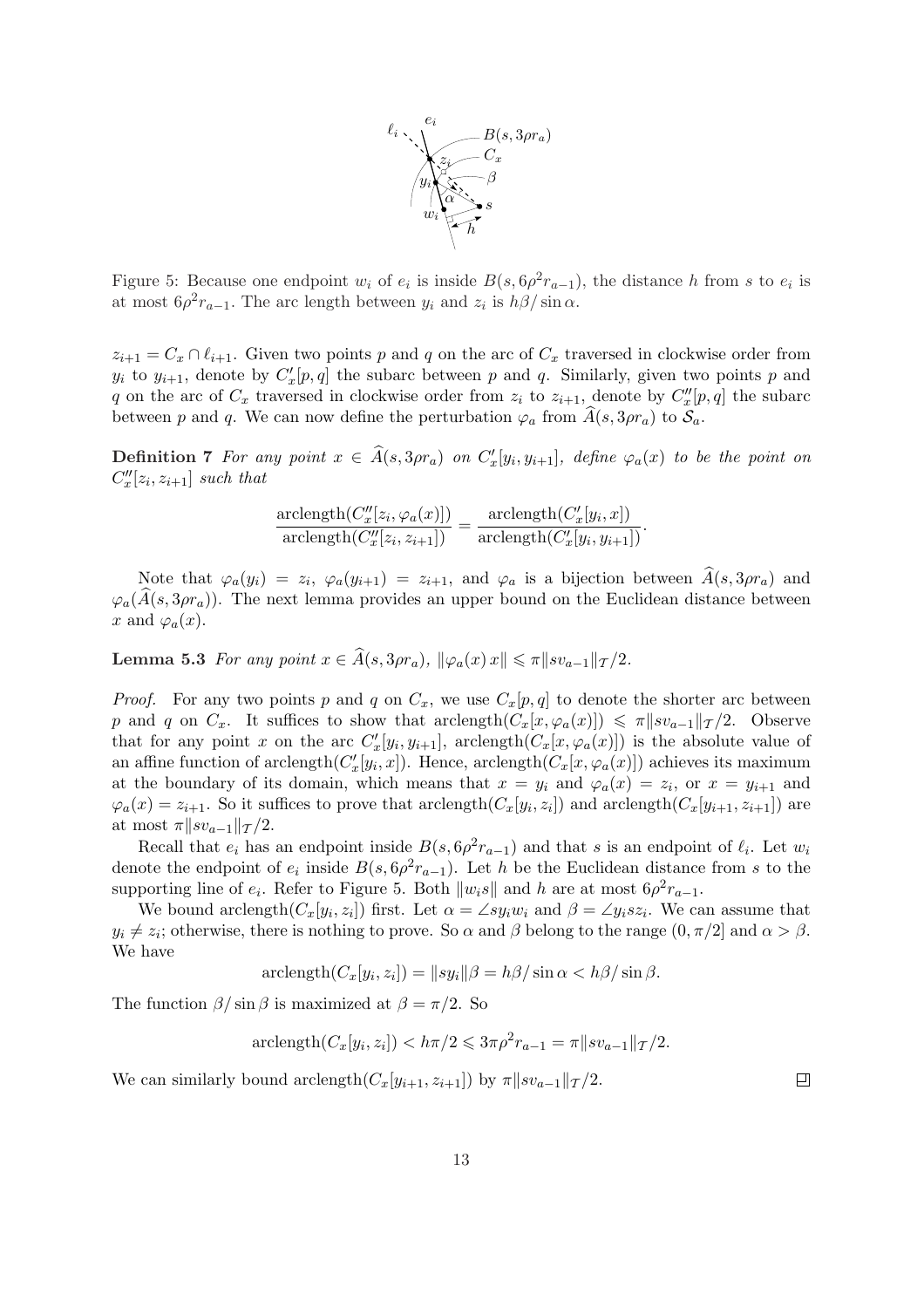Figure 5: Because one endpoint $w_i$ of $e_i$ is inside $B(s, 6\rho^2 r_{a-1})$, the distance $h$ from $s$ to $e_i$ is at most $6\rho^2 r_{a-1}$. The arc length between $y_i$ and $z_i$ is $h\beta/\sin\alpha$.

$z_{i+1} = C_x \cap \ell_{i+1}$. Given two points $p$ and $q$ on the arc of $C_x$ traversed in clockwise order from $y_i$ to $y_{i+1}$, denote by $C'_x[p,q]$ the subarc between $p$ and $q$. Similarly, given two points $p$ and $q$ on the arc of $C_x$ traversed in clockwise order from $z_i$ to $z_{i+1}$, denote by $C''_x[p,q]$ the subarc between $p$ and $q$. We can now define the perturbation $\varphi_a$ from $\widehat{A}(s, 3\rho r_a)$ to $\mathcal{S}_a$.

**Definition 7** *For any point $x \in \widehat{A}(s, 3\rho r_a)$ on $C'_x[y_i, y_{i+1}]$, define $\varphi_a(x)$ to be the point on $C''_x[z_i, z_{i+1}]$ such that*

$$\frac{\text{arclength}(C''_x[z_i, \varphi_a(x)])}{\text{arclength}(C''_x[z_i, z_{i+1}])} = \frac{\text{arclength}(C'_x[y_i, x])}{\text{arclength}(C'_x[y_i, y_{i+1}])}.$$

Note that $\varphi_a(y_i) = z_i$, $\varphi_a(y_{i+1}) = z_{i+1}$, and $\varphi_a$ is a bijection between $\widehat{A}(s, 3\rho r_a)$ and $\varphi_a(\widehat{A}(s, 3\rho r_a))$. The next lemma provides an upper bound on the Euclidean distance between $x$ and $\varphi_a(x)$.

**Lemma 5.3** *For any point $x \in \widehat{A}(s, 3\rho r_a)$, $\|\varphi_a(x)\, x\| \leqslant \pi\|sv_{a-1}\|_{\mathcal{T}}/2$.*

*Proof.* For any two points $p$ and $q$ on $C_x$, we use $C_x[p,q]$ to denote the shorter arc between $p$ and $q$ on $C_x$. It suffices to show that $\text{arclength}(C_x[x, \varphi_a(x)]) \leqslant \pi\|sv_{a-1}\|_{\mathcal{T}}/2$. Observe that for any point $x$ on the arc $C'_x[y_i, y_{i+1}]$, $\text{arclength}(C_x[x, \varphi_a(x)])$ is the absolute value of an affine function of $\text{arclength}(C'_x[y_i, x])$. Hence, $\text{arclength}(C_x[x, \varphi_a(x)])$ achieves its maximum at the boundary of its domain, which means that $x = y_i$ and $\varphi_a(x) = z_i$, or $x = y_{i+1}$ and $\varphi_a(x) = z_{i+1}$. So it suffices to prove that $\text{arclength}(C_x[y_i, z_i])$ and $\text{arclength}(C_x[y_{i+1}, z_{i+1}])$ are at most $\pi\|sv_{a-1}\|_{\mathcal{T}}/2$.

Recall that $e_i$ has an endpoint inside $B(s, 6\rho^2 r_{a-1})$ and that $s$ is an endpoint of $\ell_i$. Let $w_i$ denote the endpoint of $e_i$ inside $B(s, 6\rho^2 r_{a-1})$. Let $h$ be the Euclidean distance from $s$ to the supporting line of $e_i$. Refer to Figure 5. Both $\|w_i s\|$ and $h$ are at most $6\rho^2 r_{a-1}$.

We bound $\text{arclength}(C_x[y_i, z_i])$ first. Let $\alpha = \angle s y_i w_i$ and $\beta = \angle y_i s z_i$. We can assume that $y_i \neq z_i$; otherwise, there is nothing to prove. So $\alpha$ and $\beta$ belong to the range $(0, \pi/2]$ and $\alpha > \beta$. We have

$$\text{arclength}(C_x[y_i, z_i]) = \|s y_i\|\beta = h\beta/\sin\alpha < h\beta/\sin\beta.$$

The function $\beta/\sin\beta$ is maximized at $\beta = \pi/2$. So

$$\text{arclength}(C_x[y_i, z_i]) < h\pi/2 \leqslant 3\pi\rho^2 r_{a-1} = \pi\|sv_{a-1}\|_{\mathcal{T}}/2.$$

We can similarly bound $\text{arclength}(C_x[y_{i+1}, z_{i+1}])$ by $\pi\|sv_{a-1}\|_{\mathcal{T}}/2$. $\square$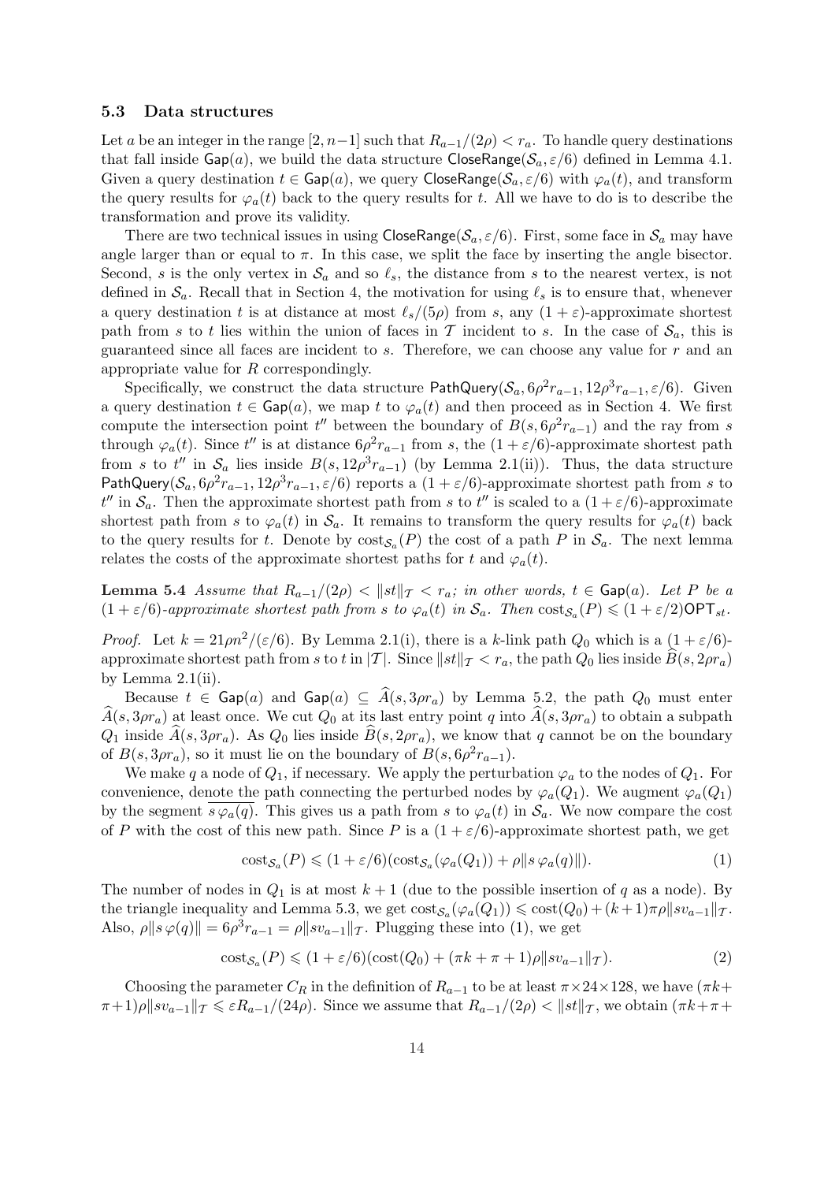### 5.3 Data structures

Let $a$ be an integer in the range $[2, n-1]$ such that $R_{a-1}/(2\rho) < r_a$. To handle query destinations that fall inside $\mathsf{Gap}(a)$, we build the data structure $\mathsf{CloseRange}(\mathcal{S}_a, \varepsilon/6)$ defined in Lemma 4.1. Given a query destination $t \in \mathsf{Gap}(a)$, we query $\mathsf{CloseRange}(\mathcal{S}_a, \varepsilon/6)$ with $\varphi_a(t)$, and transform the query results for $\varphi_a(t)$ back to the query results for $t$. All we have to do is to describe the transformation and prove its validity.

There are two technical issues in using $\mathsf{CloseRange}(\mathcal{S}_a, \varepsilon/6)$. First, some face in $\mathcal{S}_a$ may have angle larger than or equal to $\pi$. In this case, we split the face by inserting the angle bisector. Second, $s$ is the only vertex in $\mathcal{S}_a$ and so $\ell_s$, the distance from $s$ to the nearest vertex, is not defined in $\mathcal{S}_a$. Recall that in Section 4, the motivation for using $\ell_s$ is to ensure that, whenever a query destination $t$ is at distance at most $\ell_s/(5\rho)$ from $s$, any $(1+\varepsilon)$-approximate shortest path from $s$ to $t$ lies within the union of faces in $\mathcal{T}$ incident to $s$. In the case of $\mathcal{S}_a$, this is guaranteed since all faces are incident to $s$. Therefore, we can choose any value for $r$ and an appropriate value for $R$ correspondingly.

Specifically, we construct the data structure $\mathsf{PathQuery}(\mathcal{S}_a, 6\rho^2 r_{a-1}, 12\rho^3 r_{a-1}, \varepsilon/6)$. Given a query destination $t \in \mathsf{Gap}(a)$, we map $t$ to $\varphi_a(t)$ and then proceed as in Section 4. We first compute the intersection point $t''$ between the boundary of $B(s, 6\rho^2 r_{a-1})$ and the ray from $s$ through $\varphi_a(t)$. Since $t''$ is at distance $6\rho^2 r_{a-1}$ from $s$, the $(1+\varepsilon/6)$-approximate shortest path from $s$ to $t''$ in $\mathcal{S}_a$ lies inside $B(s, 12\rho^3 r_{a-1})$ (by Lemma 2.1(ii)). Thus, the data structure $\mathsf{PathQuery}(\mathcal{S}_a, 6\rho^2 r_{a-1}, 12\rho^3 r_{a-1}, \varepsilon/6)$ reports a $(1+\varepsilon/6)$-approximate shortest path from $s$ to $t''$ in $\mathcal{S}_a$. Then the approximate shortest path from $s$ to $t''$ is scaled to a $(1+\varepsilon/6)$-approximate shortest path from $s$ to $\varphi_a(t)$ in $\mathcal{S}_a$. It remains to transform the query results for $\varphi_a(t)$ back to the query results for $t$. Denote by $\mathrm{cost}_{\mathcal{S}_a}(P)$ the cost of a path $P$ in $\mathcal{S}_a$. The next lemma relates the costs of the approximate shortest paths for $t$ and $\varphi_a(t)$.

**Lemma 5.4** *Assume that $R_{a-1}/(2\rho) < \|st\|_{\mathcal{T}} < r_a$; in other words, $t \in \mathsf{Gap}(a)$. Let $P$ be a $(1+\varepsilon/6)$-approximate shortest path from $s$ to $\varphi_a(t)$ in $\mathcal{S}_a$. Then $\mathrm{cost}_{\mathcal{S}_a}(P) \leqslant (1+\varepsilon/2)\mathsf{OPT}_{st}$.*

*Proof.* Let $k = 21\rho n^2/(\varepsilon/6)$. By Lemma 2.1(i), there is a $k$-link path $Q_0$ which is a $(1+\varepsilon/6)$-approximate shortest path from $s$ to $t$ in $|\mathcal{T}|$. Since $\|st\|_{\mathcal{T}} < r_a$, the path $Q_0$ lies inside $\widehat{B}(s, 2\rho r_a)$ by Lemma 2.1(ii).

Because $t \in \mathsf{Gap}(a)$ and $\mathsf{Gap}(a) \subseteq \widehat{A}(s, 3\rho r_a)$ by Lemma 5.2, the path $Q_0$ must enter $\widehat{A}(s, 3\rho r_a)$ at least once. We cut $Q_0$ at its last entry point $q$ into $\widehat{A}(s, 3\rho r_a)$ to obtain a subpath $Q_1$ inside $\widehat{A}(s, 3\rho r_a)$. As $Q_0$ lies inside $\widehat{B}(s, 2\rho r_a)$, we know that $q$ cannot be on the boundary of $B(s, 3\rho r_a)$, so it must lie on the boundary of $B(s, 6\rho^2 r_{a-1})$.

We make $q$ a node of $Q_1$, if necessary. We apply the perturbation $\varphi_a$ to the nodes of $Q_1$. For convenience, denote the path connecting the perturbed nodes by $\varphi_a(Q_1)$. We augment $\varphi_a(Q_1)$ by the segment $\overline{s\,\varphi_a(q)}$. This gives us a path from $s$ to $\varphi_a(t)$ in $\mathcal{S}_a$. We now compare the cost of $P$ with the cost of this new path. Since $P$ is a $(1+\varepsilon/6)$-approximate shortest path, we get

$$\mathrm{cost}_{\mathcal{S}_a}(P) \leqslant (1+\varepsilon/6)(\mathrm{cost}_{\mathcal{S}_a}(\varphi_a(Q_1)) + \rho\|s\,\varphi_a(q)\|). \tag{1}$$

The number of nodes in $Q_1$ is at most $k+1$ (due to the possible insertion of $q$ as a node). By the triangle inequality and Lemma 5.3, we get $\mathrm{cost}_{\mathcal{S}_a}(\varphi_a(Q_1)) \leqslant \mathrm{cost}(Q_0) + (k+1)\pi\rho\|sv_{a-1}\|_{\mathcal{T}}$. Also, $\rho\|s\,\varphi(q)\| = 6\rho^3 r_{a-1} = \rho\|sv_{a-1}\|_{\mathcal{T}}$. Plugging these into (1), we get

$$\mathrm{cost}_{\mathcal{S}_a}(P) \leqslant (1+\varepsilon/6)(\mathrm{cost}(Q_0) + (\pi k + \pi + 1)\rho\|sv_{a-1}\|_{\mathcal{T}}). \tag{2}$$

Choosing the parameter $C_R$ in the definition of $R_{a-1}$ to be at least $\pi \times 24 \times 128$, we have $(\pi k + \pi + 1)\rho\|sv_{a-1}\|_{\mathcal{T}} \leqslant \varepsilon R_{a-1}/(24\rho)$. Since we assume that $R_{a-1}/(2\rho) < \|st\|_{\mathcal{T}}$, we obtain $(\pi k + \pi +$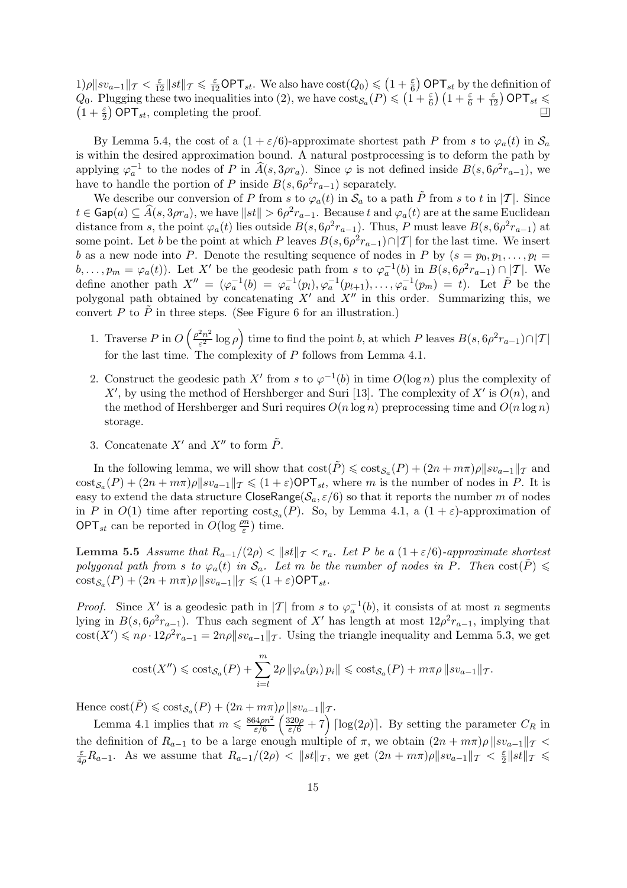$1)\rho\|sv_{a-1}\|_\mathcal{T} < \frac{\varepsilon}{12}\|st\|_\mathcal{T} \leqslant \frac{\varepsilon}{12}\mathsf{OPT}_{st}$. We also have $\text{cost}(Q_0) \leqslant \left(1+\frac{\varepsilon}{6}\right)\mathsf{OPT}_{st}$ by the definition of $Q_0$. Plugging these two inequalities into (2), we have $\text{cost}_{\mathcal{S}_a}(P) \leqslant \left(1+\frac{\varepsilon}{6}\right)\left(1+\frac{\varepsilon}{6}+\frac{\varepsilon}{12}\right)\mathsf{OPT}_{st} \leqslant \left(1+\frac{\varepsilon}{2}\right)\mathsf{OPT}_{st}$, completing the proof. ◻

By Lemma 5.4, the cost of a $(1+\varepsilon/6)$-approximate shortest path $P$ from $s$ to $\varphi_a(t)$ in $\mathcal{S}_a$ is within the desired approximation bound. A natural postprocessing is to deform the path by applying $\varphi_a^{-1}$ to the nodes of $P$ in $\widehat{A}(s, 3\rho r_a)$. Since $\varphi$ is not defined inside $B(s, 6\rho^2 r_{a-1})$, we have to handle the portion of $P$ inside $B(s, 6\rho^2 r_{a-1})$ separately.

We describe our conversion of $P$ from $s$ to $\varphi_a(t)$ in $\mathcal{S}_a$ to a path $\tilde{P}$ from $s$ to $t$ in $|\mathcal{T}|$. Since $t \in \mathsf{Gap}(a) \subseteq \widehat{A}(s, 3\rho r_a)$, we have $\|st\| > 6\rho^2 r_{a-1}$. Because $t$ and $\varphi_a(t)$ are at the same Euclidean distance from $s$, the point $\varphi_a(t)$ lies outside $B(s, 6\rho^2 r_{a-1})$. Thus, $P$ must leave $B(s, 6\rho^2 r_{a-1})$ at some point. Let $b$ be the point at which $P$ leaves $B(s, 6\rho^2 r_{a-1}) \cap |\mathcal{T}|$ for the last time. We insert $b$ as a new node into $P$. Denote the resulting sequence of nodes in $P$ by $(s = p_0, p_1, \ldots, p_l = b, \ldots, p_m = \varphi_a(t))$. Let $X'$ be the geodesic path from $s$ to $\varphi_a^{-1}(b)$ in $B(s, 6\rho^2 r_{a-1}) \cap |\mathcal{T}|$. We define another path $X'' = (\varphi_a^{-1}(b) = \varphi_a^{-1}(p_l), \varphi_a^{-1}(p_{l+1}), \ldots, \varphi_a^{-1}(p_m) = t)$. Let $\tilde{P}$ be the polygonal path obtained by concatenating $X'$ and $X''$ in this order. Summarizing this, we convert $P$ to $\tilde{P}$ in three steps. (See Figure 6 for an illustration.)

1. Traverse $P$ in $O\left(\frac{\rho^2 n^2}{\varepsilon^2}\log\rho\right)$ time to find the point $b$, at which $P$ leaves $B(s, 6\rho^2 r_{a-1}) \cap |\mathcal{T}|$ for the last time. The complexity of $P$ follows from Lemma 4.1.
2. Construct the geodesic path $X'$ from $s$ to $\varphi^{-1}(b)$ in time $O(\log n)$ plus the complexity of $X'$, by using the method of Hershberger and Suri [13]. The complexity of $X'$ is $O(n)$, and the method of Hershberger and Suri requires $O(n\log n)$ preprocessing time and $O(n \log n)$ storage.
3. Concatenate $X'$ and $X''$ to form $\tilde{P}$.

In the following lemma, we will show that $\text{cost}(\tilde{P}) \leqslant \text{cost}_{\mathcal{S}_a}(P) + (2n + m\pi)\rho\|sv_{a-1}\|_\mathcal{T}$ and $\text{cost}_{\mathcal{S}_a}(P) + (2n+m\pi)\rho\|sv_{a-1}\|_\mathcal{T} \leqslant (1+\varepsilon)\mathsf{OPT}_{st}$, where $m$ is the number of nodes in $P$. It is easy to extend the data structure $\mathsf{CloseRange}(\mathcal{S}_a, \varepsilon/6)$ so that it reports the number $m$ of nodes in $P$ in $O(1)$ time after reporting $\text{cost}_{\mathcal{S}_a}(P)$. So, by Lemma 4.1, a $(1+\varepsilon)$-approximation of $\mathsf{OPT}_{st}$ can be reported in $O(\log\frac{\rho n}{\varepsilon})$ time.

**Lemma 5.5** *Assume that $R_{a-1}/(2\rho) < \|st\|_\mathcal{T} < r_a$. Let $P$ be a $(1+\varepsilon/6)$-approximate shortest polygonal path from $s$ to $\varphi_a(t)$ in $\mathcal{S}_a$. Let $m$ be the number of nodes in $P$. Then $\text{cost}(\tilde{P}) \leqslant \text{cost}_{\mathcal{S}_a}(P) + (2n+m\pi)\rho\,\|sv_{a-1}\|_\mathcal{T} \leqslant (1+\varepsilon)\mathsf{OPT}_{st}$.*

*Proof.* Since $X'$ is a geodesic path in $|\mathcal{T}|$ from $s$ to $\varphi_a^{-1}(b)$, it consists of at most $n$ segments lying in $B(s, 6\rho^2 r_{a-1})$. Thus each segment of $X'$ has length at most $12\rho^2 r_{a-1}$, implying that $\text{cost}(X') \leqslant n\rho \cdot 12\rho^2 r_{a-1} = 2n\rho\|sv_{a-1}\|_\mathcal{T}$. Using the triangle inequality and Lemma 5.3, we get

$$\text{cost}(X'') \leqslant \text{cost}_{\mathcal{S}_a}(P) + \sum_{i=l}^{m} 2\rho\,\|\varphi_a(p_i)\,p_i\| \leqslant \text{cost}_{\mathcal{S}_a}(P) + m\pi\rho\,\|sv_{a-1}\|_\mathcal{T}.$$

Hence $\text{cost}(\tilde{P}) \leqslant \text{cost}_{\mathcal{S}_a}(P) + (2n+m\pi)\rho\,\|sv_{a-1}\|_\mathcal{T}$.

Lemma 4.1 implies that $m \leqslant \frac{864\rho n^2}{\varepsilon/6}\left(\frac{320\rho}{\varepsilon/6}+7\right)\lceil\log(2\rho)\rceil$. By setting the parameter $C_R$ in the definition of $R_{a-1}$ to be a large enough multiple of $\pi$, we obtain $(2n+m\pi)\rho\|sv_{a-1}\|_\mathcal{T} < \frac{\varepsilon}{4\rho}R_{a-1}$. As we assume that $R_{a-1}/(2\rho) < \|st\|_\mathcal{T}$, we get $(2n+m\pi)\rho\|sv_{a-1}\|_\mathcal{T} < \frac{\varepsilon}{2}\|st\|_\mathcal{T} \leqslant$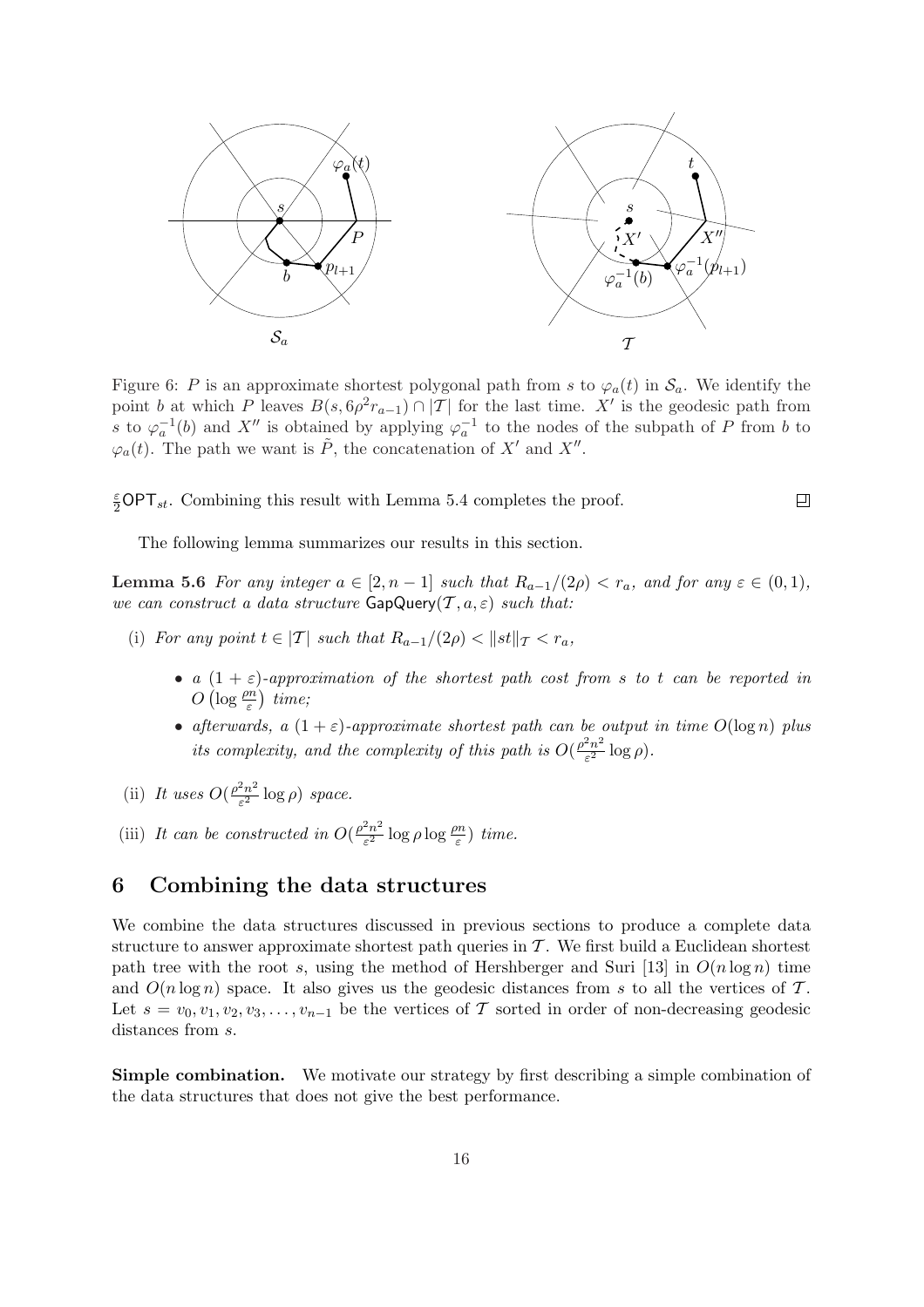Figure 6: $P$ is an approximate shortest polygonal path from $s$ to $\varphi_a(t)$ in $\mathcal{S}_a$. We identify the point $b$ at which $P$ leaves $B(s, 6\rho^2 r_{a-1}) \cap |\mathcal{T}|$ for the last time. $X'$ is the geodesic path from $s$ to $\varphi_a^{-1}(b)$ and $X''$ is obtained by applying $\varphi_a^{-1}$ to the nodes of the subpath of $P$ from $b$ to $\varphi_a(t)$. The path we want is $\tilde{P}$, the concatenation of $X'$ and $X''$.

$\frac{\varepsilon}{2}\mathsf{OPT}_{st}$. Combining this result with Lemma 5.4 completes the proof. ◻

The following lemma summarizes our results in this section.

**Lemma 5.6** *For any integer $a \in [2, n-1]$ such that $R_{a-1}/(2\rho) < r_a$, and for any $\varepsilon \in (0,1)$, we can construct a data structure $\mathsf{GapQuery}(\mathcal{T}, a, \varepsilon)$ such that:*

(i) *For any point $t \in |\mathcal{T}|$ such that $R_{a-1}/(2\rho) < \|st\|_{\mathcal{T}} < r_a$,*

- *a $(1+\varepsilon)$-approximation of the shortest path cost from $s$ to $t$ can be reported in $O\left(\log \frac{\rho n}{\varepsilon}\right)$ time;*
- *afterwards, a $(1+\varepsilon)$-approximate shortest path can be output in time $O(\log n)$ plus its complexity, and the complexity of this path is $O(\frac{\rho^2 n^2}{\varepsilon^2} \log \rho)$.*

(ii) *It uses $O(\frac{\rho^2 n^2}{\varepsilon^2} \log \rho)$ space.*

(iii) *It can be constructed in $O(\frac{\rho^2 n^2}{\varepsilon^2} \log \rho \log \frac{\rho n}{\varepsilon})$ time.*

## 6 Combining the data structures

We combine the data structures discussed in previous sections to produce a complete data structure to answer approximate shortest path queries in $\mathcal{T}$. We first build a Euclidean shortest path tree with the root $s$, using the method of Hershberger and Suri [13] in $O(n \log n)$ time and $O(n \log n)$ space. It also gives us the geodesic distances from $s$ to all the vertices of $\mathcal{T}$. Let $s = v_0, v_1, v_2, v_3, \ldots, v_{n-1}$ be the vertices of $\mathcal{T}$ sorted in order of non-decreasing geodesic distances from $s$.

**Simple combination.** We motivate our strategy by first describing a simple combination of the data structures that does not give the best performance.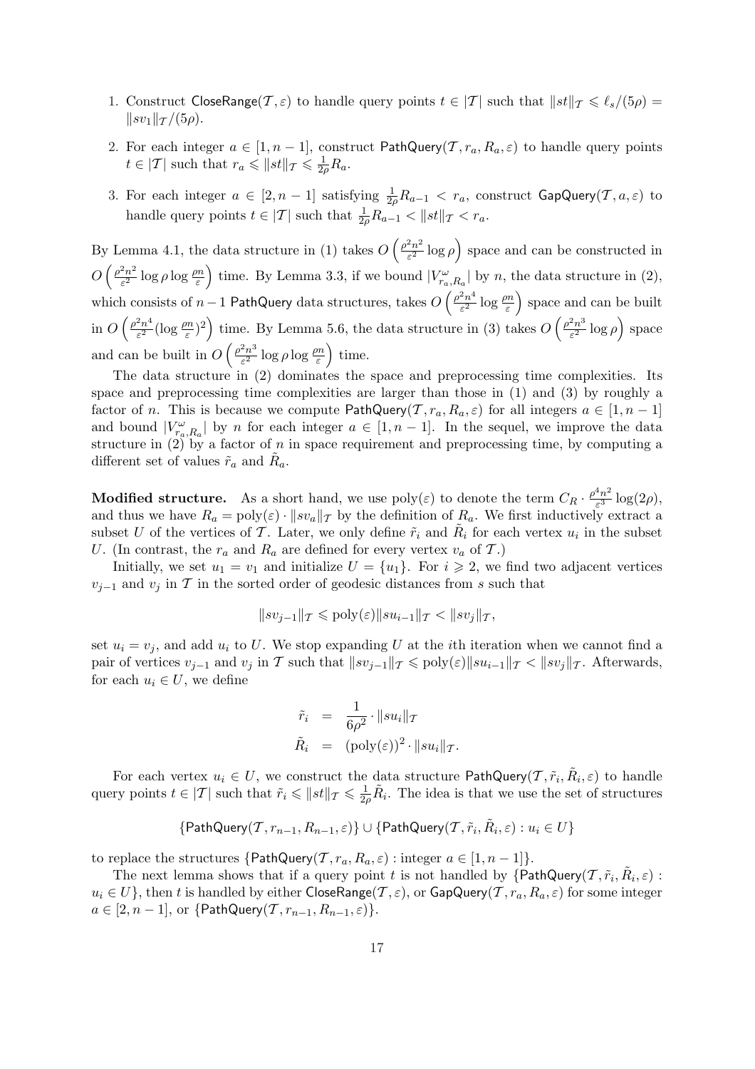1. Construct $\mathsf{CloseRange}(\mathcal{T}, \varepsilon)$ to handle query points $t \in |\mathcal{T}|$ such that $\|st\|_\mathcal{T} \leqslant \ell_s/(5\rho) = \|sv_1\|_\mathcal{T}/(5\rho)$.
2. For each integer $a \in [1, n-1]$, construct $\mathsf{PathQuery}(\mathcal{T}, r_a, R_a, \varepsilon)$ to handle query points $t \in |\mathcal{T}|$ such that $r_a \leqslant \|st\|_\mathcal{T} \leqslant \frac{1}{2\rho} R_a$.
3. For each integer $a \in [2, n-1]$ satisfying $\frac{1}{2\rho} R_{a-1} < r_a$, construct $\mathsf{GapQuery}(\mathcal{T}, a, \varepsilon)$ to handle query points $t \in |\mathcal{T}|$ such that $\frac{1}{2\rho} R_{a-1} < \|st\|_\mathcal{T} < r_a$.

By Lemma 4.1, the data structure in (1) takes $O\left(\frac{\rho^2 n^2}{\varepsilon^2} \log \rho\right)$ space and can be constructed in $O\left(\frac{\rho^2 n^2}{\varepsilon^2} \log \rho \log \frac{\rho n}{\varepsilon}\right)$ time. By Lemma 3.3, if we bound $|V^\omega_{r_a,R_a}|$ by $n$, the data structure in (2), which consists of $n-1$ $\mathsf{PathQuery}$ data structures, takes $O\left(\frac{\rho^2 n^4}{\varepsilon^2} \log \frac{\rho n}{\varepsilon}\right)$ space and can be built in $O\left(\frac{\rho^2 n^4}{\varepsilon^2} (\log \frac{\rho n}{\varepsilon})^2\right)$ time. By Lemma 5.6, the data structure in (3) takes $O\left(\frac{\rho^2 n^3}{\varepsilon^2} \log \rho\right)$ space and can be built in $O\left(\frac{\rho^2 n^3}{\varepsilon^2} \log \rho \log \frac{\rho n}{\varepsilon}\right)$ time.

The data structure in (2) dominates the space and preprocessing time complexities. Its space and preprocessing time complexities are larger than those in (1) and (3) by roughly a factor of $n$. This is because we compute $\mathsf{PathQuery}(\mathcal{T}, r_a, R_a, \varepsilon)$ for all integers $a \in [1, n-1]$ and bound $|V^\omega_{r_a,R_a}|$ by $n$ for each integer $a \in [1, n-1]$. In the sequel, we improve the data structure in (2) by a factor of $n$ in space requirement and preprocessing time, by computing a different set of values $\tilde{r}_a$ and $\tilde{R}_a$.

**Modified structure.** As a short hand, we use $\text{poly}(\varepsilon)$ to denote the term $C_R \cdot \frac{\rho^4 n^2}{\varepsilon^3} \log(2\rho)$, and thus we have $R_a = \text{poly}(\varepsilon) \cdot \|sv_a\|_\mathcal{T}$ by the definition of $R_a$. We first inductively extract a subset $U$ of the vertices of $\mathcal{T}$. Later, we only define $\tilde{r}_i$ and $\tilde{R}_i$ for each vertex $u_i$ in the subset $U$. (In contrast, the $r_a$ and $R_a$ are defined for every vertex $v_a$ of $\mathcal{T}$.)

Initially, we set $u_1 = v_1$ and initialize $U = \{u_1\}$. For $i \geqslant 2$, we find two adjacent vertices $v_{j-1}$ and $v_j$ in $\mathcal{T}$ in the sorted order of geodesic distances from $s$ such that

$$\|sv_{j-1}\|_\mathcal{T} \leqslant \text{poly}(\varepsilon) \|su_{i-1}\|_\mathcal{T} < \|sv_j\|_\mathcal{T},$$

set $u_i = v_j$, and add $u_i$ to $U$. We stop expanding $U$ at the $i$th iteration when we cannot find a pair of vertices $v_{j-1}$ and $v_j$ in $\mathcal{T}$ such that $\|sv_{j-1}\|_\mathcal{T} \leqslant \text{poly}(\varepsilon)\|su_{i-1}\|_\mathcal{T} < \|sv_j\|_\mathcal{T}$. Afterwards, for each $u_i \in U$, we define

$$\begin{aligned}
\tilde{r}_i &= \frac{1}{6\rho^2} \cdot \|su_i\|_\mathcal{T} \\
\tilde{R}_i &= (\text{poly}(\varepsilon))^2 \cdot \|su_i\|_\mathcal{T}.
\end{aligned}$$

For each vertex $u_i \in U$, we construct the data structure $\mathsf{PathQuery}(\mathcal{T}, \tilde{r}_i, \tilde{R}_i, \varepsilon)$ to handle query points $t \in |\mathcal{T}|$ such that $\tilde{r}_i \leqslant \|st\|_\mathcal{T} \leqslant \frac{1}{2\rho} \tilde{R}_i$. The idea is that we use the set of structures

$$\{\mathsf{PathQuery}(\mathcal{T}, r_{n-1}, R_{n-1}, \varepsilon)\} \cup \{\mathsf{PathQuery}(\mathcal{T}, \tilde{r}_i, \tilde{R}_i, \varepsilon) : u_i \in U\}$$

to replace the structures $\{\mathsf{PathQuery}(\mathcal{T}, r_a, R_a, \varepsilon) : \text{integer } a \in [1, n-1]\}$.

The next lemma shows that if a query point $t$ is not handled by $\{\mathsf{PathQuery}(\mathcal{T}, \tilde{r}_i, \tilde{R}_i, \varepsilon) : u_i \in U\}$, then $t$ is handled by either $\mathsf{CloseRange}(\mathcal{T}, \varepsilon)$, or $\mathsf{GapQuery}(\mathcal{T}, r_a, R_a, \varepsilon)$ for some integer $a \in [2, n-1]$, or $\{\mathsf{PathQuery}(\mathcal{T}, r_{n-1}, R_{n-1}, \varepsilon)\}$.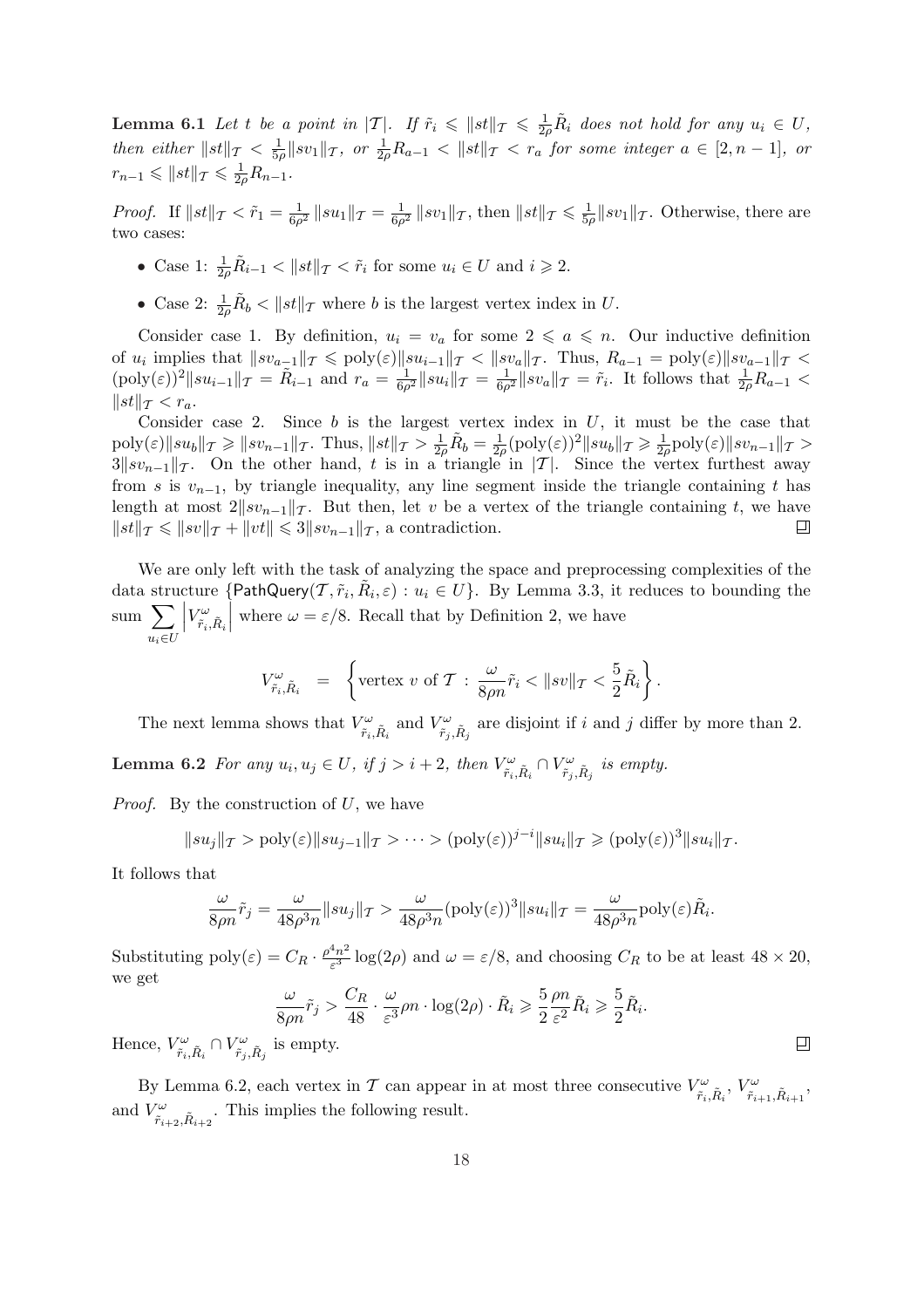**Lemma 6.1** *Let $t$ be a point in $|\mathcal{T}|$. If $\tilde{r}_i \leqslant \|st\|_{\mathcal{T}} \leqslant \frac{1}{2\rho}\tilde{R}_i$ does not hold for any $u_i \in U$, then either $\|st\|_{\mathcal{T}} < \frac{1}{5\rho}\|sv_1\|_{\mathcal{T}}$, or $\frac{1}{2\rho}R_{a-1} < \|st\|_{\mathcal{T}} < r_a$ for some integer $a \in [2, n-1]$, or $r_{n-1} \leqslant \|st\|_{\mathcal{T}} \leqslant \frac{1}{2\rho}R_{n-1}$.*

*Proof.* If $\|st\|_{\mathcal{T}} < \tilde{r}_1 = \frac{1}{6\rho^2}\|su_1\|_{\mathcal{T}} = \frac{1}{6\rho^2}\|sv_1\|_{\mathcal{T}}$, then $\|st\|_{\mathcal{T}} \leqslant \frac{1}{5\rho}\|sv_1\|_{\mathcal{T}}$. Otherwise, there are two cases:

- Case 1: $\frac{1}{2\rho}\tilde{R}_{i-1} < \|st\|_{\mathcal{T}} < \tilde{r}_i$ for some $u_i \in U$ and $i \geqslant 2$.
- Case 2: $\frac{1}{2\rho}\tilde{R}_b < \|st\|_{\mathcal{T}}$ where $b$ is the largest vertex index in $U$.

Consider case 1. By definition, $u_i = v_a$ for some $2 \leqslant a \leqslant n$. Our inductive definition of $u_i$ implies that $\|sv_{a-1}\|_{\mathcal{T}} \leqslant \text{poly}(\varepsilon)\|su_{i-1}\|_{\mathcal{T}} < \|sv_a\|_{\mathcal{T}}$. Thus, $R_{a-1} = \text{poly}(\varepsilon)\|sv_{a-1}\|_{\mathcal{T}} < (\text{poly}(\varepsilon))^2\|su_{i-1}\|_{\mathcal{T}} = \tilde{R}_{i-1}$ and $r_a = \frac{1}{6\rho^2}\|su_i\|_{\mathcal{T}} = \frac{1}{6\rho^2}\|sv_a\|_{\mathcal{T}} = \tilde{r}_i$. It follows that $\frac{1}{2\rho}R_{a-1} < \|st\|_{\mathcal{T}} < r_a$.

Consider case 2. Since $b$ is the largest vertex index in $U$, it must be the case that $\text{poly}(\varepsilon)\|su_b\|_{\mathcal{T}} \geqslant \|sv_{n-1}\|_{\mathcal{T}}$. Thus, $\|st\|_{\mathcal{T}} > \frac{1}{2\rho}\tilde{R}_b = \frac{1}{2\rho}(\text{poly}(\varepsilon))^2\|su_b\|_{\mathcal{T}} \geqslant \frac{1}{2\rho}\text{poly}(\varepsilon)\|sv_{n-1}\|_{\mathcal{T}} > 3\|sv_{n-1}\|_{\mathcal{T}}$. On the other hand, $t$ is in a triangle in $|\mathcal{T}|$. Since the vertex furthest away from $s$ is $v_{n-1}$, by triangle inequality, any line segment inside the triangle containing $t$ has length at most $2\|sv_{n-1}\|_{\mathcal{T}}$. But then, let $v$ be a vertex of the triangle containing $t$, we have $\|st\|_{\mathcal{T}} \leqslant \|sv\|_{\mathcal{T}} + \|vt\| \leqslant 3\|sv_{n-1}\|_{\mathcal{T}}$, a contradiction. $\square$

We are only left with the task of analyzing the space and preprocessing complexities of the data structure $\{\mathsf{PathQuery}(\mathcal{T}, \tilde{r}_i, \tilde{R}_i, \varepsilon) : u_i \in U\}$. By Lemma 3.3, it reduces to bounding the sum $\sum_{u_i \in U} \left|V^{\omega}_{\tilde{r}_i, \tilde{R}_i}\right|$ where $\omega = \varepsilon/8$. Recall that by Definition 2, we have

$$V^{\omega}_{\tilde{r}_i, \tilde{R}_i} \;\; = \;\; \left\{ \text{vertex } v \text{ of } \mathcal{T} \,:\, \frac{\omega}{8\rho n}\tilde{r}_i < \|sv\|_{\mathcal{T}} < \frac{5}{2}\tilde{R}_i \right\}.$$

The next lemma shows that $V^{\omega}_{\tilde{r}_i, \tilde{R}_i}$ and $V^{\omega}_{\tilde{r}_j, \tilde{R}_j}$ are disjoint if $i$ and $j$ differ by more than 2.

**Lemma 6.2** *For any $u_i, u_j \in U$, if $j > i + 2$, then $V^{\omega}_{\tilde{r}_i, \tilde{R}_i} \cap V^{\omega}_{\tilde{r}_j, \tilde{R}_j}$ is empty.*

*Proof.* By the construction of $U$, we have

$$\|su_j\|_{\mathcal{T}} > \text{poly}(\varepsilon)\|su_{j-1}\|_{\mathcal{T}} > \cdots > (\text{poly}(\varepsilon))^{j-i}\|su_i\|_{\mathcal{T}} \geqslant (\text{poly}(\varepsilon))^3\|su_i\|_{\mathcal{T}}.$$

It follows that

$$\frac{\omega}{8\rho n}\tilde{r}_j = \frac{\omega}{48\rho^3 n}\|su_j\|_{\mathcal{T}} > \frac{\omega}{48\rho^3 n}(\text{poly}(\varepsilon))^3\|su_i\|_{\mathcal{T}} = \frac{\omega}{48\rho^3 n}\text{poly}(\varepsilon)\tilde{R}_i.$$

Substituting $\text{poly}(\varepsilon) = C_R \cdot \frac{\rho^4 n^2}{\varepsilon^3}\log(2\rho)$ and $\omega = \varepsilon/8$, and choosing $C_R$ to be at least $48 \times 20$, we get

$$\frac{\omega}{8\rho n}\tilde{r}_j > \frac{C_R}{48} \cdot \frac{\omega}{\varepsilon^3}\rho n \cdot \log(2\rho) \cdot \tilde{R}_i \geqslant \frac{5}{2}\frac{\rho n}{\varepsilon^2}\tilde{R}_i \geqslant \frac{5}{2}\tilde{R}_i.$$

Hence, $V^{\omega}_{\tilde{r}_i, \tilde{R}_i} \cap V^{\omega}_{\tilde{r}_j, \tilde{R}_j}$ is empty. $\square$

By Lemma 6.2, each vertex in $\mathcal{T}$ can appear in at most three consecutive $V^{\omega}_{\tilde{r}_i, \tilde{R}_i}$, $V^{\omega}_{\tilde{r}_{i+1}, \tilde{R}_{i+1}}$, and $V^{\omega}_{\tilde{r}_{i+2}, \tilde{R}_{i+2}}$. This implies the following result.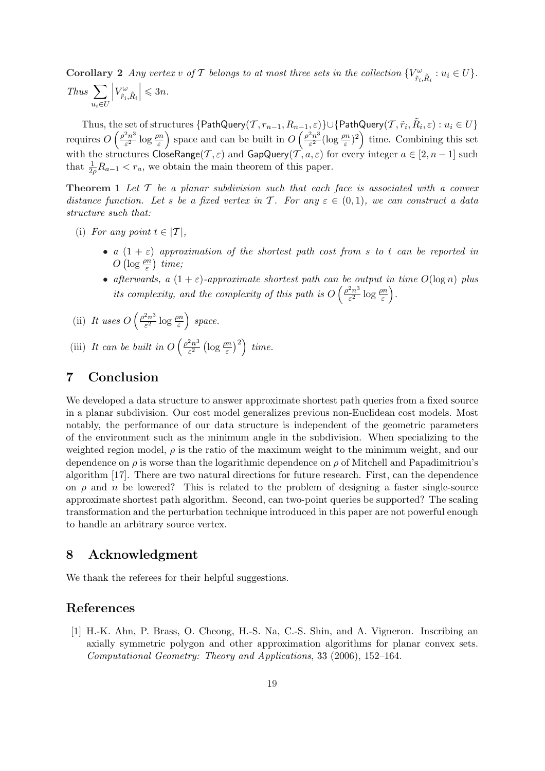**Corollary 2** *Any vertex $v$ of $\mathcal{T}$ belongs to at most three sets in the collection $\{V^{\omega}_{\tilde{r}_i,\tilde{R}_i} : u_i \in U\}$. Thus $\sum_{u_i \in U} \left| V^{\omega}_{\tilde{r}_i,\tilde{R}_i} \right| \leqslant 3n$.*

Thus, the set of structures $\{\mathsf{PathQuery}(\mathcal{T}, r_{n-1}, R_{n-1}, \varepsilon)\} \cup \{\mathsf{PathQuery}(\mathcal{T}, \tilde{r}_i, \tilde{R}_i, \varepsilon) : u_i \in U\}$ requires $O\left(\frac{\rho^2 n^3}{\varepsilon^2} \log \frac{\rho n}{\varepsilon}\right)$ space and can be built in $O\left(\frac{\rho^2 n^3}{\varepsilon^2} (\log \frac{\rho n}{\varepsilon})^2\right)$ time. Combining this set with the structures $\mathsf{CloseRange}(\mathcal{T}, \varepsilon)$ and $\mathsf{GapQuery}(\mathcal{T}, a, \varepsilon)$ for every integer $a \in [2, n-1]$ such that $\frac{1}{2\rho} R_{a-1} < r_a$, we obtain the main theorem of this paper.

**Theorem 1** *Let $\mathcal{T}$ be a planar subdivision such that each face is associated with a convex distance function. Let $s$ be a fixed vertex in $\mathcal{T}$. For any $\varepsilon \in (0, 1)$, we can construct a data structure such that:*

(i) *For any point $t \in |\mathcal{T}|$,*

- *a $(1 + \varepsilon)$ approximation of the shortest path cost from $s$ to $t$ can be reported in $O\left(\log \frac{\rho n}{\varepsilon}\right)$ time;*
- *afterwards, a $(1 + \varepsilon)$-approximate shortest path can be output in time $O(\log n)$ plus its complexity, and the complexity of this path is $O\left(\frac{\rho^2 n^3}{\varepsilon^2} \log \frac{\rho n}{\varepsilon}\right)$.*

(ii) *It uses $O\left(\frac{\rho^2 n^3}{\varepsilon^2} \log \frac{\rho n}{\varepsilon}\right)$ space.*

(iii) *It can be built in $O\left(\frac{\rho^2 n^3}{\varepsilon^2} \left(\log \frac{\rho n}{\varepsilon}\right)^2\right)$ time.*

## 7 Conclusion

We developed a data structure to answer approximate shortest path queries from a fixed source in a planar subdivision. Our cost model generalizes previous non-Euclidean cost models. Most notably, the performance of our data structure is independent of the geometric parameters of the environment such as the minimum angle in the subdivision. When specializing to the weighted region model, $\rho$ is the ratio of the maximum weight to the minimum weight, and our dependence on $\rho$ is worse than the logarithmic dependence on $\rho$ of Mitchell and Papadimitriou's algorithm [17]. There are two natural directions for future research. First, can the dependence on $\rho$ and $n$ be lowered? This is related to the problem of designing a faster single-source approximate shortest path algorithm. Second, can two-point queries be supported? The scaling transformation and the perturbation technique introduced in this paper are not powerful enough to handle an arbitrary source vertex.

## 8 Acknowledgment

We thank the referees for their helpful suggestions.

## References

[1] H.-K. Ahn, P. Brass, O. Cheong, H.-S. Na, C.-S. Shin, and A. Vigneron. Inscribing an axially symmetric polygon and other approximation algorithms for planar convex sets. *Computational Geometry: Theory and Applications*, 33 (2006), 152–164.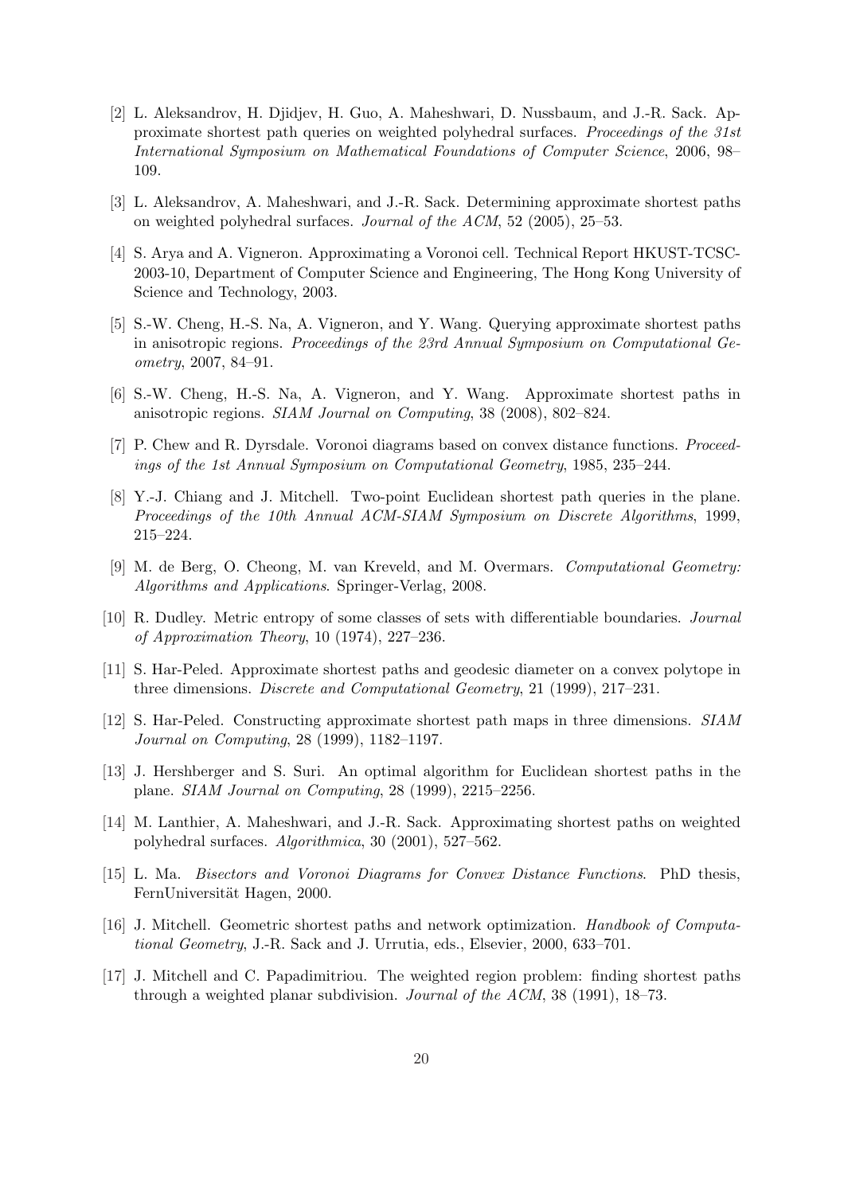[2] L. Aleksandrov, H. Djidjev, H. Guo, A. Maheshwari, D. Nussbaum, and J.-R. Sack. Approximate shortest path queries on weighted polyhedral surfaces. *Proceedings of the 31st International Symposium on Mathematical Foundations of Computer Science*, 2006, 98–109.

[3] L. Aleksandrov, A. Maheshwari, and J.-R. Sack. Determining approximate shortest paths on weighted polyhedral surfaces. *Journal of the ACM*, 52 (2005), 25–53.

[4] S. Arya and A. Vigneron. Approximating a Voronoi cell. Technical Report HKUST-TCSC-2003-10, Department of Computer Science and Engineering, The Hong Kong University of Science and Technology, 2003.

[5] S.-W. Cheng, H.-S. Na, A. Vigneron, and Y. Wang. Querying approximate shortest paths in anisotropic regions. *Proceedings of the 23rd Annual Symposium on Computational Geometry*, 2007, 84–91.

[6] S.-W. Cheng, H.-S. Na, A. Vigneron, and Y. Wang. Approximate shortest paths in anisotropic regions. *SIAM Journal on Computing*, 38 (2008), 802–824.

[7] P. Chew and R. Dyrsdale. Voronoi diagrams based on convex distance functions. *Proceedings of the 1st Annual Symposium on Computational Geometry*, 1985, 235–244.

[8] Y.-J. Chiang and J. Mitchell. Two-point Euclidean shortest path queries in the plane. *Proceedings of the 10th Annual ACM-SIAM Symposium on Discrete Algorithms*, 1999, 215–224.

[9] M. de Berg, O. Cheong, M. van Kreveld, and M. Overmars. *Computational Geometry: Algorithms and Applications*. Springer-Verlag, 2008.

[10] R. Dudley. Metric entropy of some classes of sets with differentiable boundaries. *Journal of Approximation Theory*, 10 (1974), 227–236.

[11] S. Har-Peled. Approximate shortest paths and geodesic diameter on a convex polytope in three dimensions. *Discrete and Computational Geometry*, 21 (1999), 217–231.

[12] S. Har-Peled. Constructing approximate shortest path maps in three dimensions. *SIAM Journal on Computing*, 28 (1999), 1182–1197.

[13] J. Hershberger and S. Suri. An optimal algorithm for Euclidean shortest paths in the plane. *SIAM Journal on Computing*, 28 (1999), 2215–2256.

[14] M. Lanthier, A. Maheshwari, and J.-R. Sack. Approximating shortest paths on weighted polyhedral surfaces. *Algorithmica*, 30 (2001), 527–562.

[15] L. Ma. *Bisectors and Voronoi Diagrams for Convex Distance Functions*. PhD thesis, FernUniversität Hagen, 2000.

[16] J. Mitchell. Geometric shortest paths and network optimization. *Handbook of Computational Geometry*, J.-R. Sack and J. Urrutia, eds., Elsevier, 2000, 633–701.

[17] J. Mitchell and C. Papadimitriou. The weighted region problem: finding shortest paths through a weighted planar subdivision. *Journal of the ACM*, 38 (1991), 18–73.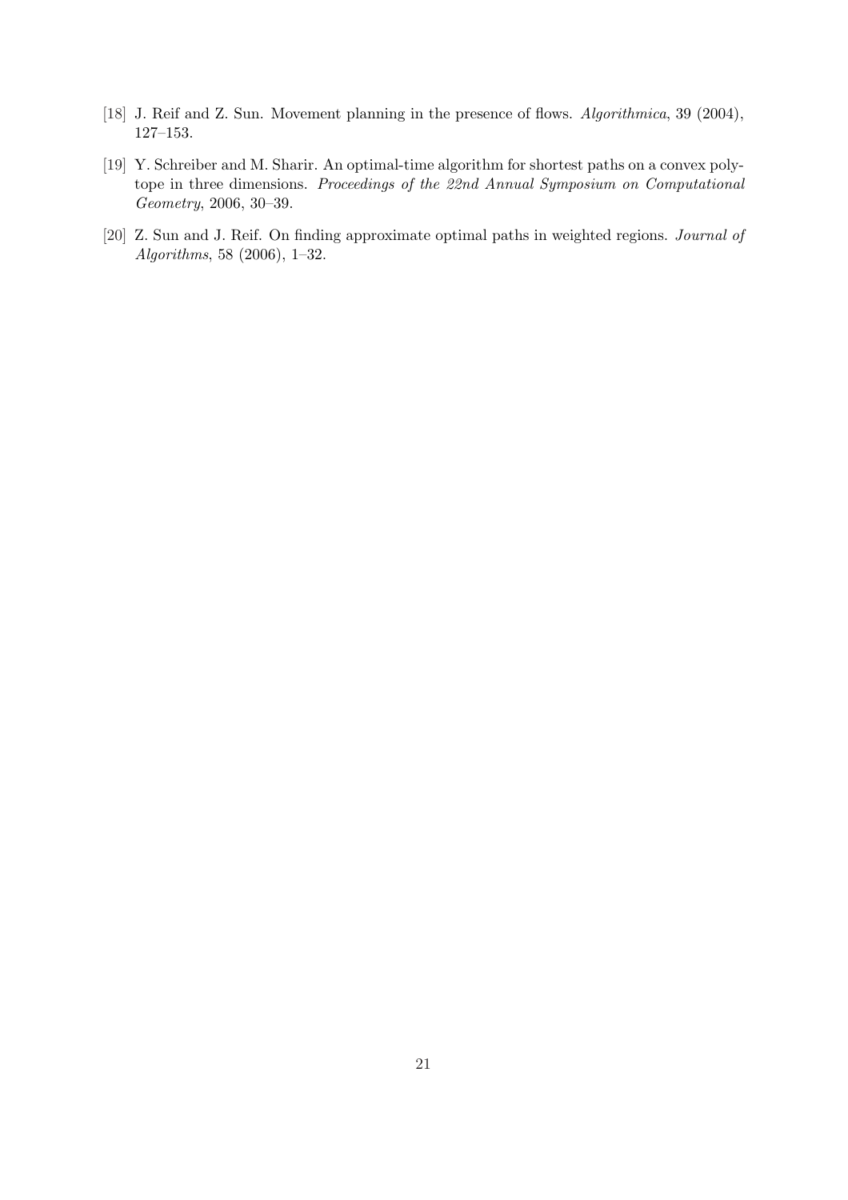[18] J. Reif and Z. Sun. Movement planning in the presence of flows. *Algorithmica*, 39 (2004), 127–153.

[19] Y. Schreiber and M. Sharir. An optimal-time algorithm for shortest paths on a convex polytope in three dimensions. *Proceedings of the 22nd Annual Symposium on Computational Geometry*, 2006, 30–39.

[20] Z. Sun and J. Reif. On finding approximate optimal paths in weighted regions. *Journal of Algorithms*, 58 (2006), 1–32.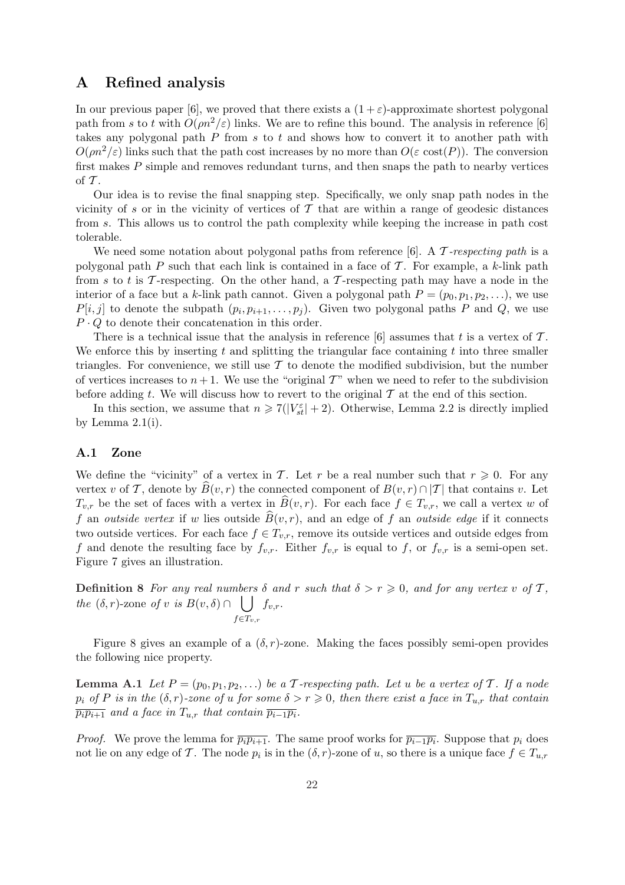## A Refined analysis

In our previous paper [6], we proved that there exists a $(1+\varepsilon)$-approximate shortest polygonal path from $s$ to $t$ with $O(\rho n^2/\varepsilon)$ links. We are to refine this bound. The analysis in reference [6] takes any polygonal path $P$ from $s$ to $t$ and shows how to convert it to another path with $O(\rho n^2/\varepsilon)$ links such that the path cost increases by no more than $O(\varepsilon \ \mathrm{cost}(P))$. The conversion first makes $P$ simple and removes redundant turns, and then snaps the path to nearby vertices of $\mathcal{T}$.

Our idea is to revise the final snapping step. Specifically, we only snap path nodes in the vicinity of $s$ or in the vicinity of vertices of $\mathcal{T}$ that are within a range of geodesic distances from $s$. This allows us to control the path complexity while keeping the increase in path cost tolerable.

We need some notation about polygonal paths from reference [6]. A *$\mathcal{T}$-respecting path* is a polygonal path $P$ such that each link is contained in a face of $\mathcal{T}$. For example, a $k$-link path from $s$ to $t$ is $\mathcal{T}$-respecting. On the other hand, a $\mathcal{T}$-respecting path may have a node in the interior of a face but a $k$-link path cannot. Given a polygonal path $P = (p_0, p_1, p_2, \ldots)$, we use $P[i,j]$ to denote the subpath $(p_i, p_{i+1}, \ldots, p_j)$. Given two polygonal paths $P$ and $Q$, we use $P \cdot Q$ to denote their concatenation in this order.

There is a technical issue that the analysis in reference [6] assumes that $t$ is a vertex of $\mathcal{T}$. We enforce this by inserting $t$ and splitting the triangular face containing $t$ into three smaller triangles. For convenience, we still use $\mathcal{T}$ to denote the modified subdivision, but the number of vertices increases to $n+1$. We use the "original $\mathcal{T}$" when we need to refer to the subdivision before adding $t$. We will discuss how to revert to the original $\mathcal{T}$ at the end of this section.

In this section, we assume that $n \geqslant 7(|V_{st}^{\varepsilon}|+2)$. Otherwise, Lemma 2.2 is directly implied by Lemma 2.1(i).

### A.1 Zone

We define the "vicinity" of a vertex in $\mathcal{T}$. Let $r$ be a real number such that $r \geqslant 0$. For any vertex $v$ of $\mathcal{T}$, denote by $\widehat{B}(v,r)$ the connected component of $B(v,r) \cap |\mathcal{T}|$ that contains $v$. Let $T_{v,r}$ be the set of faces with a vertex in $\widehat{B}(v,r)$. For each face $f \in T_{v,r}$, we call a vertex $w$ of $f$ an *outside vertex* if $w$ lies outside $\widehat{B}(v,r)$, and an edge of $f$ an *outside edge* if it connects two outside vertices. For each face $f \in T_{v,r}$, remove its outside vertices and outside edges from $f$ and denote the resulting face by $f_{v,r}$. Either $f_{v,r}$ is equal to $f$, or $f_{v,r}$ is a semi-open set. Figure 7 gives an illustration.

**Definition 8** *For any real numbers $\delta$ and $r$ such that $\delta > r \geqslant 0$, and for any vertex $v$ of $\mathcal{T}$, the $(\delta,r)$-zone of $v$ is $B(v,\delta) \cap \bigcup\limits_{f \in T_{v,r}} f_{v,r}$.*

Figure 8 gives an example of a $(\delta,r)$-zone. Making the faces possibly semi-open provides the following nice property.

**Lemma A.1** *Let $P = (p_0, p_1, p_2, \ldots)$ be a $\mathcal{T}$-respecting path. Let $u$ be a vertex of $\mathcal{T}$. If a node $p_i$ of $P$ is in the $(\delta,r)$-zone of $u$ for some $\delta > r \geqslant 0$, then there exist a face in $T_{u,r}$ that contain $\overline{p_i p_{i+1}}$ and a face in $T_{u,r}$ that contain $\overline{p_{i-1} p_i}$.*

*Proof.* We prove the lemma for $\overline{p_i p_{i+1}}$. The same proof works for $\overline{p_{i-1} p_i}$. Suppose that $p_i$ does not lie on any edge of $\mathcal{T}$. The node $p_i$ is in the $(\delta,r)$-zone of $u$, so there is a unique face $f \in T_{u,r}$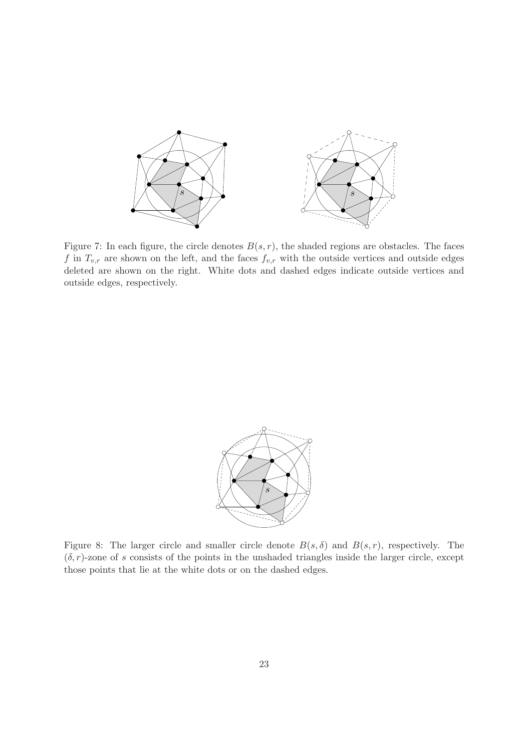Figure 7: In each figure, the circle denotes $B(s, r)$, the shaded regions are obstacles. The faces $f$ in $T_{v,r}$ are shown on the left, and the faces $f_{v,r}$ with the outside vertices and outside edges deleted are shown on the right. White dots and dashed edges indicate outside vertices and outside edges, respectively.

Figure 8: The larger circle and smaller circle denote $B(s, \delta)$ and $B(s, r)$, respectively. The $(\delta, r)$-zone of $s$ consists of the points in the unshaded triangles inside the larger circle, except those points that lie at the white dots or on the dashed edges.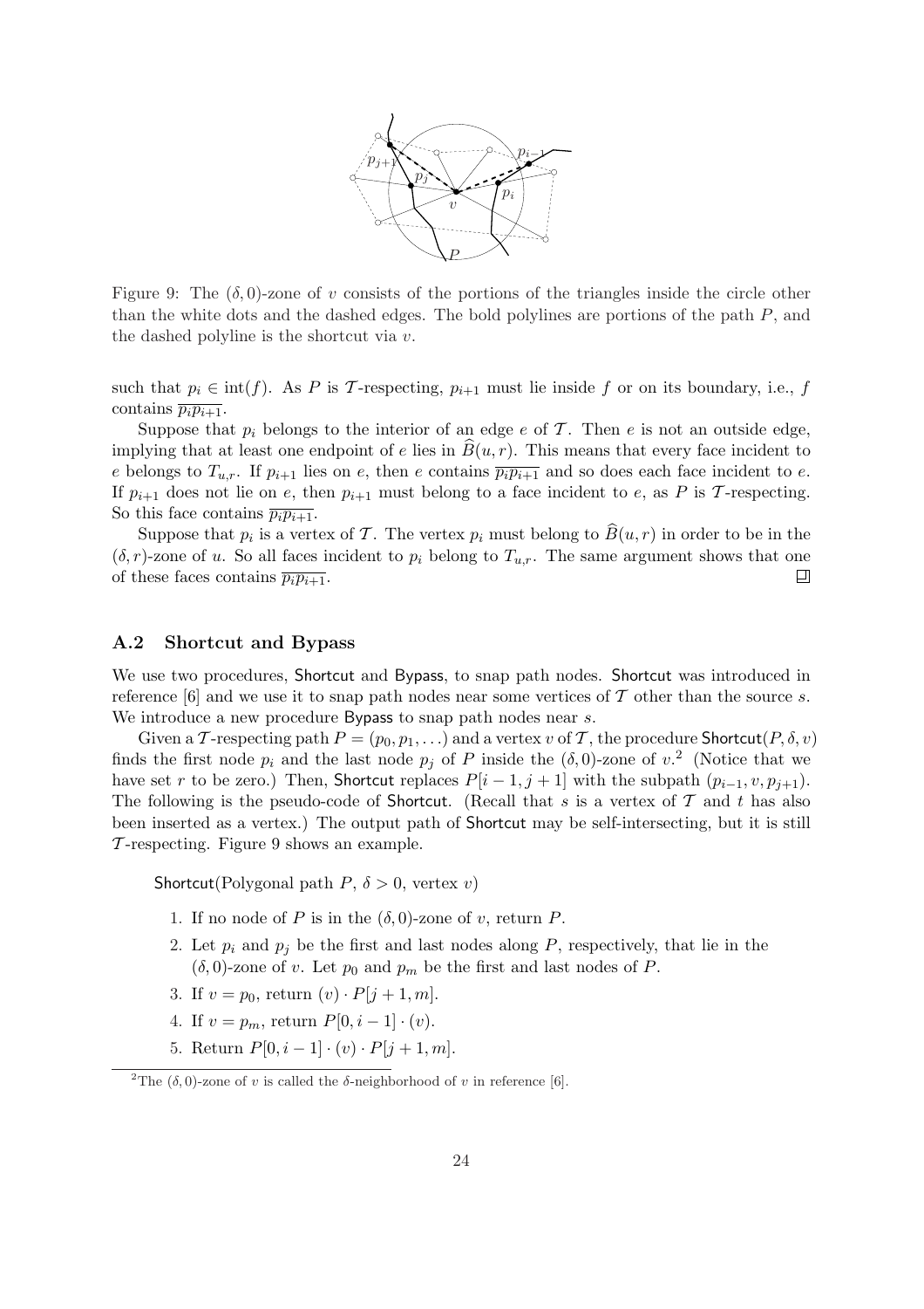Figure 9: The $(\delta, 0)$-zone of $v$ consists of the portions of the triangles inside the circle other than the white dots and the dashed edges. The bold polylines are portions of the path $P$, and the dashed polyline is the shortcut via $v$.

such that $p_i \in \text{int}(f)$. As $P$ is $\mathcal{T}$-respecting, $p_{i+1}$ must lie inside $f$ or on its boundary, i.e., $f$ contains $\overline{p_i p_{i+1}}$.

Suppose that $p_i$ belongs to the interior of an edge $e$ of $\mathcal{T}$. Then $e$ is not an outside edge, implying that at least one endpoint of $e$ lies in $\widehat{B}(u, r)$. This means that every face incident to $e$ belongs to $T_{u,r}$. If $p_{i+1}$ lies on $e$, then $e$ contains $\overline{p_i p_{i+1}}$ and so does each face incident to $e$. If $p_{i+1}$ does not lie on $e$, then $p_{i+1}$ must belong to a face incident to $e$, as $P$ is $\mathcal{T}$-respecting. So this face contains $\overline{p_i p_{i+1}}$.

Suppose that $p_i$ is a vertex of $\mathcal{T}$. The vertex $p_i$ must belong to $\widehat{B}(u, r)$ in order to be in the $(\delta, r)$-zone of $u$. So all faces incident to $p_i$ belong to $T_{u,r}$. The same argument shows that one of these faces contains $\overline{p_i p_{i+1}}$. ◻

### A.2 Shortcut and Bypass

We use two procedures, Shortcut and Bypass, to snap path nodes. Shortcut was introduced in reference [6] and we use it to snap path nodes near some vertices of $\mathcal{T}$ other than the source $s$. We introduce a new procedure Bypass to snap path nodes near $s$.

Given a $\mathcal{T}$-respecting path $P = (p_0, p_1, \ldots)$ and a vertex $v$ of $\mathcal{T}$, the procedure Shortcut$(P, \delta, v)$ finds the first node $p_i$ and the last node $p_j$ of $P$ inside the $(\delta, 0)$-zone of $v$.[2] (Notice that we have set $r$ to be zero.) Then, Shortcut replaces $P[i-1, j+1]$ with the subpath $(p_{i-1}, v, p_{j+1})$. The following is the pseudo-code of Shortcut. (Recall that $s$ is a vertex of $\mathcal{T}$ and $t$ has also been inserted as a vertex.) The output path of Shortcut may be self-intersecting, but it is still $\mathcal{T}$-respecting. Figure 9 shows an example.

Shortcut(Polygonal path $P$, $\delta > 0$, vertex $v$)

1. If no node of $P$ is in the $(\delta, 0)$-zone of $v$, return $P$.
2. Let $p_i$ and $p_j$ be the first and last nodes along $P$, respectively, that lie in the $(\delta, 0)$-zone of $v$. Let $p_0$ and $p_m$ be the first and last nodes of $P$.
3. If $v = p_0$, return $(v) \cdot P[j+1, m]$.
4. If $v = p_m$, return $P[0, i-1] \cdot (v)$.
5. Return $P[0, i-1] \cdot (v) \cdot P[j+1, m]$.

[2]The $(\delta, 0)$-zone of $v$ is called the $\delta$-neighborhood of $v$ in reference [6].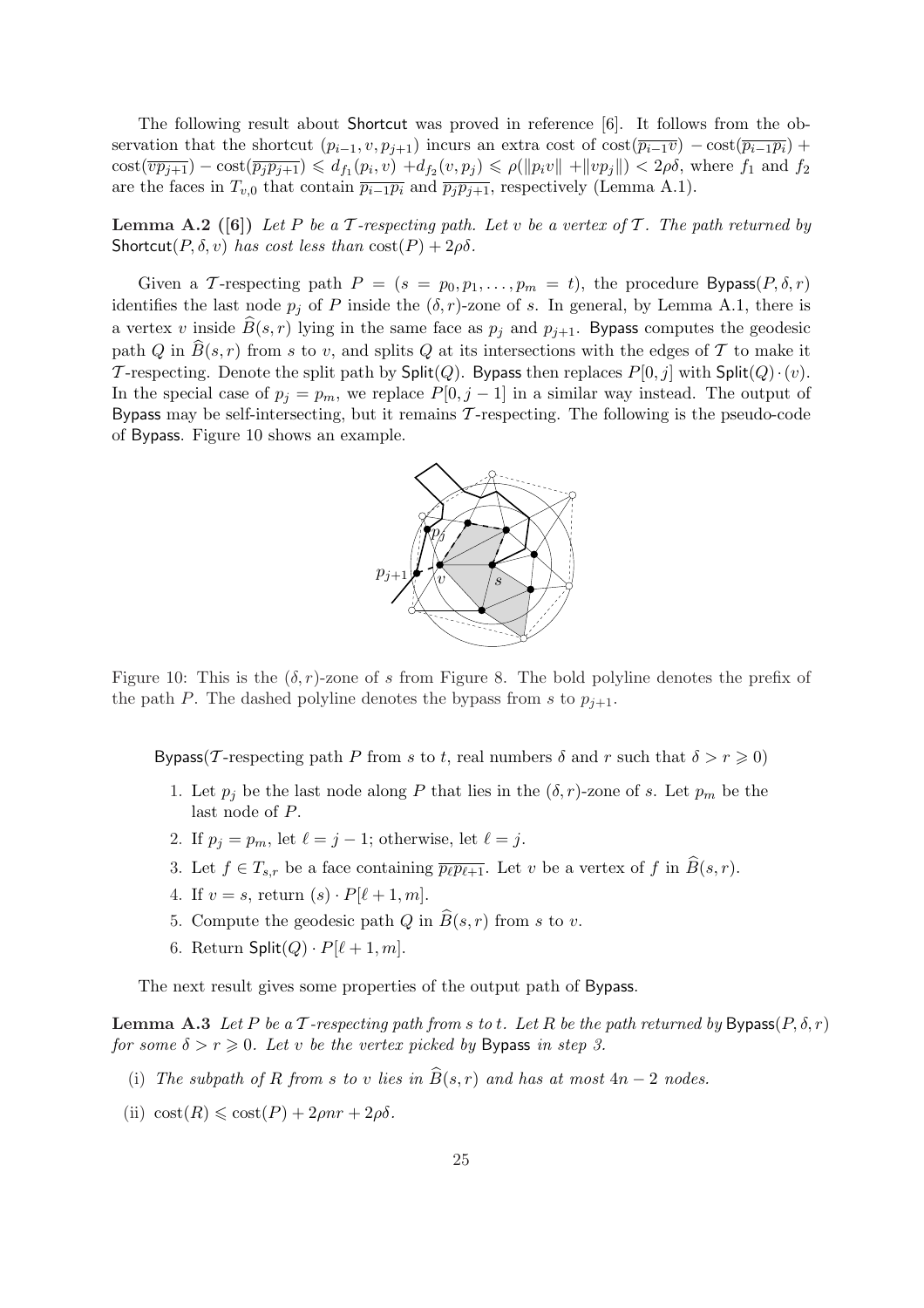The following result about Shortcut was proved in reference [6]. It follows from the observation that the shortcut $(p_{i-1}, v, p_{j+1})$ incurs an extra cost of $\text{cost}(\overline{p_{i-1}v}) - \text{cost}(\overline{p_{i-1}p_i}) + \text{cost}(\overline{vp_{j+1}}) - \text{cost}(\overline{p_jp_{j+1}}) \leqslant d_{f_1}(p_i, v) + d_{f_2}(v, p_j) \leqslant \rho(\|p_iv\| + \|vp_j\|) < 2\rho\delta$, where $f_1$ and $f_2$ are the faces in $T_{v,0}$ that contain $\overline{p_{i-1}p_i}$ and $\overline{p_jp_{j+1}}$, respectively (Lemma A.1).

**Lemma A.2 ([6])** *Let $P$ be a $\mathcal{T}$-respecting path. Let $v$ be a vertex of $\mathcal{T}$. The path returned by* Shortcut$(P, \delta, v)$ *has cost less than* $\text{cost}(P) + 2\rho\delta$.

Given a $\mathcal{T}$-respecting path $P = (s = p_0, p_1, \ldots, p_m = t)$, the procedure Bypass$(P, \delta, r)$ identifies the last node $p_j$ of $P$ inside the $(\delta, r)$-zone of $s$. In general, by Lemma A.1, there is a vertex $v$ inside $\widehat{B}(s, r)$ lying in the same face as $p_j$ and $p_{j+1}$. Bypass computes the geodesic path $Q$ in $\widehat{B}(s, r)$ from $s$ to $v$, and splits $Q$ at its intersections with the edges of $\mathcal{T}$ to make it $\mathcal{T}$-respecting. Denote the split path by Split$(Q)$. Bypass then replaces $P[0, j]$ with Split$(Q) \cdot (v)$. In the special case of $p_j = p_m$, we replace $P[0, j-1]$ in a similar way instead. The output of Bypass may be self-intersecting, but it remains $\mathcal{T}$-respecting. The following is the pseudo-code of Bypass. Figure 10 shows an example.

Figure 10: This is the $(\delta, r)$-zone of $s$ from Figure 8. The bold polyline denotes the prefix of the path $P$. The dashed polyline denotes the bypass from $s$ to $p_{j+1}$.

Bypass($\mathcal{T}$-respecting path $P$ from $s$ to $t$, real numbers $\delta$ and $r$ such that $\delta > r \geqslant 0$)

1. Let $p_j$ be the last node along $P$ that lies in the $(\delta, r)$-zone of $s$. Let $p_m$ be the last node of $P$.
2. If $p_j = p_m$, let $\ell = j - 1$; otherwise, let $\ell = j$.
3. Let $f \in T_{s,r}$ be a face containing $\overline{p_\ell p_{\ell+1}}$. Let $v$ be a vertex of $f$ in $\widehat{B}(s, r)$.
4. If $v = s$, return $(s) \cdot P[\ell + 1, m]$.
5. Compute the geodesic path $Q$ in $\widehat{B}(s, r)$ from $s$ to $v$.
6. Return Split$(Q) \cdot P[\ell + 1, m]$.

The next result gives some properties of the output path of Bypass.

**Lemma A.3** *Let $P$ be a $\mathcal{T}$-respecting path from $s$ to $t$. Let $R$ be the path returned by* Bypass$(P, \delta, r)$ *for some $\delta > r \geqslant 0$. Let $v$ be the vertex picked by* Bypass *in step 3.*

(i) *The subpath of $R$ from $s$ to $v$ lies in $\widehat{B}(s, r)$ and has at most $4n - 2$ nodes.*

(ii) $\text{cost}(R) \leqslant \text{cost}(P) + 2\rho nr + 2\rho\delta$.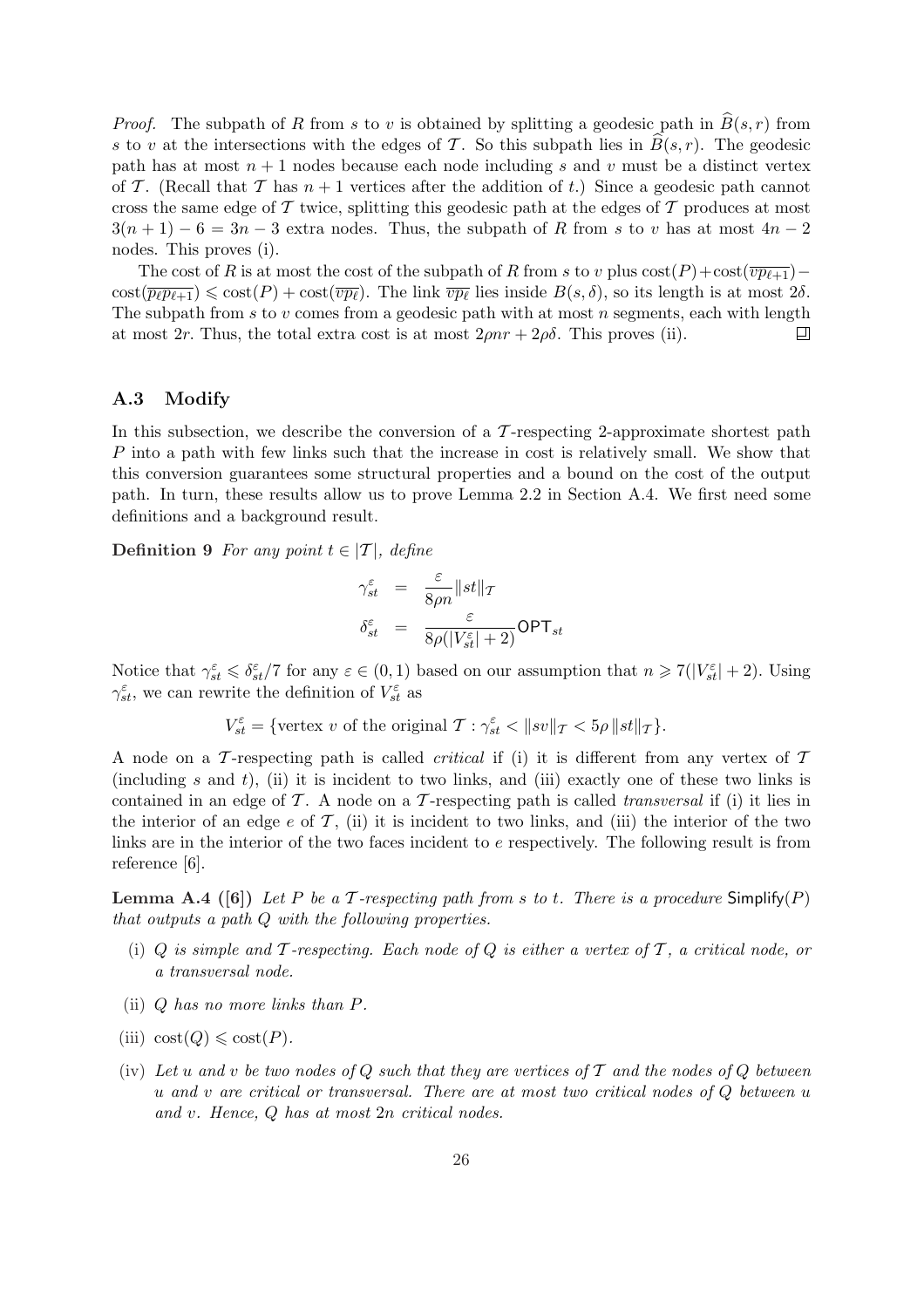*Proof.* The subpath of $R$ from $s$ to $v$ is obtained by splitting a geodesic path in $\widehat{B}(s,r)$ from $s$ to $v$ at the intersections with the edges of $\mathcal{T}$. So this subpath lies in $\widehat{B}(s,r)$. The geodesic path has at most $n+1$ nodes because each node including $s$ and $v$ must be a distinct vertex of $\mathcal{T}$. (Recall that $\mathcal{T}$ has $n+1$ vertices after the addition of $t$.) Since a geodesic path cannot cross the same edge of $\mathcal{T}$ twice, splitting this geodesic path at the edges of $\mathcal{T}$ produces at most $3(n+1)-6 = 3n-3$ extra nodes. Thus, the subpath of $R$ from $s$ to $v$ has at most $4n-2$ nodes. This proves (i).

The cost of $R$ is at most the cost of the subpath of $R$ from $s$ to $v$ plus $\mathrm{cost}(P) + \mathrm{cost}(\overline{vp_{\ell+1}}) - \mathrm{cost}(\overline{p_\ell p_{\ell+1}}) \leqslant \mathrm{cost}(P) + \mathrm{cost}(\overline{vp_\ell})$. The link $\overline{vp_\ell}$ lies inside $B(s,\delta)$, so its length is at most $2\delta$. The subpath from $s$ to $v$ comes from a geodesic path with at most $n$ segments, each with length at most $2r$. Thus, the total extra cost is at most $2\rho nr + 2\rho\delta$. This proves (ii). ◻

### A.3 Modify

In this subsection, we describe the conversion of a $\mathcal{T}$-respecting 2-approximate shortest path $P$ into a path with few links such that the increase in cost is relatively small. We show that this conversion guarantees some structural properties and a bound on the cost of the output path. In turn, these results allow us to prove Lemma 2.2 in Section A.4. We first need some definitions and a background result.

**Definition 9** *For any point $t \in |\mathcal{T}|$, define*

$$\gamma^\varepsilon_{st} = \frac{\varepsilon}{8\rho n}\|st\|_\mathcal{T}$$
$$\delta^\varepsilon_{st} = \frac{\varepsilon}{8\rho(|V^\varepsilon_{st}|+2)}\mathsf{OPT}_{st}$$

Notice that $\gamma^\varepsilon_{st} \leqslant \delta^\varepsilon_{st}/7$ for any $\varepsilon \in (0,1)$ based on our assumption that $n \geqslant 7(|V^\varepsilon_{st}|+2)$. Using $\gamma^\varepsilon_{st}$, we can rewrite the definition of $V^\varepsilon_{st}$ as

$$V^\varepsilon_{st} = \{\text{vertex } v \text{ of the original } \mathcal{T} : \gamma^\varepsilon_{st} < \|sv\|_\mathcal{T} < 5\rho\,\|st\|_\mathcal{T}\}.$$

A node on a $\mathcal{T}$-respecting path is called *critical* if (i) it is different from any vertex of $\mathcal{T}$ (including $s$ and $t$), (ii) it is incident to two links, and (iii) exactly one of these two links is contained in an edge of $\mathcal{T}$. A node on a $\mathcal{T}$-respecting path is called *transversal* if (i) it lies in the interior of an edge $e$ of $\mathcal{T}$, (ii) it is incident to two links, and (iii) the interior of the two links are in the interior of the two faces incident to $e$ respectively. The following result is from reference [6].

**Lemma A.4 ([6])** *Let $P$ be a $\mathcal{T}$-respecting path from $s$ to $t$. There is a procedure* $\mathsf{Simplify}(P)$ *that outputs a path $Q$ with the following properties.*

(i) *$Q$ is simple and $\mathcal{T}$-respecting. Each node of $Q$ is either a vertex of $\mathcal{T}$, a critical node, or a transversal node.*

(ii) *$Q$ has no more links than $P$.*

(iii) $\mathrm{cost}(Q) \leqslant \mathrm{cost}(P)$.

(iv) *Let $u$ and $v$ be two nodes of $Q$ such that they are vertices of $\mathcal{T}$ and the nodes of $Q$ between $u$ and $v$ are critical or transversal. There are at most two critical nodes of $Q$ between $u$ and $v$. Hence, $Q$ has at most $2n$ critical nodes.*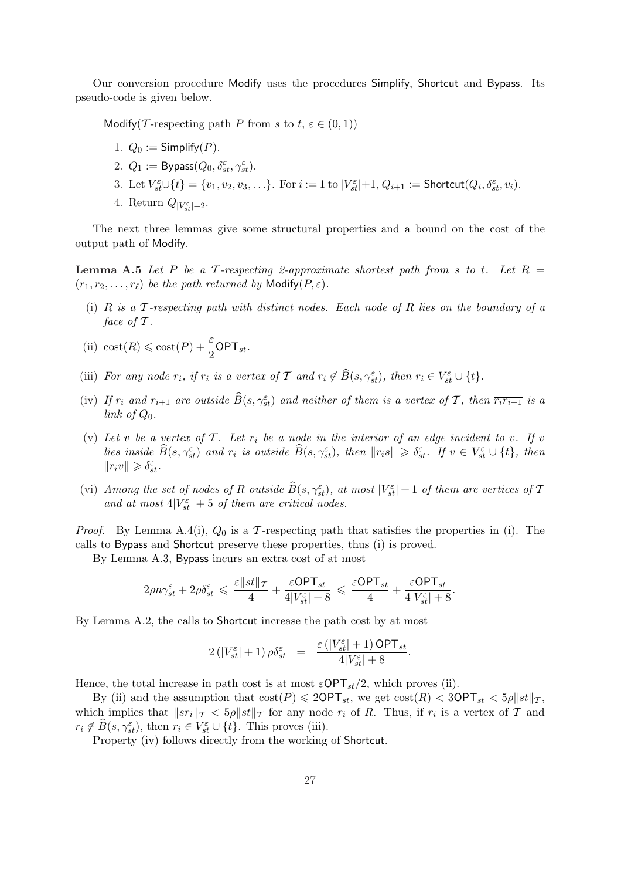Our conversion procedure Modify uses the procedures Simplify, Shortcut and Bypass. Its pseudo-code is given below.

Modify($\mathcal{T}$-respecting path $P$ from $s$ to $t$, $\varepsilon \in (0,1)$)

1. $Q_0 := \mathsf{Simplify}(P)$.
2. $Q_1 := \mathsf{Bypass}(Q_0, \delta^\varepsilon_{st}, \gamma^\varepsilon_{st})$.
3. Let $V^\varepsilon_{st} \cup \{t\} = \{v_1, v_2, v_3, \ldots\}$. For $i := 1$ to $|V^\varepsilon_{st}|+1$, $Q_{i+1} := \mathsf{Shortcut}(Q_i, \delta^\varepsilon_{st}, v_i)$.
4. Return $Q_{|V^\varepsilon_{st}|+2}$.

The next three lemmas give some structural properties and a bound on the cost of the output path of Modify.

**Lemma A.5** *Let $P$ be a $\mathcal{T}$-respecting 2-approximate shortest path from $s$ to $t$. Let $R = (r_1, r_2, \ldots, r_\ell)$ be the path returned by $\mathsf{Modify}(P, \varepsilon)$.*

(i) *$R$ is a $\mathcal{T}$-respecting path with distinct nodes. Each node of $R$ lies on the boundary of a face of $\mathcal{T}$.*

(ii) $\mathrm{cost}(R) \leqslant \mathrm{cost}(P) + \dfrac{\varepsilon}{2}\mathsf{OPT}_{st}$.

(iii) *For any node $r_i$, if $r_i$ is a vertex of $\mathcal{T}$ and $r_i \notin \widehat{B}(s, \gamma^\varepsilon_{st})$, then $r_i \in V^\varepsilon_{st} \cup \{t\}$.*

(iv) *If $r_i$ and $r_{i+1}$ are outside $\widehat{B}(s, \gamma^\varepsilon_{st})$ and neither of them is a vertex of $\mathcal{T}$, then $\overline{r_i r_{i+1}}$ is a link of $Q_0$.*

(v) *Let $v$ be a vertex of $\mathcal{T}$. Let $r_i$ be a node in the interior of an edge incident to $v$. If $v$ lies inside $\widehat{B}(s, \gamma^\varepsilon_{st})$ and $r_i$ is outside $\widehat{B}(s, \gamma^\varepsilon_{st})$, then $\|r_i s\| \geqslant \delta^\varepsilon_{st}$. If $v \in V^\varepsilon_{st} \cup \{t\}$, then $\|r_i v\| \geqslant \delta^\varepsilon_{st}$.*

(vi) *Among the set of nodes of $R$ outside $\widehat{B}(s, \gamma^\varepsilon_{st})$, at most $|V^\varepsilon_{st}| + 1$ of them are vertices of $\mathcal{T}$ and at most $4|V^\varepsilon_{st}| + 5$ of them are critical nodes.*

*Proof.* By Lemma A.4(i), $Q_0$ is a $\mathcal{T}$-respecting path that satisfies the properties in (i). The calls to Bypass and Shortcut preserve these properties, thus (i) is proved.

By Lemma A.3, Bypass incurs an extra cost of at most

$$2\rho n \gamma^\varepsilon_{st} + 2\rho\delta^\varepsilon_{st} \leqslant \frac{\varepsilon\|st\|_{\mathcal{T}}}{4} + \frac{\varepsilon \mathsf{OPT}_{st}}{4|V^\varepsilon_{st}| + 8} \leqslant \frac{\varepsilon \mathsf{OPT}_{st}}{4} + \frac{\varepsilon \mathsf{OPT}_{st}}{4|V^\varepsilon_{st}| + 8}.$$

By Lemma A.2, the calls to Shortcut increase the path cost by at most

$$2\left(|V^\varepsilon_{st}| + 1\right)\rho\delta^\varepsilon_{st} \;\; = \;\; \frac{\varepsilon\left(|V^\varepsilon_{st}| + 1\right)\mathsf{OPT}_{st}}{4|V^\varepsilon_{st}| + 8}.$$

Hence, the total increase in path cost is at most $\varepsilon\mathsf{OPT}_{st}/2$, which proves (ii).

By (ii) and the assumption that $\mathrm{cost}(P) \leqslant 2\mathsf{OPT}_{st}$, we get $\mathrm{cost}(R) < 3\mathsf{OPT}_{st} < 5\rho\|st\|_{\mathcal{T}}$, which implies that $\|sr_i\|_{\mathcal{T}} < 5\rho\|st\|_{\mathcal{T}}$ for any node $r_i$ of $R$. Thus, if $r_i$ is a vertex of $\mathcal{T}$ and $r_i \notin \widehat{B}(s, \gamma^\varepsilon_{st})$, then $r_i \in V^\varepsilon_{st} \cup \{t\}$. This proves (iii).

Property (iv) follows directly from the working of Shortcut.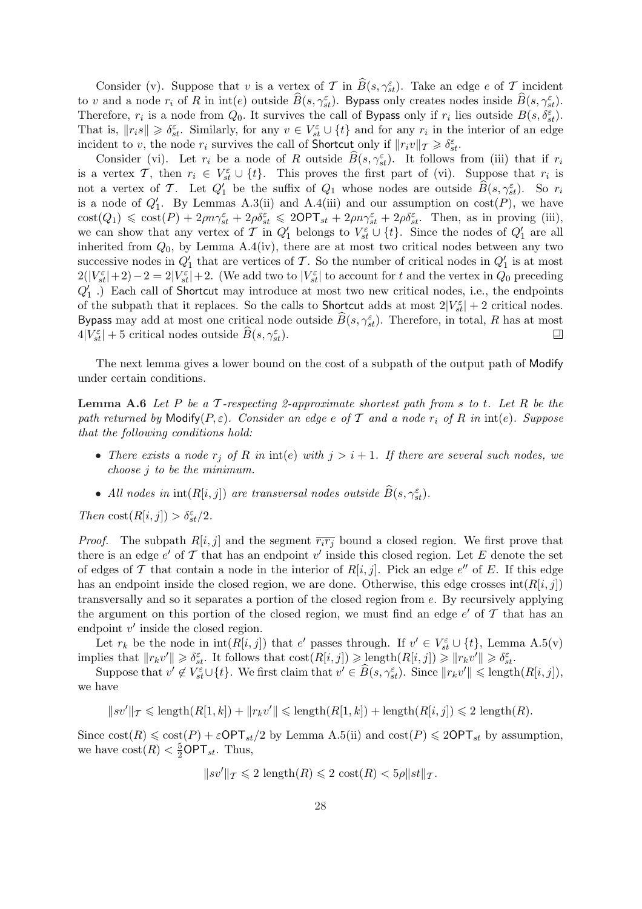Consider (v). Suppose that $v$ is a vertex of $\mathcal{T}$ in $\widehat{B}(s, \gamma_{st}^{\varepsilon})$. Take an edge $e$ of $\mathcal{T}$ incident to $v$ and a node $r_i$ of $R$ in $\mathrm{int}(e)$ outside $\widehat{B}(s, \gamma_{st}^{\varepsilon})$. Bypass only creates nodes inside $\widehat{B}(s, \gamma_{st}^{\varepsilon})$. Therefore, $r_i$ is a node from $Q_0$. It survives the call of Bypass only if $r_i$ lies outside $B(s, \delta_{st}^{\varepsilon})$. That is, $\|r_i s\| \geqslant \delta_{st}^{\varepsilon}$. Similarly, for any $v \in V_{st}^{\varepsilon} \cup \{t\}$ and for any $r_i$ in the interior of an edge incident to $v$, the node $r_i$ survives the call of Shortcut only if $\|r_i v\|_{\mathcal{T}} \geqslant \delta_{st}^{\varepsilon}$.

Consider (vi). Let $r_i$ be a node of $R$ outside $\widehat{B}(s, \gamma_{st}^{\varepsilon})$. It follows from (iii) that if $r_i$ is a vertex $\mathcal{T}$, then $r_i \in V_{st}^{\varepsilon} \cup \{t\}$. This proves the first part of (vi). Suppose that $r_i$ is not a vertex of $\mathcal{T}$. Let $Q_1'$ be the suffix of $Q_1$ whose nodes are outside $\widehat{B}(s, \gamma_{st}^{\varepsilon})$. So $r_i$ is a node of $Q_1'$. By Lemmas A.3(ii) and A.4(iii) and our assumption on $\mathrm{cost}(P)$, we have $\mathrm{cost}(Q_1) \leqslant \mathrm{cost}(P) + 2\rho n \gamma_{st}^{\varepsilon} + 2\rho\delta_{st}^{\varepsilon} \leqslant 2\mathsf{OPT}_{st} + 2\rho n \gamma_{st}^{\varepsilon} + 2\rho\delta_{st}^{\varepsilon}$. Then, as in proving (iii), we can show that any vertex of $\mathcal{T}$ in $Q_1'$ belongs to $V_{st}^{\varepsilon} \cup \{t\}$. Since the nodes of $Q_1'$ are all inherited from $Q_0$, by Lemma A.4(iv), there are at most two critical nodes between any two successive nodes in $Q_1'$ that are vertices of $\mathcal{T}$. So the number of critical nodes in $Q_1'$ is at most $2(|V_{st}^{\varepsilon}|+2)-2 = 2|V_{st}^{\varepsilon}|+2$. (We add two to $|V_{st}^{\varepsilon}|$ to account for $t$ and the vertex in $Q_0$ preceding $Q_1'$ .) Each call of Shortcut may introduce at most two new critical nodes, i.e., the endpoints of the subpath that it replaces. So the calls to Shortcut adds at most $2|V_{st}^{\varepsilon}| + 2$ critical nodes. Bypass may add at most one critical node outside $\widehat{B}(s, \gamma_{st}^{\varepsilon})$. Therefore, in total, $R$ has at most $4|V_{st}^{\varepsilon}| + 5$ critical nodes outside $\widehat{B}(s, \gamma_{st}^{\varepsilon})$. ◻

The next lemma gives a lower bound on the cost of a subpath of the output path of Modify under certain conditions.

**Lemma A.6** *Let $P$ be a $\mathcal{T}$-respecting 2-approximate shortest path from $s$ to $t$. Let $R$ be the path returned by $\mathsf{Modify}(P, \varepsilon)$. Consider an edge $e$ of $\mathcal{T}$ and a node $r_i$ of $R$ in $\mathrm{int}(e)$. Suppose that the following conditions hold:*

- *There exists a node $r_j$ of $R$ in $\mathrm{int}(e)$ with $j > i+1$. If there are several such nodes, we choose $j$ to be the minimum.*
- *All nodes in $\mathrm{int}(R[i,j])$ are transversal nodes outside $\widehat{B}(s, \gamma_{st}^{\varepsilon})$.*

*Then $\mathrm{cost}(R[i,j]) > \delta_{st}^{\varepsilon}/2$.*

*Proof.* The subpath $R[i,j]$ and the segment $\overline{r_i r_j}$ bound a closed region. We first prove that there is an edge $e'$ of $\mathcal{T}$ that has an endpoint $v'$ inside this closed region. Let $E$ denote the set of edges of $\mathcal{T}$ that contain a node in the interior of $R[i,j]$. Pick an edge $e''$ of $E$. If this edge has an endpoint inside the closed region, we are done. Otherwise, this edge crosses $\mathrm{int}(R[i,j])$ transversally and so it separates a portion of the closed region from $e$. By recursively applying the argument on this portion of the closed region, we must find an edge $e'$ of $\mathcal{T}$ that has an endpoint $v'$ inside the closed region.

Let $r_k$ be the node in $\mathrm{int}(R[i,j])$ that $e'$ passes through. If $v' \in V_{st}^{\varepsilon} \cup \{t\}$, Lemma A.5(v) implies that $\|r_k v'\| \geqslant \delta_{st}^{\varepsilon}$. It follows that $\mathrm{cost}(R[i,j]) \geqslant \mathrm{length}(R[i,j]) \geqslant \|r_k v'\| \geqslant \delta_{st}^{\varepsilon}$.

Suppose that $v' \notin V_{st}^{\varepsilon} \cup \{t\}$. We first claim that $v' \in \widehat{B}(s, \gamma_{st}^{\varepsilon})$. Since $\|r_k v'\| \leqslant \mathrm{length}(R[i,j])$, we have

$$\|sv'\|_{\mathcal{T}} \leqslant \mathrm{length}(R[1,k]) + \|r_k v'\| \leqslant \mathrm{length}(R[1,k]) + \mathrm{length}(R[i,j]) \leqslant 2\ \mathrm{length}(R).$$

Since $\mathrm{cost}(R) \leqslant \mathrm{cost}(P) + \varepsilon\mathsf{OPT}_{st}/2$ by Lemma A.5(ii) and $\mathrm{cost}(P) \leqslant 2\mathsf{OPT}_{st}$ by assumption, we have $\mathrm{cost}(R) < \frac{5}{2}\mathsf{OPT}_{st}$. Thus,

$$\|sv'\|_{\mathcal{T}} \leqslant 2\ \mathrm{length}(R) \leqslant 2\ \mathrm{cost}(R) < 5\rho\|st\|_{\mathcal{T}}.$$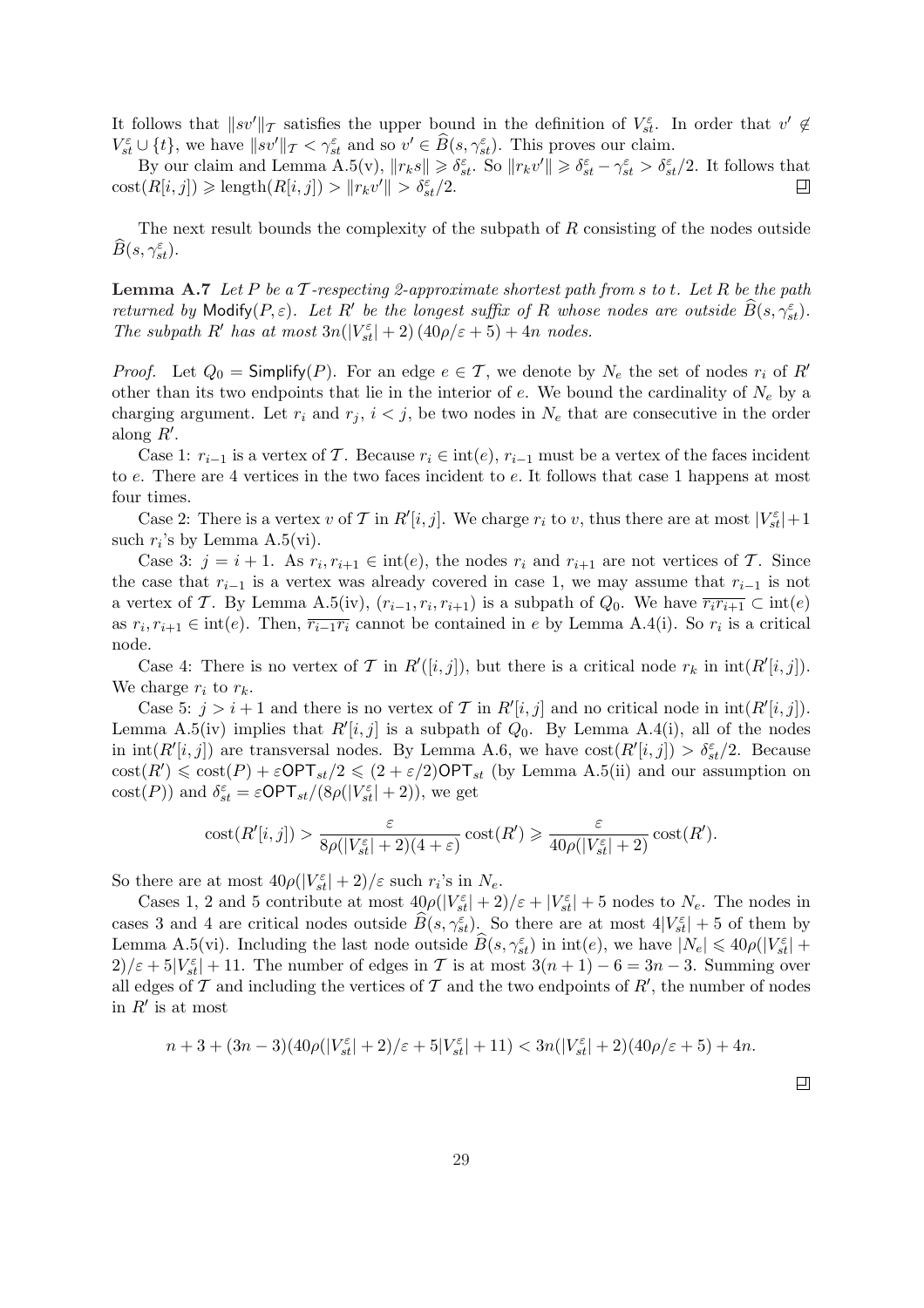It follows that $\|sv'\|_{\mathcal{T}}$ satisfies the upper bound in the definition of $V_{st}^{\varepsilon}$. In order that $v' \notin V_{st}^{\varepsilon} \cup \{t\}$, we have $\|sv'\|_{\mathcal{T}} < \gamma_{st}^{\varepsilon}$ and so $v' \in \widehat{B}(s, \gamma_{st}^{\varepsilon})$. This proves our claim.

By our claim and Lemma A.5(v), $\|r_k s\| \geqslant \delta_{st}^{\varepsilon}$. So $\|r_k v'\| \geqslant \delta_{st}^{\varepsilon} - \gamma_{st}^{\varepsilon} > \delta_{st}^{\varepsilon}/2$. It follows that $\mathrm{cost}(R[i,j]) \geqslant \mathrm{length}(R[i,j]) > \|r_k v'\| > \delta_{st}^{\varepsilon}/2$. ◻

The next result bounds the complexity of the subpath of $R$ consisting of the nodes outside $\widehat{B}(s, \gamma_{st}^{\varepsilon})$.

**Lemma A.7** *Let $P$ be a $\mathcal{T}$-respecting 2-approximate shortest path from $s$ to $t$. Let $R$ be the path returned by $\mathsf{Modify}(P, \varepsilon)$. Let $R'$ be the longest suffix of $R$ whose nodes are outside $\widehat{B}(s, \gamma_{st}^{\varepsilon})$. The subpath $R'$ has at most $3n(|V_{st}^{\varepsilon}| + 2)\,(40\rho/\varepsilon + 5) + 4n$ nodes.*

*Proof.* Let $Q_0 = \mathsf{Simplify}(P)$. For an edge $e \in \mathcal{T}$, we denote by $N_e$ the set of nodes $r_i$ of $R'$ other than its two endpoints that lie in the interior of $e$. We bound the cardinality of $N_e$ by a charging argument. Let $r_i$ and $r_j$, $i < j$, be two nodes in $N_e$ that are consecutive in the order along $R'$.

Case 1: $r_{i-1}$ is a vertex of $\mathcal{T}$. Because $r_i \in \mathrm{int}(e)$, $r_{i-1}$ must be a vertex of the faces incident to $e$. There are 4 vertices in the two faces incident to $e$. It follows that case 1 happens at most four times.

Case 2: There is a vertex $v$ of $\mathcal{T}$ in $R'[i,j]$. We charge $r_i$ to $v$, thus there are at most $|V_{st}^{\varepsilon}| + 1$ such $r_i$'s by Lemma A.5(vi).

Case 3: $j = i+1$. As $r_i, r_{i+1} \in \mathrm{int}(e)$, the nodes $r_i$ and $r_{i+1}$ are not vertices of $\mathcal{T}$. Since the case that $r_{i-1}$ is a vertex was already covered in case 1, we may assume that $r_{i-1}$ is not a vertex of $\mathcal{T}$. By Lemma A.5(iv), $(r_{i-1}, r_i, r_{i+1})$ is a subpath of $Q_0$. We have $\overline{r_i r_{i+1}} \subset \mathrm{int}(e)$ as $r_i, r_{i+1} \in \mathrm{int}(e)$. Then, $\overline{r_{i-1} r_i}$ cannot be contained in $e$ by Lemma A.4(i). So $r_i$ is a critical node.

Case 4: There is no vertex of $\mathcal{T}$ in $R'([i,j])$, but there is a critical node $r_k$ in $\mathrm{int}(R'[i,j])$. We charge $r_i$ to $r_k$.

Case 5: $j > i+1$ and there is no vertex of $\mathcal{T}$ in $R'[i,j]$ and no critical node in $\mathrm{int}(R'[i,j])$. Lemma A.5(iv) implies that $R'[i,j]$ is a subpath of $Q_0$. By Lemma A.4(i), all of the nodes in $\mathrm{int}(R'[i,j])$ are transversal nodes. By Lemma A.6, we have $\mathrm{cost}(R'[i,j]) > \delta_{st}^{\varepsilon}/2$. Because $\mathrm{cost}(R') \leqslant \mathrm{cost}(P) + \varepsilon \mathsf{OPT}_{st}/2 \leqslant (2 + \varepsilon/2)\mathsf{OPT}_{st}$ (by Lemma A.5(ii) and our assumption on $\mathrm{cost}(P)$) and $\delta_{st}^{\varepsilon} = \varepsilon \mathsf{OPT}_{st}/(8\rho(|V_{st}^{\varepsilon}| + 2))$, we get

$$\mathrm{cost}(R'[i,j]) > \frac{\varepsilon}{8\rho(|V_{st}^{\varepsilon}| + 2)(4 + \varepsilon)}\,\mathrm{cost}(R') \geqslant \frac{\varepsilon}{40\rho(|V_{st}^{\varepsilon}| + 2)}\,\mathrm{cost}(R').$$

So there are at most $40\rho(|V_{st}^{\varepsilon}| + 2)/\varepsilon$ such $r_i$'s in $N_e$.

Cases 1, 2 and 5 contribute at most $40\rho(|V_{st}^{\varepsilon}| + 2)/\varepsilon + |V_{st}^{\varepsilon}| + 5$ nodes to $N_e$. The nodes in cases 3 and 4 are critical nodes outside $\widehat{B}(s, \gamma_{st}^{\varepsilon})$. So there are at most $4|V_{st}^{\varepsilon}| + 5$ of them by Lemma A.5(vi). Including the last node outside $\widehat{B}(s, \gamma_{st}^{\varepsilon})$ in $\mathrm{int}(e)$, we have $|N_e| \leqslant 40\rho(|V_{st}^{\varepsilon}| + 2)/\varepsilon + 5|V_{st}^{\varepsilon}| + 11$. The number of edges in $\mathcal{T}$ is at most $3(n+1) - 6 = 3n - 3$. Summing over all edges of $\mathcal{T}$ and including the vertices of $\mathcal{T}$ and the two endpoints of $R'$, the number of nodes in $R'$ is at most

$$n + 3 + (3n-3)(40\rho(|V_{st}^{\varepsilon}| + 2)/\varepsilon + 5|V_{st}^{\varepsilon}| + 11) < 3n(|V_{st}^{\varepsilon}| + 2)(40\rho/\varepsilon + 5) + 4n.$$

◻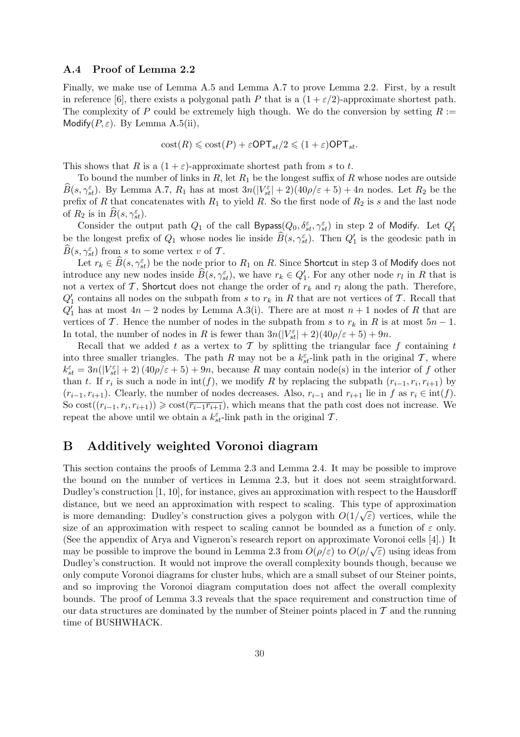### A.4 Proof of Lemma 2.2

Finally, we make use of Lemma A.5 and Lemma A.7 to prove Lemma 2.2. First, by a result in reference [6], there exists a polygonal path $P$ that is a $(1+\varepsilon/2)$-approximate shortest path. The complexity of $P$ could be extremely high though. We do the conversion by setting $R := \mathsf{Modify}(P, \varepsilon)$. By Lemma A.5(ii),

$$\mathrm{cost}(R) \leqslant \mathrm{cost}(P) + \varepsilon \mathsf{OPT}_{st}/2 \leqslant (1+\varepsilon)\mathsf{OPT}_{st}.$$

This shows that $R$ is a $(1+\varepsilon)$-approximate shortest path from $s$ to $t$.

To bound the number of links in $R$, let $R_1$ be the longest suffix of $R$ whose nodes are outside $\widehat{B}(s, \gamma^{\varepsilon}_{st})$. By Lemma A.7, $R_1$ has at most $3n(|V^{\varepsilon}_{st}|+2)(40\rho/\varepsilon+5)+4n$ nodes. Let $R_2$ be the prefix of $R$ that concatenates with $R_1$ to yield $R$. So the first node of $R_2$ is $s$ and the last node of $R_2$ is in $\widehat{B}(s, \gamma^{\varepsilon}_{st})$.

Consider the output path $Q_1$ of the call $\mathsf{Bypass}(Q_0, \delta^{\varepsilon}_{st}, \gamma^{\varepsilon}_{st})$ in step 2 of $\mathsf{Modify}$. Let $Q'_1$ be the longest prefix of $Q_1$ whose nodes lie inside $\widehat{B}(s, \gamma^{\varepsilon}_{st})$. Then $Q'_1$ is the geodesic path in $\widehat{B}(s, \gamma^{\varepsilon}_{st})$ from $s$ to some vertex $v$ of $\mathcal{T}$.

Let $r_k \in \widehat{B}(s, \gamma^{\varepsilon}_{st})$ be the node prior to $R_1$ on $R$. Since $\mathsf{Shortcut}$ in step 3 of $\mathsf{Modify}$ does not introduce any new nodes inside $\widehat{B}(s, \gamma^{\varepsilon}_{st})$, we have $r_k \in Q'_1$. For any other node $r_l$ in $R$ that is not a vertex of $\mathcal{T}$, $\mathsf{Shortcut}$ does not change the order of $r_k$ and $r_l$ along the path. Therefore, $Q'_1$ contains all nodes on the subpath from $s$ to $r_k$ in $R$ that are not vertices of $\mathcal{T}$. Recall that $Q'_1$ has at most $4n-2$ nodes by Lemma A.3(i). There are at most $n+1$ nodes of $R$ that are vertices of $\mathcal{T}$. Hence the number of nodes in the subpath from $s$ to $r_k$ in $R$ is at most $5n-1$. In total, the number of nodes in $R$ is fewer than $3n(|V^{\varepsilon}_{st}|+2)(40\rho/\varepsilon+5)+9n$.

Recall that we added $t$ as a vertex to $\mathcal{T}$ by splitting the triangular face $f$ containing $t$ into three smaller triangles. The path $R$ may not be a $k^{\varepsilon}_{st}$-link path in the original $\mathcal{T}$, where $k^{\varepsilon}_{st} = 3n(|V^{\varepsilon}_{st}|+2)\,(40\rho/\varepsilon+5)+9n$, because $R$ may contain node(s) in the interior of $f$ other than $t$. If $r_i$ is such a node in $\mathrm{int}(f)$, we modify $R$ by replacing the subpath $(r_{i-1}, r_i, r_{i+1})$ by $(r_{i-1}, r_{i+1})$. Clearly, the number of nodes decreases. Also, $r_{i-1}$ and $r_{i+1}$ lie in $f$ as $r_i \in \mathrm{int}(f)$. So $\mathrm{cost}((r_{i-1}, r_i, r_{i+1})) \geqslant \mathrm{cost}(\overline{r_{i-1}r_{i+1}})$, which means that the path cost does not increase. We repeat the above until we obtain a $k^{\varepsilon}_{st}$-link path in the original $\mathcal{T}$.

## B Additively weighted Voronoi diagram

This section contains the proofs of Lemma 2.3 and Lemma 2.4. It may be possible to improve the bound on the number of vertices in Lemma 2.3, but it does not seem straightforward. Dudley's construction [1, 10], for instance, gives an approximation with respect to the Hausdorff distance, but we need an approximation with respect to scaling. This type of approximation is more demanding: Dudley's construction gives a polygon with $O(1/\sqrt{\varepsilon})$ vertices, while the size of an approximation with respect to scaling cannot be bounded as a function of $\varepsilon$ only. (See the appendix of Arya and Vigneron's research report on approximate Voronoi cells [4].) It may be possible to improve the bound in Lemma 2.3 from $O(\rho/\varepsilon)$ to $O(\rho/\sqrt{\varepsilon})$ using ideas from Dudley's construction. It would not improve the overall complexity bounds though, because we only compute Voronoi diagrams for cluster hubs, which are a small subset of our Steiner points, and so improving the Voronoi diagram computation does not affect the overall complexity bounds. The proof of Lemma 3.3 reveals that the space requirement and construction time of our data structures are dominated by the number of Steiner points placed in $\mathcal{T}$ and the running time of BUSHWHACK.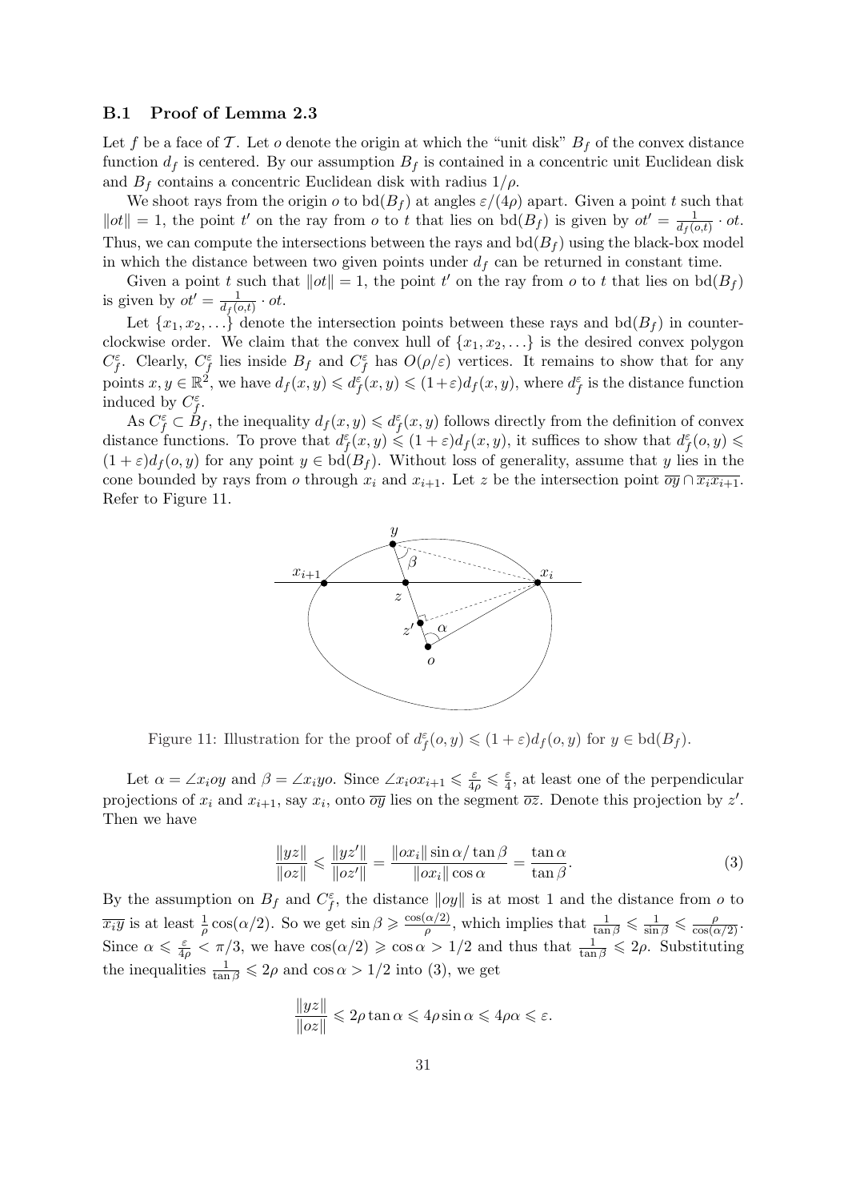### B.1 Proof of Lemma 2.3

Let $f$ be a face of $\mathcal{T}$. Let $o$ denote the origin at which the "unit disk" $B_f$ of the convex distance function $d_f$ is centered. By our assumption $B_f$ is contained in a concentric unit Euclidean disk and $B_f$ contains a concentric Euclidean disk with radius $1/\rho$.

We shoot rays from the origin $o$ to $\mathrm{bd}(B_f)$ at angles $\varepsilon/(4\rho)$ apart. Given a point $t$ such that $\|ot\| = 1$, the point $t'$ on the ray from $o$ to $t$ that lies on $\mathrm{bd}(B_f)$ is given by $ot' = \frac{1}{d_f(o,t)} \cdot ot$. Thus, we can compute the intersections between the rays and $\mathrm{bd}(B_f)$ using the black-box model in which the distance between two given points under $d_f$ can be returned in constant time.

Given a point $t$ such that $\|ot\| = 1$, the point $t'$ on the ray from $o$ to $t$ that lies on $\mathrm{bd}(B_f)$ is given by $ot' = \frac{1}{d_f(o,t)} \cdot ot$.

Let $\{x_1, x_2, \ldots\}$ denote the intersection points between these rays and $\mathrm{bd}(B_f)$ in counterclockwise order. We claim that the convex hull of $\{x_1, x_2, \ldots\}$ is the desired convex polygon $C_f^\varepsilon$. Clearly, $C_f^\varepsilon$ lies inside $B_f$ and $C_f^\varepsilon$ has $O(\rho/\varepsilon)$ vertices. It remains to show that for any points $x, y \in \mathbb{R}^2$, we have $d_f(x,y) \leqslant d_f^\varepsilon(x,y) \leqslant (1+\varepsilon) d_f(x,y)$, where $d_f^\varepsilon$ is the distance function induced by $C_f^\varepsilon$.

As $C_f^\varepsilon \subset B_f$, the inequality $d_f(x,y) \leqslant d_f^\varepsilon(x,y)$ follows directly from the definition of convex distance functions. To prove that $d_f^\varepsilon(x,y) \leqslant (1+\varepsilon) d_f(x,y)$, it suffices to show that $d_f^\varepsilon(o,y) \leqslant (1+\varepsilon) d_f(o,y)$ for any point $y \in \mathrm{bd}(B_f)$. Without loss of generality, assume that $y$ lies in the cone bounded by rays from $o$ through $x_i$ and $x_{i+1}$. Let $z$ be the intersection point $\overline{oy} \cap \overline{x_i x_{i+1}}$. Refer to Figure 11.

Figure 11: Illustration for the proof of $d_f^\varepsilon(o,y) \leqslant (1+\varepsilon) d_f(o,y)$ for $y \in \mathrm{bd}(B_f)$.

Let $\alpha = \angle x_i o y$ and $\beta = \angle x_i y o$. Since $\angle x_i o x_{i+1} \leqslant \frac{\varepsilon}{4\rho} \leqslant \frac{\varepsilon}{4}$, at least one of the perpendicular projections of $x_i$ and $x_{i+1}$, say $x_i$, onto $\overline{oy}$ lies on the segment $\overline{oz}$. Denote this projection by $z'$. Then we have

$$\frac{\|yz\|}{\|oz\|} \leqslant \frac{\|yz'\|}{\|oz'\|} = \frac{\|ox_i\| \sin\alpha / \tan\beta}{\|ox_i\| \cos\alpha} = \frac{\tan\alpha}{\tan\beta}. \tag{3}$$

By the assumption on $B_f$ and $C_f^\varepsilon$, the distance $\|oy\|$ is at most 1 and the distance from $o$ to $\overline{x_i y}$ is at least $\frac{1}{\rho}\cos(\alpha/2)$. So we get $\sin\beta \geqslant \frac{\cos(\alpha/2)}{\rho}$, which implies that $\frac{1}{\tan\beta} \leqslant \frac{1}{\sin\beta} \leqslant \frac{\rho}{\cos(\alpha/2)}$. Since $\alpha \leqslant \frac{\varepsilon}{4\rho} < \pi/3$, we have $\cos(\alpha/2) \geqslant \cos\alpha > 1/2$ and thus that $\frac{1}{\tan\beta} \leqslant 2\rho$. Substituting the inequalities $\frac{1}{\tan\beta} \leqslant 2\rho$ and $\cos\alpha > 1/2$ into (3), we get

$$\frac{\|yz\|}{\|oz\|} \leqslant 2\rho \tan\alpha \leqslant 4\rho \sin\alpha \leqslant 4\rho\alpha \leqslant \varepsilon.$$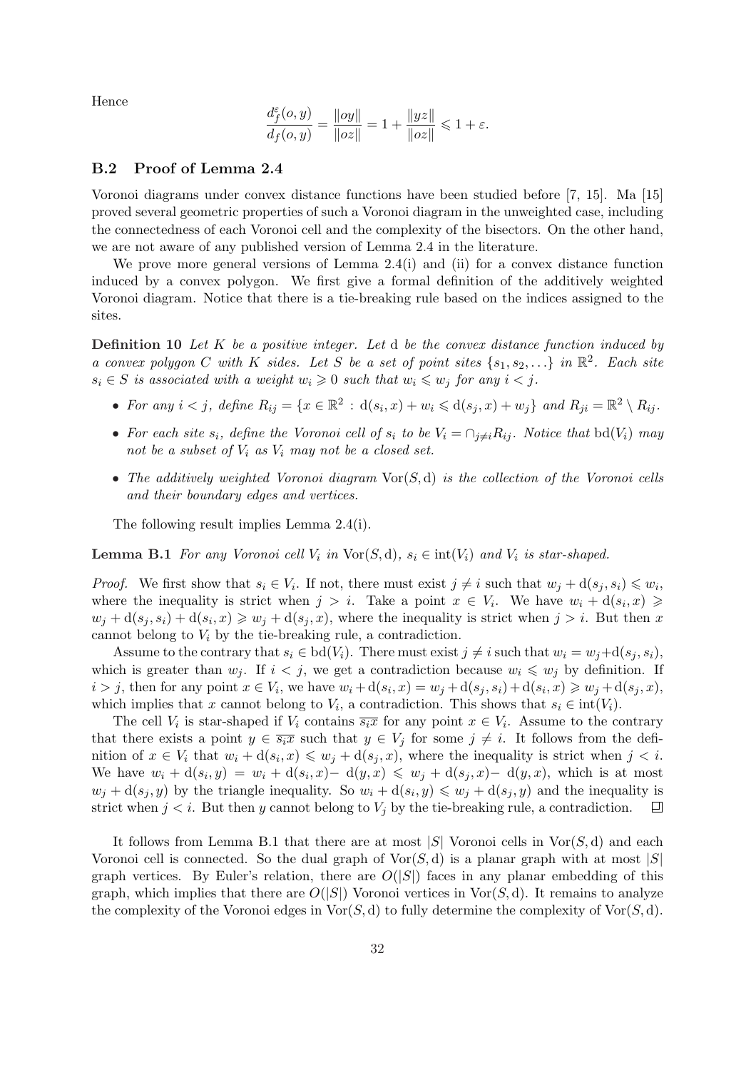Hence

$$\frac{d_f^{\varepsilon}(o, y)}{d_f(o, y)} = \frac{\|oy\|}{\|oz\|} = 1 + \frac{\|yz\|}{\|oz\|} \leqslant 1 + \varepsilon.$$

## B.2 Proof of Lemma 2.4

Voronoi diagrams under convex distance functions have been studied before [7, 15]. Ma [15] proved several geometric properties of such a Voronoi diagram in the unweighted case, including the connectedness of each Voronoi cell and the complexity of the bisectors. On the other hand, we are not aware of any published version of Lemma 2.4 in the literature.

We prove more general versions of Lemma 2.4(i) and (ii) for a convex distance function induced by a convex polygon. We first give a formal definition of the additively weighted Voronoi diagram. Notice that there is a tie-breaking rule based on the indices assigned to the sites.

**Definition 10** *Let $K$ be a positive integer. Let $\mathrm{d}$ be the convex distance function induced by a convex polygon $C$ with $K$ sides. Let $S$ be a set of point sites $\{s_1, s_2, \ldots\}$ in $\mathbb{R}^2$. Each site $s_i \in S$ is associated with a weight $w_i \geqslant 0$ such that $w_i \leqslant w_j$ for any $i < j$.*

- *For any $i < j$, define $R_{ij} = \{x \in \mathbb{R}^2 : \mathrm{d}(s_i, x) + w_i \leqslant \mathrm{d}(s_j, x) + w_j\}$ and $R_{ji} = \mathbb{R}^2 \setminus R_{ij}$.*
- *For each site $s_i$, define the Voronoi cell of $s_i$ to be $V_i = \cap_{j \neq i} R_{ij}$. Notice that $\mathrm{bd}(V_i)$ may not be a subset of $V_i$ as $V_i$ may not be a closed set.*
- *The additively weighted Voronoi diagram $\mathrm{Vor}(S, \mathrm{d})$ is the collection of the Voronoi cells and their boundary edges and vertices.*

The following result implies Lemma 2.4(i).

**Lemma B.1** *For any Voronoi cell $V_i$ in $\mathrm{Vor}(S, \mathrm{d})$, $s_i \in \mathrm{int}(V_i)$ and $V_i$ is star-shaped.*

*Proof.* We first show that $s_i \in V_i$. If not, there must exist $j \neq i$ such that $w_j + \mathrm{d}(s_j, s_i) \leqslant w_i$, where the inequality is strict when $j > i$. Take a point $x \in V_i$. We have $w_i + \mathrm{d}(s_i, x) \geqslant w_j + \mathrm{d}(s_j, s_i) + \mathrm{d}(s_i, x) \geqslant w_j + \mathrm{d}(s_j, x)$, where the inequality is strict when $j > i$. But then $x$ cannot belong to $V_i$ by the tie-breaking rule, a contradiction.

Assume to the contrary that $s_i \in \mathrm{bd}(V_i)$. There must exist $j \neq i$ such that $w_i = w_j + \mathrm{d}(s_j, s_i)$, which is greater than $w_j$. If $i < j$, we get a contradiction because $w_i \leqslant w_j$ by definition. If $i > j$, then for any point $x \in V_i$, we have $w_i + \mathrm{d}(s_i, x) = w_j + \mathrm{d}(s_j, s_i) + \mathrm{d}(s_i, x) \geqslant w_j + \mathrm{d}(s_j, x)$, which implies that $x$ cannot belong to $V_i$, a contradiction. This shows that $s_i \in \mathrm{int}(V_i)$.

The cell $V_i$ is star-shaped if $V_i$ contains $\overline{s_i x}$ for any point $x \in V_i$. Assume to the contrary that there exists a point $y \in \overline{s_i x}$ such that $y \in V_j$ for some $j \neq i$. It follows from the definition of $x \in V_i$ that $w_i + \mathrm{d}(s_i, x) \leqslant w_j + \mathrm{d}(s_j, x)$, where the inequality is strict when $j < i$. We have $w_i + \mathrm{d}(s_i, y) = w_i + \mathrm{d}(s_i, x) - \mathrm{d}(y, x) \leqslant w_j + \mathrm{d}(s_j, x) - \mathrm{d}(y, x)$, which is at most $w_j + \mathrm{d}(s_j, y)$ by the triangle inequality. So $w_i + \mathrm{d}(s_i, y) \leqslant w_j + \mathrm{d}(s_j, y)$ and the inequality is strict when $j < i$. But then $y$ cannot belong to $V_j$ by the tie-breaking rule, a contradiction. $\square$

It follows from Lemma B.1 that there are at most $|S|$ Voronoi cells in $\mathrm{Vor}(S, \mathrm{d})$ and each Voronoi cell is connected. So the dual graph of $\mathrm{Vor}(S, \mathrm{d})$ is a planar graph with at most $|S|$ graph vertices. By Euler's relation, there are $O(|S|)$ faces in any planar embedding of this graph, which implies that there are $O(|S|)$ Voronoi vertices in $\mathrm{Vor}(S, \mathrm{d})$. It remains to analyze the complexity of the Voronoi edges in $\mathrm{Vor}(S, \mathrm{d})$ to fully determine the complexity of $\mathrm{Vor}(S, \mathrm{d})$.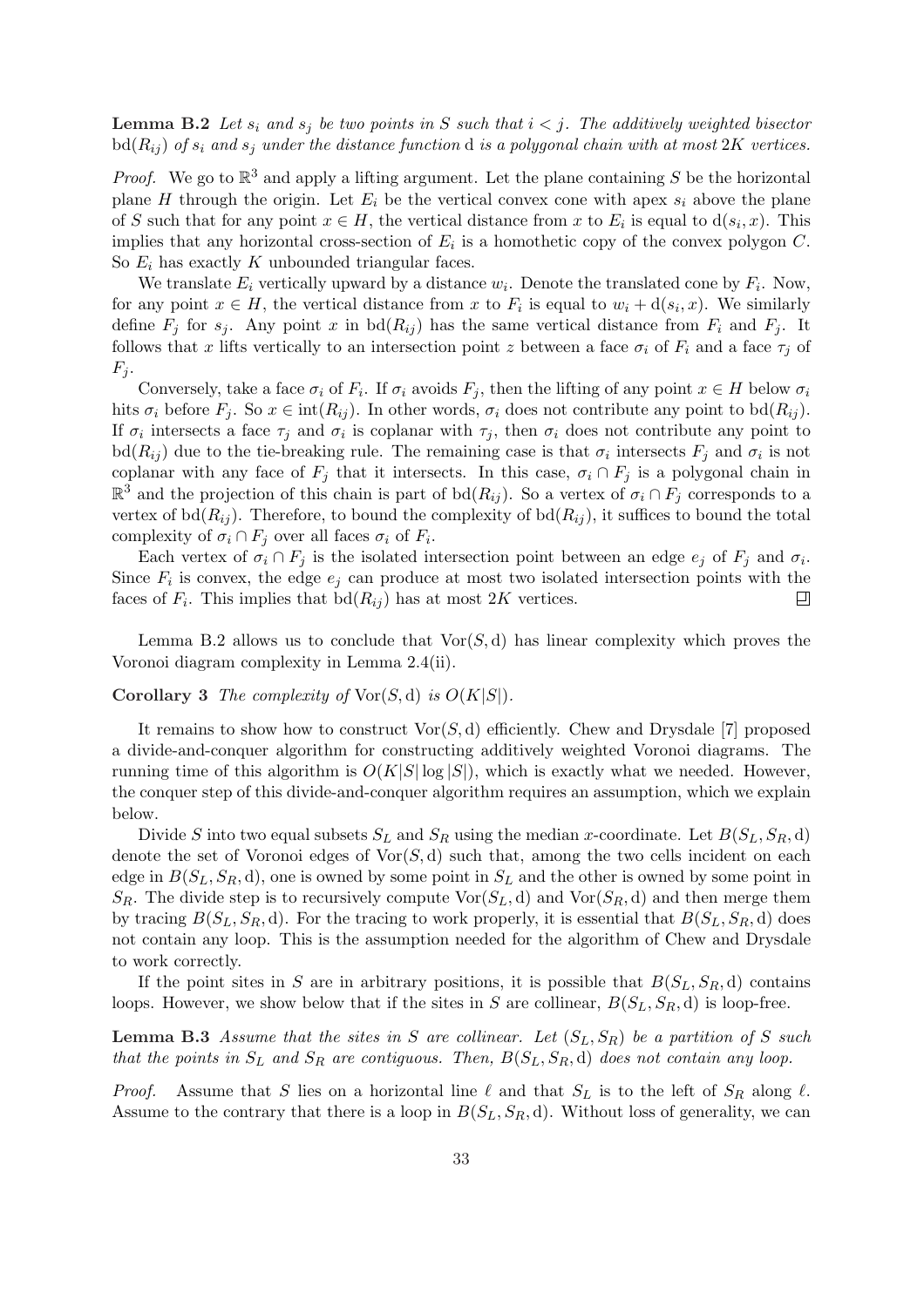**Lemma B.2** *Let $s_i$ and $s_j$ be two points in $S$ such that $i < j$. The additively weighted bisector $\mathrm{bd}(R_{ij})$ of $s_i$ and $s_j$ under the distance function $\mathrm{d}$ is a polygonal chain with at most $2K$ vertices.*

*Proof.* We go to $\mathbb{R}^3$ and apply a lifting argument. Let the plane containing $S$ be the horizontal plane $H$ through the origin. Let $E_i$ be the vertical convex cone with apex $s_i$ above the plane of $S$ such that for any point $x \in H$, the vertical distance from $x$ to $E_i$ is equal to $\mathrm{d}(s_i, x)$. This implies that any horizontal cross-section of $E_i$ is a homothetic copy of the convex polygon $C$. So $E_i$ has exactly $K$ unbounded triangular faces.

We translate $E_i$ vertically upward by a distance $w_i$. Denote the translated cone by $F_i$. Now, for any point $x \in H$, the vertical distance from $x$ to $F_i$ is equal to $w_i + \mathrm{d}(s_i, x)$. We similarly define $F_j$ for $s_j$. Any point $x$ in $\mathrm{bd}(R_{ij})$ has the same vertical distance from $F_i$ and $F_j$. It follows that $x$ lifts vertically to an intersection point $z$ between a face $\sigma_i$ of $F_i$ and a face $\tau_j$ of $F_j$.

Conversely, take a face $\sigma_i$ of $F_i$. If $\sigma_i$ avoids $F_j$, then the lifting of any point $x \in H$ below $\sigma_i$ hits $\sigma_i$ before $F_j$. So $x \in \mathrm{int}(R_{ij})$. In other words, $\sigma_i$ does not contribute any point to $\mathrm{bd}(R_{ij})$. If $\sigma_i$ intersects a face $\tau_j$ and $\sigma_i$ is coplanar with $\tau_j$, then $\sigma_i$ does not contribute any point to $\mathrm{bd}(R_{ij})$ due to the tie-breaking rule. The remaining case is that $\sigma_i$ intersects $F_j$ and $\sigma_i$ is not coplanar with any face of $F_j$ that it intersects. In this case, $\sigma_i \cap F_j$ is a polygonal chain in $\mathbb{R}^3$ and the projection of this chain is part of $\mathrm{bd}(R_{ij})$. So a vertex of $\sigma_i \cap F_j$ corresponds to a vertex of $\mathrm{bd}(R_{ij})$. Therefore, to bound the complexity of $\mathrm{bd}(R_{ij})$, it suffices to bound the total complexity of $\sigma_i \cap F_j$ over all faces $\sigma_i$ of $F_i$.

Each vertex of $\sigma_i \cap F_j$ is the isolated intersection point between an edge $e_j$ of $F_j$ and $\sigma_i$. Since $F_i$ is convex, the edge $e_j$ can produce at most two isolated intersection points with the faces of $F_i$. This implies that $\mathrm{bd}(R_{ij})$ has at most $2K$ vertices. ◻

Lemma B.2 allows us to conclude that $\mathrm{Vor}(S, \mathrm{d})$ has linear complexity which proves the Voronoi diagram complexity in Lemma 2.4(ii).

**Corollary 3** *The complexity of $\mathrm{Vor}(S, \mathrm{d})$ is $O(K|S|)$.*

It remains to show how to construct $\mathrm{Vor}(S, \mathrm{d})$ efficiently. Chew and Drysdale [7] proposed a divide-and-conquer algorithm for constructing additively weighted Voronoi diagrams. The running time of this algorithm is $O(K|S| \log |S|)$, which is exactly what we needed. However, the conquer step of this divide-and-conquer algorithm requires an assumption, which we explain below.

Divide $S$ into two equal subsets $S_L$ and $S_R$ using the median $x$-coordinate. Let $B(S_L, S_R, \mathrm{d})$ denote the set of Voronoi edges of $\mathrm{Vor}(S, \mathrm{d})$ such that, among the two cells incident on each edge in $B(S_L, S_R, \mathrm{d})$, one is owned by some point in $S_L$ and the other is owned by some point in $S_R$. The divide step is to recursively compute $\mathrm{Vor}(S_L, \mathrm{d})$ and $\mathrm{Vor}(S_R, \mathrm{d})$ and then merge them by tracing $B(S_L, S_R, \mathrm{d})$. For the tracing to work properly, it is essential that $B(S_L, S_R, \mathrm{d})$ does not contain any loop. This is the assumption needed for the algorithm of Chew and Drysdale to work correctly.

If the point sites in $S$ are in arbitrary positions, it is possible that $B(S_L, S_R, \mathrm{d})$ contains loops. However, we show below that if the sites in $S$ are collinear, $B(S_L, S_R, \mathrm{d})$ is loop-free.

**Lemma B.3** *Assume that the sites in $S$ are collinear. Let $(S_L, S_R)$ be a partition of $S$ such that the points in $S_L$ and $S_R$ are contiguous. Then, $B(S_L, S_R, \mathrm{d})$ does not contain any loop.*

*Proof.* Assume that $S$ lies on a horizontal line $\ell$ and that $S_L$ is to the left of $S_R$ along $\ell$. Assume to the contrary that there is a loop in $B(S_L, S_R, \mathrm{d})$. Without loss of generality, we can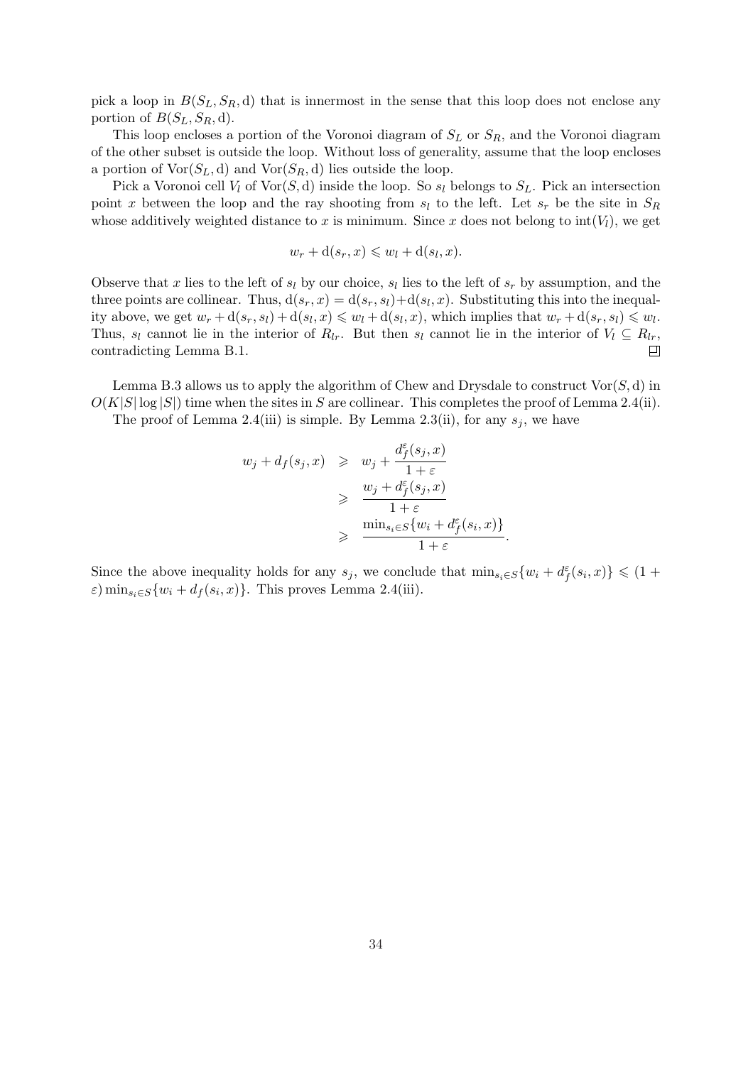pick a loop in $B(S_L, S_R, \mathrm{d})$ that is innermost in the sense that this loop does not enclose any portion of $B(S_L, S_R, \mathrm{d})$.

This loop encloses a portion of the Voronoi diagram of $S_L$ or $S_R$, and the Voronoi diagram of the other subset is outside the loop. Without loss of generality, assume that the loop encloses a portion of $\mathrm{Vor}(S_L, \mathrm{d})$ and $\mathrm{Vor}(S_R, \mathrm{d})$ lies outside the loop.

Pick a Voronoi cell $V_l$ of $\mathrm{Vor}(S, \mathrm{d})$ inside the loop. So $s_l$ belongs to $S_L$. Pick an intersection point $x$ between the loop and the ray shooting from $s_l$ to the left. Let $s_r$ be the site in $S_R$ whose additively weighted distance to $x$ is minimum. Since $x$ does not belong to $\mathrm{int}(V_l)$, we get

$$w_r + \mathrm{d}(s_r, x) \leqslant w_l + \mathrm{d}(s_l, x).$$

Observe that $x$ lies to the left of $s_l$ by our choice, $s_l$ lies to the left of $s_r$ by assumption, and the three points are collinear. Thus, $\mathrm{d}(s_r, x) = \mathrm{d}(s_r, s_l) + \mathrm{d}(s_l, x)$. Substituting this into the inequality above, we get $w_r + \mathrm{d}(s_r, s_l) + \mathrm{d}(s_l, x) \leqslant w_l + \mathrm{d}(s_l, x)$, which implies that $w_r + \mathrm{d}(s_r, s_l) \leqslant w_l$. Thus, $s_l$ cannot lie in the interior of $R_{lr}$. But then $s_l$ cannot lie in the interior of $V_l \subseteq R_{lr}$, contradicting Lemma B.1. $\square$

Lemma B.3 allows us to apply the algorithm of Chew and Drysdale to construct $\mathrm{Vor}(S, \mathrm{d})$ in $O(K|S|\log|S|)$ time when the sites in $S$ are collinear. This completes the proof of Lemma 2.4(ii).

The proof of Lemma 2.4(iii) is simple. By Lemma 2.3(ii), for any $s_j$, we have

$$\begin{aligned} w_j + d_f(s_j, x) &\geqslant w_j + \frac{d_f^{\varepsilon}(s_j, x)}{1+\varepsilon} \\ &\geqslant \frac{w_j + d_f^{\varepsilon}(s_j, x)}{1+\varepsilon} \\ &\geqslant \frac{\min_{s_i \in S}\{w_i + d_f^{\varepsilon}(s_i, x)\}}{1+\varepsilon}. \end{aligned}$$

Since the above inequality holds for any $s_j$, we conclude that $\min_{s_i \in S}\{w_i + d_f^{\varepsilon}(s_i, x)\} \leqslant (1+\varepsilon)\min_{s_i \in S}\{w_i + d_f(s_i, x)\}$. This proves Lemma 2.4(iii).